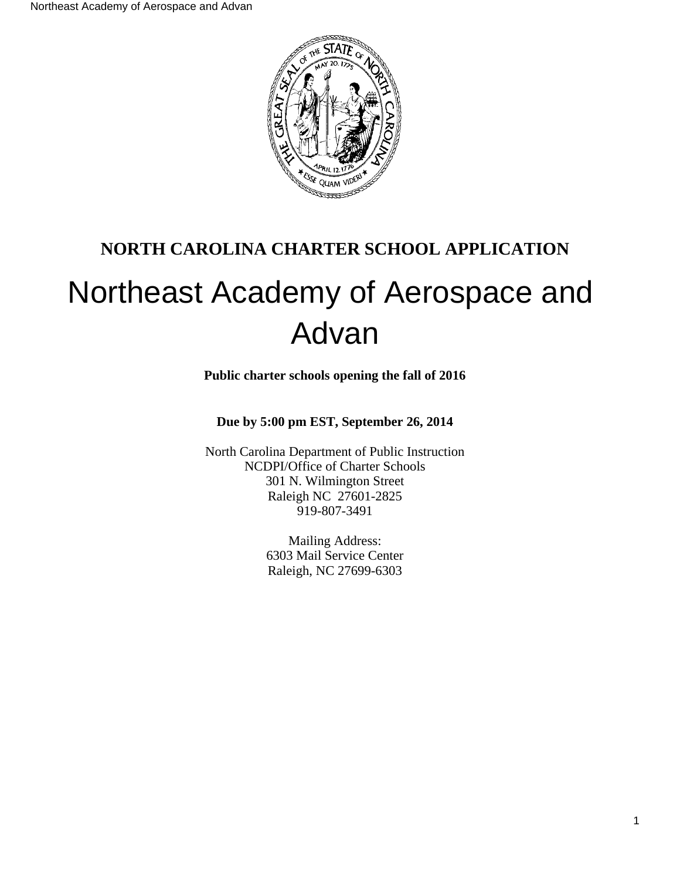# NORTH CAROLINA CHARTER SCHOOL APPLICATION

# Northeast Academy of Aerospace and Advan

**Public charter schools opening the fall of 2016**

**Due by 5:00 pm EST, September 26, 2014**

North Carolina Department of Public Instruction
NCDPI/Office of Charter Schools
301 N. Wilmington Street
Raleigh NC 27601-2825
919-807-3491

Mailing Address:
6303 Mail Service Center
Raleigh, NC 27699-6303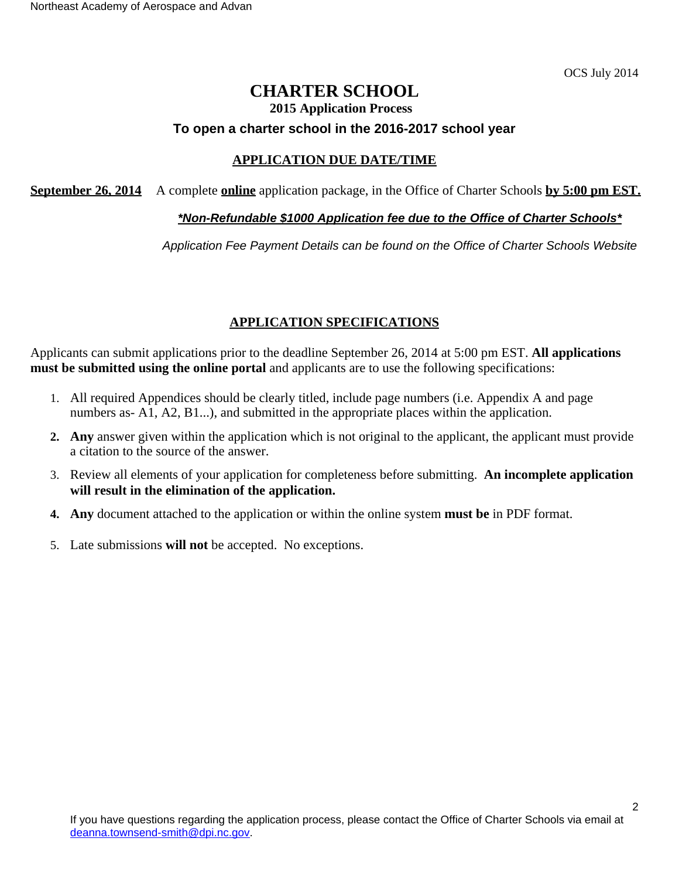OCS July 2014

# CHARTER SCHOOL

**2015 Application Process**

**To open a charter school in the 2016-2017 school year**

## APPLICATION DUE DATE/TIME

**September 26, 2014** A complete **online** application package, in the Office of Charter Schools **by 5:00 pm EST.**

***Non-Refundable $1000 Application fee due to the Office of Charter Schools***

*Application Fee Payment Details can be found on the Office of Charter Schools Website*

## APPLICATION SPECIFICATIONS

Applicants can submit applications prior to the deadline September 26, 2014 at 5:00 pm EST. **All applications must be submitted using the online portal** and applicants are to use the following specifications:

1. All required Appendices should be clearly titled, include page numbers (i.e. Appendix A and page numbers as- A1, A2, B1...), and submitted in the appropriate places within the application.
2. **Any** answer given within the application which is not original to the applicant, the applicant must provide a citation to the source of the answer.
3. Review all elements of your application for completeness before submitting. **An incomplete application will result in the elimination of the application.**
4. **Any** document attached to the application or within the online system **must be** in PDF format.
5. Late submissions **will not** be accepted. No exceptions.

If you have questions regarding the application process, please contact the Office of Charter Schools via email at deanna.townsend-smith@dpi.nc.gov.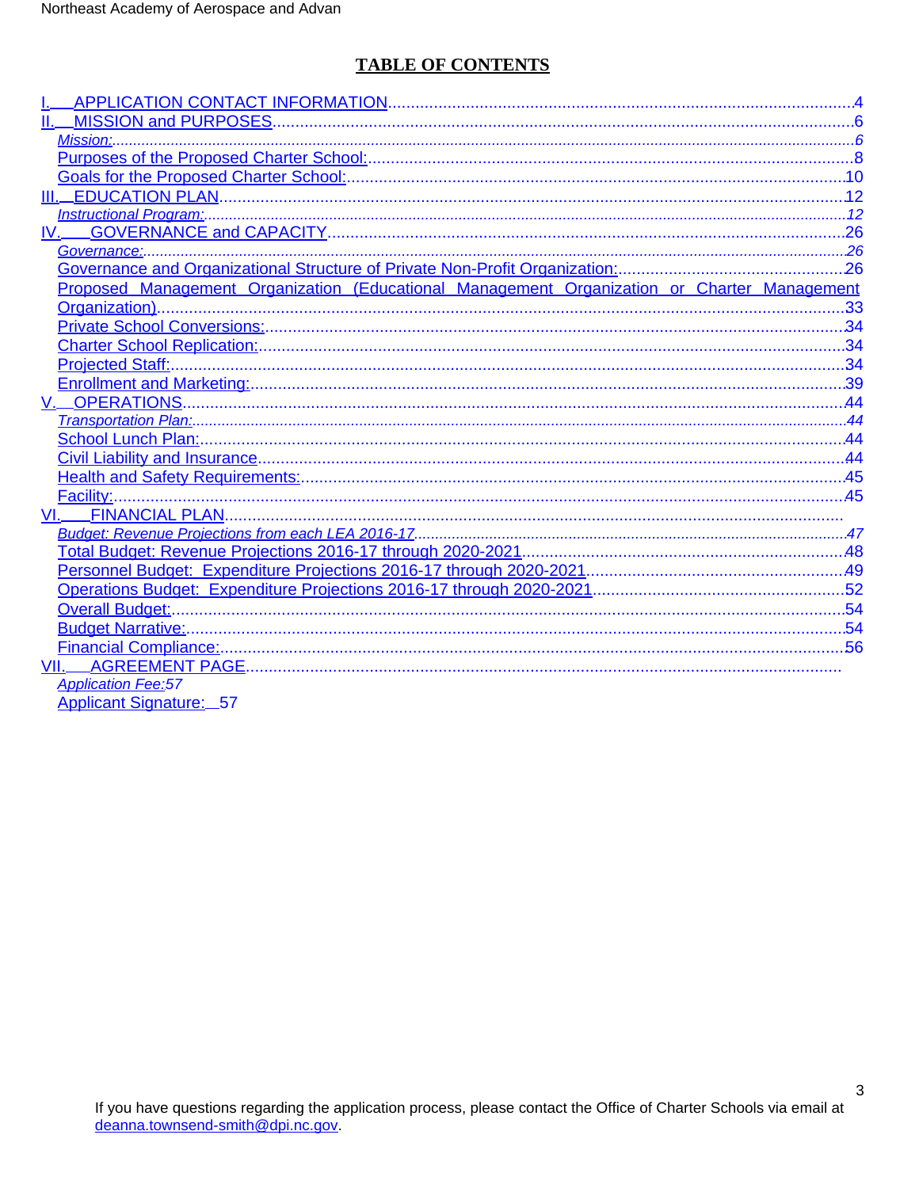## TABLE OF CONTENTS

I. APPLICATION CONTACT INFORMATION....4
II. MISSION and PURPOSES....6
- *Mission:*....6
- Purposes of the Proposed Charter School:....8
- Goals for the Proposed Charter School:....10

III. EDUCATION PLAN....12
- *Instructional Program:*....12

IV. GOVERNANCE and CAPACITY....26
- *Governance:*....26
- Governance and Organizational Structure of Private Non-Profit Organization:....26
- Proposed Management Organization (Educational Management Organization or Charter Management Organization)....33
- Private School Conversions:....34
- Charter School Replication:....34
- Projected Staff:....34
- Enrollment and Marketing:....39

V. OPERATIONS....44
- *Transportation Plan:*....44
- School Lunch Plan:....44
- Civil Liability and Insurance....44
- Health and Safety Requirements:....45
- Facility:....45

VI. FINANCIAL PLAN....
- *Budget: Revenue Projections from each LEA 2016-17*....47
- Total Budget: Revenue Projections 2016-17 through 2020-2021....48
- Personnel Budget: Expenditure Projections 2016-17 through 2020-2021....49
- Operations Budget: Expenditure Projections 2016-17 through 2020-2021....52
- Overall Budget:....54
- Budget Narrative:....54
- Financial Compliance:....56

VII. AGREEMENT PAGE....
- *Application Fee:*57
- Applicant Signature: 57

If you have questions regarding the application process, please contact the Office of Charter Schools via email at deanna.townsend-smith@dpi.nc.gov.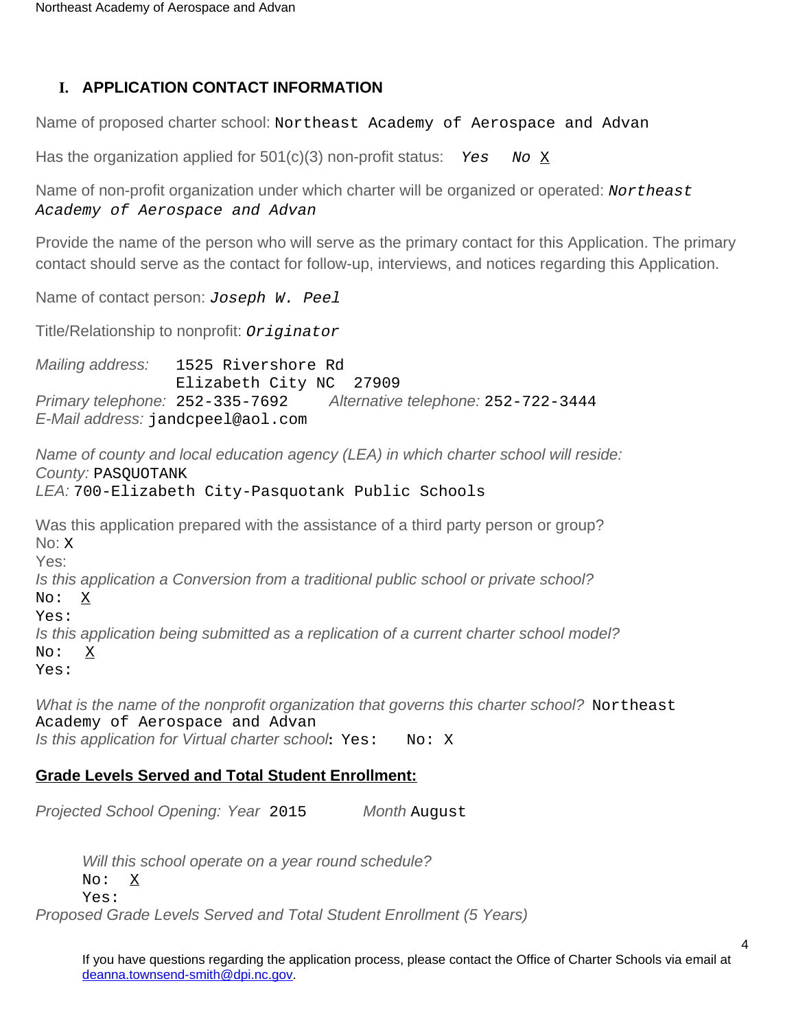## I. APPLICATION CONTACT INFORMATION

Name of proposed charter school: Northeast Academy of Aerospace and Advan

Has the organization applied for 501(c)(3) non-profit status: *Yes* *No* X

Name of non-profit organization under which charter will be organized or operated: *Northeast Academy of Aerospace and Advan*

Provide the name of the person who will serve as the primary contact for this Application. The primary contact should serve as the contact for follow-up, interviews, and notices regarding this Application.

Name of contact person: *Joseph W. Peel*

Title/Relationship to nonprofit: *Originator*

*Mailing address:* 1525 Rivershore Rd
Elizabeth City NC 27909
*Primary telephone:* 252-335-7692 *Alternative telephone:* 252-722-3444
*E-Mail address:* jandcpeel@aol.com

*Name of county and local education agency (LEA) in which charter school will reside:*
*County:* PASQUOTANK
*LEA:* 700-Elizabeth City-Pasquotank Public Schools

Was this application prepared with the assistance of a third party person or group?
No: X
Yes:
*Is this application a Conversion from a traditional public school or private school?*
No: X
Yes:
*Is this application being submitted as a replication of a current charter school model?*
No: X
Yes:

*What is the name of the nonprofit organization that governs this charter school?* Northeast Academy of Aerospace and Advan
*Is this application for Virtual charter school*: Yes: No: X

**Grade Levels Served and Total Student Enrollment:**

*Projected School Opening: Year* 2015 *Month* August

*Will this school operate on a year round schedule?*
No: X
Yes:

*Proposed Grade Levels Served and Total Student Enrollment (5 Years)*

If you have questions regarding the application process, please contact the Office of Charter Schools via email at deanna.townsend-smith@dpi.nc.gov.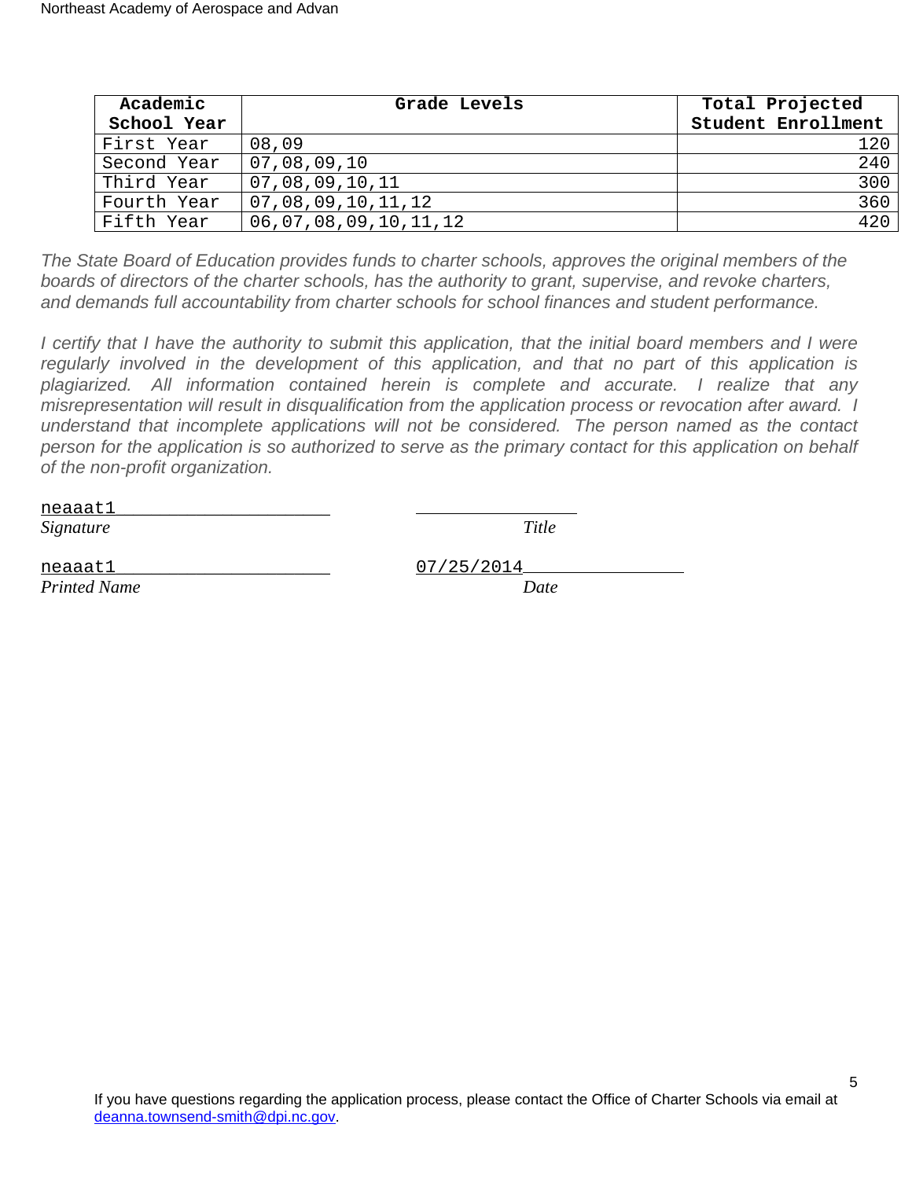| Academic School Year | Grade Levels | Total Projected Student Enrollment |
|---|---|---|
| First Year | 08,09 | 120 |
| Second Year | 07,08,09,10 | 240 |
| Third Year | 07,08,09,10,11 | 300 |
| Fourth Year | 07,08,09,10,11,12 | 360 |
| Fifth Year | 06,07,08,09,10,11,12 | 420 |

*The State Board of Education provides funds to charter schools, approves the original members of the boards of directors of the charter schools, has the authority to grant, supervise, and revoke charters, and demands full accountability from charter schools for school finances and student performance.*

*I certify that I have the authority to submit this application, that the initial board members and I were regularly involved in the development of this application, and that no part of this application is plagiarized. All information contained herein is complete and accurate. I realize that any misrepresentation will result in disqualification from the application process or revocation after award. I understand that incomplete applications will not be considered. The person named as the contact person for the application is so authorized to serve as the primary contact for this application on behalf of the non-profit organization.*

neaaat1
*Signature*

*Title*

neaaat1
*Printed Name*

07/25/2014
*Date*

If you have questions regarding the application process, please contact the Office of Charter Schools via email at deanna.townsend-smith@dpi.nc.gov.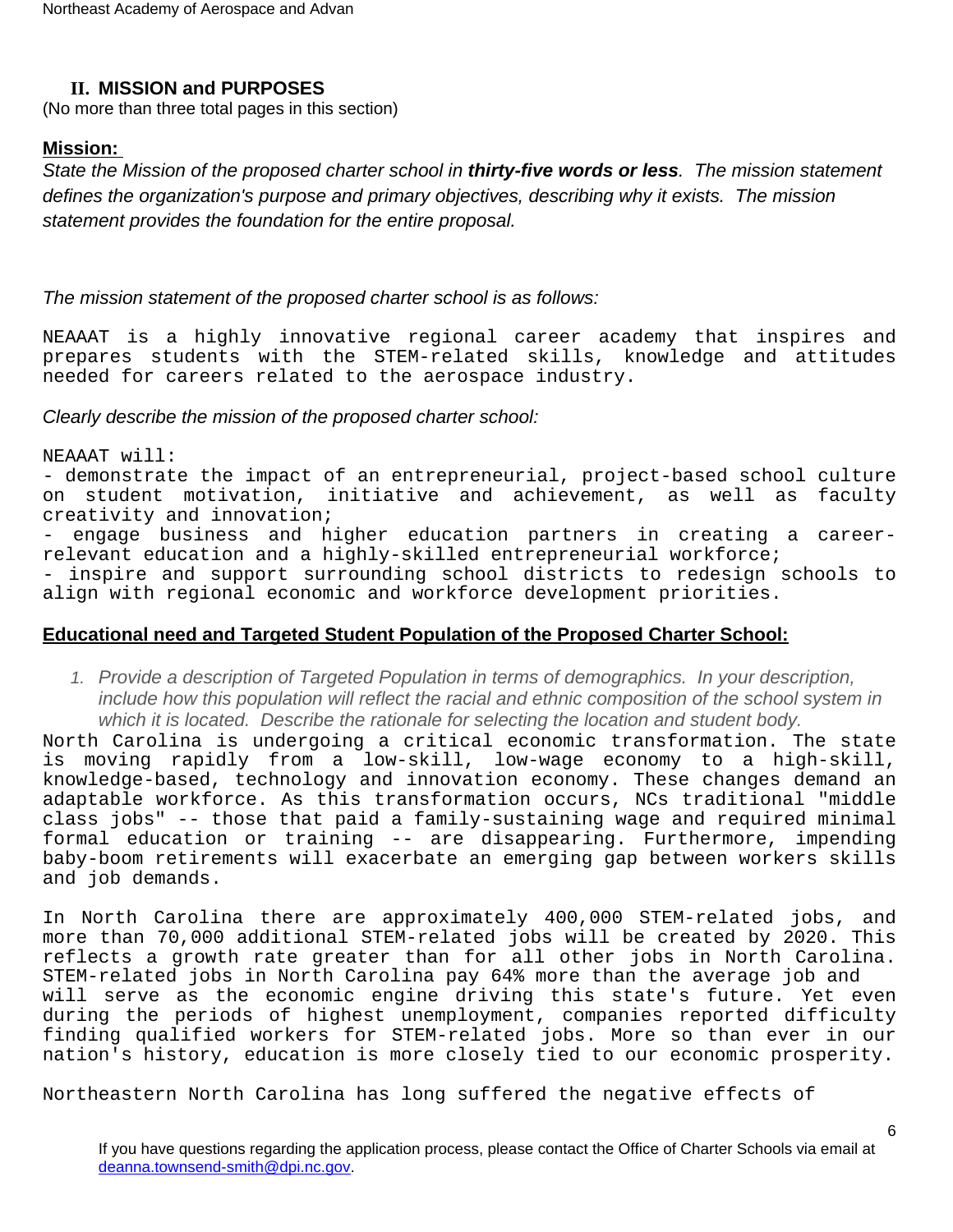## II. MISSION and PURPOSES

(No more than three total pages in this section)

**Mission:**

*State the Mission of the proposed charter school in* ***thirty-five words or less****. The mission statement defines the organization's purpose and primary objectives, describing why it exists. The mission statement provides the foundation for the entire proposal.*

*The mission statement of the proposed charter school is as follows:*

NEAAAT is a highly innovative regional career academy that inspires and prepares students with the STEM-related skills, knowledge and attitudes needed for careers related to the aerospace industry.

*Clearly describe the mission of the proposed charter school:*

NEAAAT will:
- demonstrate the impact of an entrepreneurial, project-based school culture on student motivation, initiative and achievement, as well as faculty creativity and innovation;
- engage business and higher education partners in creating a career-relevant education and a highly-skilled entrepreneurial workforce;
- inspire and support surrounding school districts to redesign schools to align with regional economic and workforce development priorities.

**Educational need and Targeted Student Population of the Proposed Charter School:**

1. *Provide a description of Targeted Population in terms of demographics. In your description, include how this population will reflect the racial and ethnic composition of the school system in which it is located. Describe the rationale for selecting the location and student body.*

North Carolina is undergoing a critical economic transformation. The state is moving rapidly from a low-skill, low-wage economy to a high-skill, knowledge-based, technology and innovation economy. These changes demand an adaptable workforce. As this transformation occurs, NCs traditional "middle class jobs" -- those that paid a family-sustaining wage and required minimal formal education or training -- are disappearing. Furthermore, impending baby-boom retirements will exacerbate an emerging gap between workers skills and job demands.

In North Carolina there are approximately 400,000 STEM-related jobs, and more than 70,000 additional STEM-related jobs will be created by 2020. This reflects a growth rate greater than for all other jobs in North Carolina. STEM-related jobs in North Carolina pay 64% more than the average job and will serve as the economic engine driving this state's future. Yet even during the periods of highest unemployment, companies reported difficulty finding qualified workers for STEM-related jobs. More so than ever in our nation's history, education is more closely tied to our economic prosperity.

Northeastern North Carolina has long suffered the negative effects of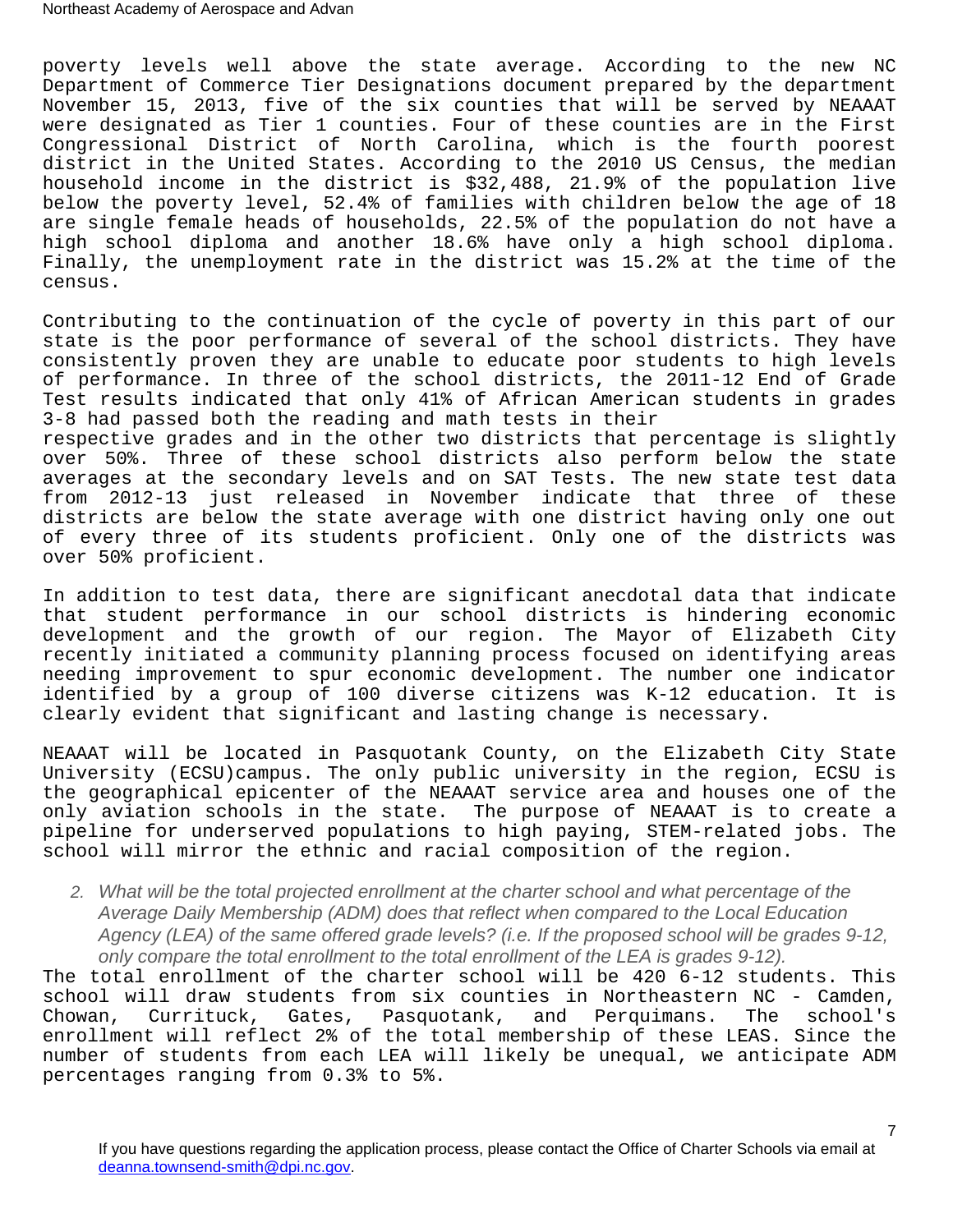poverty levels well above the state average. According to the new NC Department of Commerce Tier Designations document prepared by the department November 15, 2013, five of the six counties that will be served by NEAAAT were designated as Tier 1 counties. Four of these counties are in the First Congressional District of North Carolina, which is the fourth poorest district in the United States. According to the 2010 US Census, the median household income in the district is $32,488, 21.9% of the population live below the poverty level, 52.4% of families with children below the age of 18 are single female heads of households, 22.5% of the population do not have a high school diploma and another 18.6% have only a high school diploma. Finally, the unemployment rate in the district was 15.2% at the time of the census.

Contributing to the continuation of the cycle of poverty in this part of our state is the poor performance of several of the school districts. They have consistently proven they are unable to educate poor students to high levels of performance. In three of the school districts, the 2011-12 End of Grade Test results indicated that only 41% of African American students in grades 3-8 had passed both the reading and math tests in their respective grades and in the other two districts that percentage is slightly over 50%. Three of these school districts also perform below the state averages at the secondary levels and on SAT Tests. The new state test data from 2012-13 just released in November indicate that three of these districts are below the state average with one district having only one out of every three of its students proficient. Only one of the districts was over 50% proficient.

In addition to test data, there are significant anecdotal data that indicate that student performance in our school districts is hindering economic development and the growth of our region. The Mayor of Elizabeth City recently initiated a community planning process focused on identifying areas needing improvement to spur economic development. The number one indicator identified by a group of 100 diverse citizens was K-12 education. It is clearly evident that significant and lasting change is necessary.

NEAAAT will be located in Pasquotank County, on the Elizabeth City State University (ECSU)campus. The only public university in the region, ECSU is the geographical epicenter of the NEAAAT service area and houses one of the only aviation schools in the state. The purpose of NEAAAT is to create a pipeline for underserved populations to high paying, STEM-related jobs. The school will mirror the ethnic and racial composition of the region.

2. *What will be the total projected enrollment at the charter school and what percentage of the Average Daily Membership (ADM) does that reflect when compared to the Local Education Agency (LEA) of the same offered grade levels? (i.e. If the proposed school will be grades 9-12, only compare the total enrollment to the total enrollment of the LEA is grades 9-12).*

The total enrollment of the charter school will be 420 6-12 students. This school will draw students from six counties in Northeastern NC - Camden, Chowan, Currituck, Gates, Pasquotank, and Perquimans. The school's enrollment will reflect 2% of the total membership of these LEAS. Since the number of students from each LEA will likely be unequal, we anticipate ADM percentages ranging from 0.3% to 5%.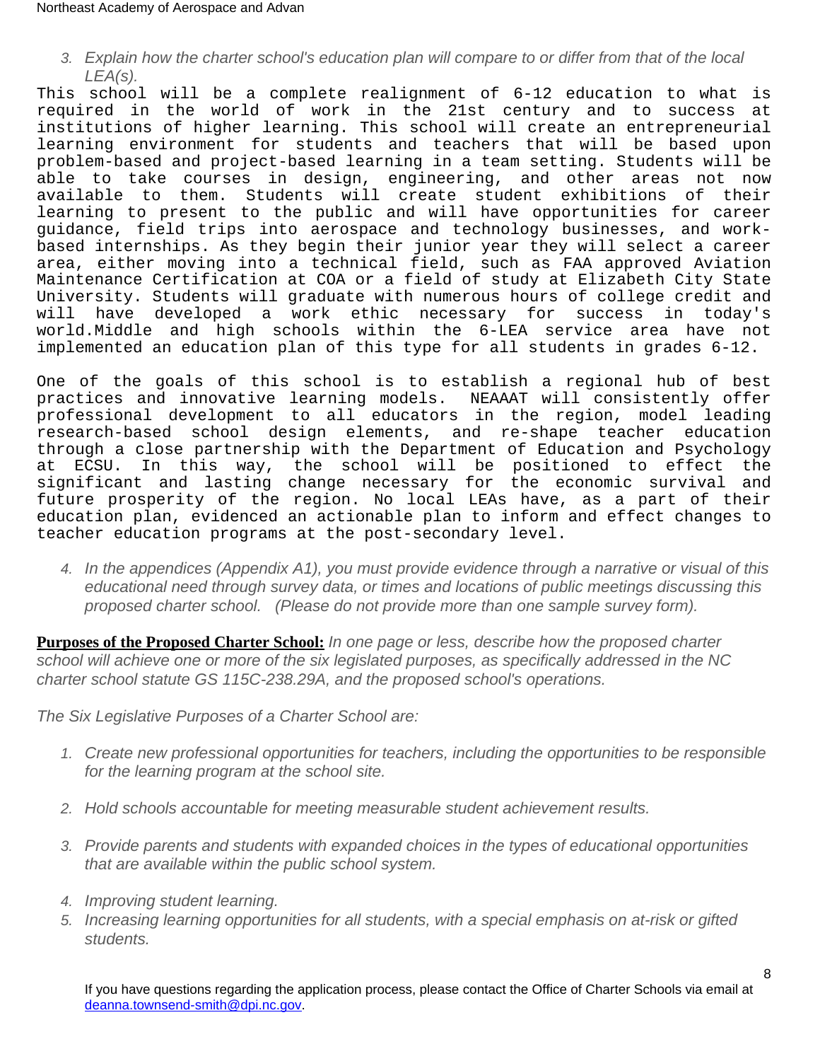3. *Explain how the charter school's education plan will compare to or differ from that of the local LEA(s).*

This school will be a complete realignment of 6-12 education to what is required in the world of work in the 21st century and to success at institutions of higher learning. This school will create an entrepreneurial learning environment for students and teachers that will be based upon problem-based and project-based learning in a team setting. Students will be able to take courses in design, engineering, and other areas not now available to them. Students will create student exhibitions of their learning to present to the public and will have opportunities for career guidance, field trips into aerospace and technology businesses, and work-based internships. As they begin their junior year they will select a career area, either moving into a technical field, such as FAA approved Aviation Maintenance Certification at COA or a field of study at Elizabeth City State University. Students will graduate with numerous hours of college credit and will have developed a work ethic necessary for success in today's world.Middle and high schools within the 6-LEA service area have not implemented an education plan of this type for all students in grades 6-12.

One of the goals of this school is to establish a regional hub of best practices and innovative learning models. NEAAAT will consistently offer professional development to all educators in the region, model leading research-based school design elements, and re-shape teacher education through a close partnership with the Department of Education and Psychology at ECSU. In this way, the school will be positioned to effect the significant and lasting change necessary for the economic survival and future prosperity of the region. No local LEAs have, as a part of their education plan, evidenced an actionable plan to inform and effect changes to teacher education programs at the post-secondary level.

4. *In the appendices (Appendix A1), you must provide evidence through a narrative or visual of this educational need through survey data, or times and locations of public meetings discussing this proposed charter school. (Please do not provide more than one sample survey form).*

**Purposes of the Proposed Charter School:** *In one page or less, describe how the proposed charter school will achieve one or more of the six legislated purposes, as specifically addressed in the NC charter school statute GS 115C-238.29A, and the proposed school's operations.*

*The Six Legislative Purposes of a Charter School are:*

1. *Create new professional opportunities for teachers, including the opportunities to be responsible for the learning program at the school site.*
2. *Hold schools accountable for meeting measurable student achievement results.*
3. *Provide parents and students with expanded choices in the types of educational opportunities that are available within the public school system.*
4. *Improving student learning.*
5. *Increasing learning opportunities for all students, with a special emphasis on at-risk or gifted students.*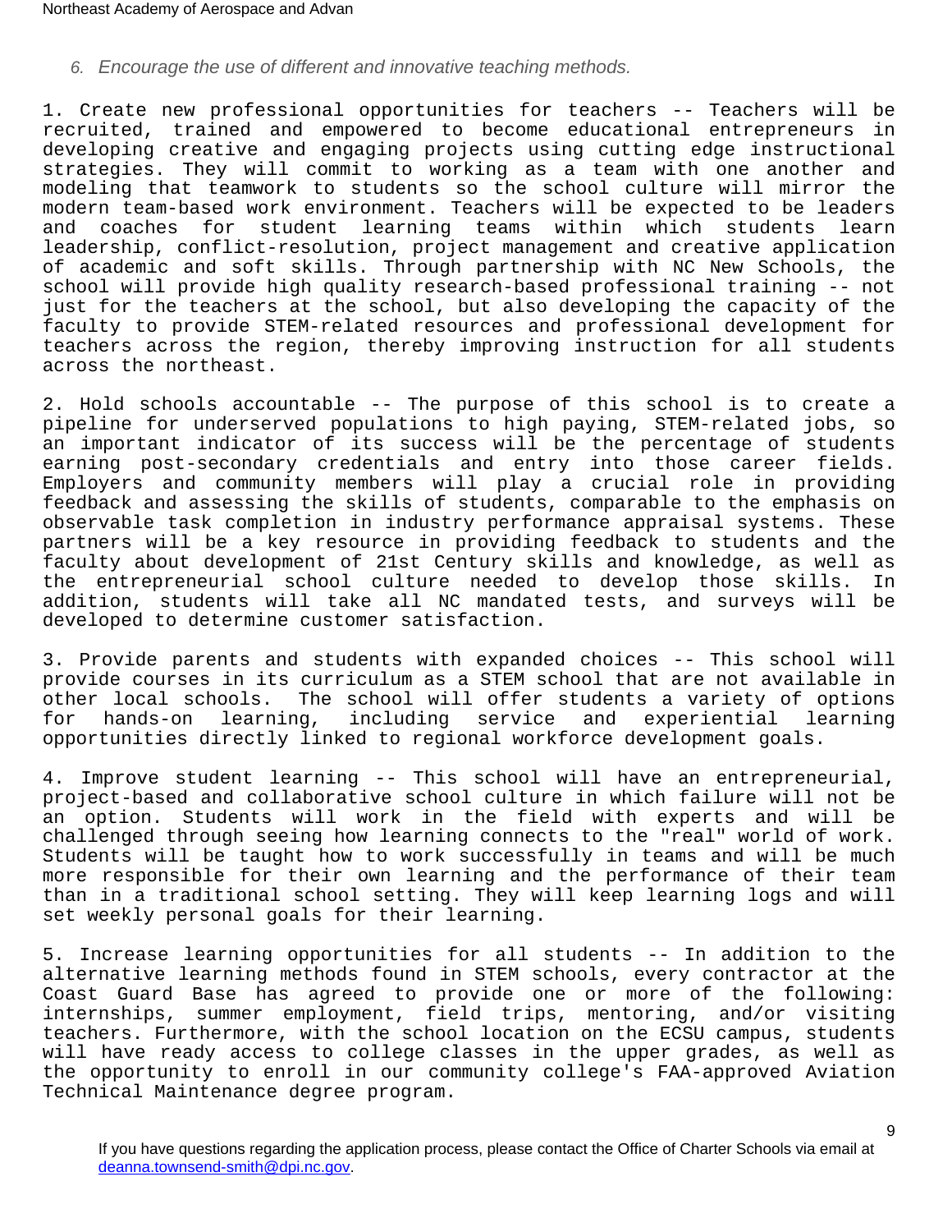*6. Encourage the use of different and innovative teaching methods.*

1. Create new professional opportunities for teachers -- Teachers will be recruited, trained and empowered to become educational entrepreneurs in developing creative and engaging projects using cutting edge instructional strategies. They will commit to working as a team with one another and modeling that teamwork to students so the school culture will mirror the modern team-based work environment. Teachers will be expected to be leaders and coaches for student learning teams within which students learn leadership, conflict-resolution, project management and creative application of academic and soft skills. Through partnership with NC New Schools, the school will provide high quality research-based professional training -- not just for the teachers at the school, but also developing the capacity of the faculty to provide STEM-related resources and professional development for teachers across the region, thereby improving instruction for all students across the northeast.

2. Hold schools accountable -- The purpose of this school is to create a pipeline for underserved populations to high paying, STEM-related jobs, so an important indicator of its success will be the percentage of students earning post-secondary credentials and entry into those career fields. Employers and community members will play a crucial role in providing feedback and assessing the skills of students, comparable to the emphasis on observable task completion in industry performance appraisal systems. These partners will be a key resource in providing feedback to students and the faculty about development of 21st Century skills and knowledge, as well as the entrepreneurial school culture needed to develop those skills. In addition, students will take all NC mandated tests, and surveys will be developed to determine customer satisfaction.

3. Provide parents and students with expanded choices -- This school will provide courses in its curriculum as a STEM school that are not available in other local schools. The school will offer students a variety of options for hands-on learning, including service and experiential learning opportunities directly linked to regional workforce development goals.

4. Improve student learning -- This school will have an entrepreneurial, project-based and collaborative school culture in which failure will not be an option. Students will work in the field with experts and will be challenged through seeing how learning connects to the "real" world of work. Students will be taught how to work successfully in teams and will be much more responsible for their own learning and the performance of their team than in a traditional school setting. They will keep learning logs and will set weekly personal goals for their learning.

5. Increase learning opportunities for all students -- In addition to the alternative learning methods found in STEM schools, every contractor at the Coast Guard Base has agreed to provide one or more of the following: internships, summer employment, field trips, mentoring, and/or visiting teachers. Furthermore, with the school location on the ECSU campus, students will have ready access to college classes in the upper grades, as well as the opportunity to enroll in our community college's FAA-approved Aviation Technical Maintenance degree program.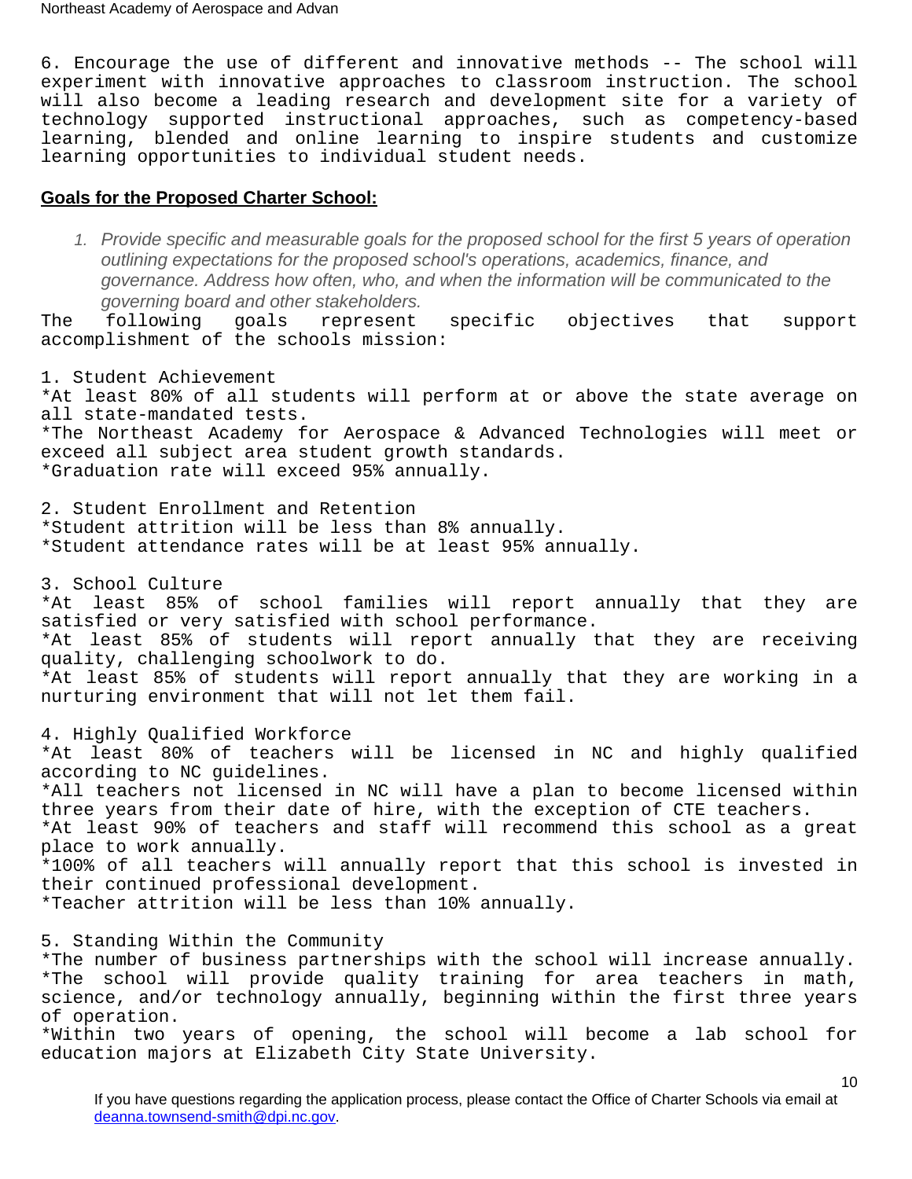6. Encourage the use of different and innovative methods -- The school will experiment with innovative approaches to classroom instruction. The school will also become a leading research and development site for a variety of technology supported instructional approaches, such as competency-based learning, blended and online learning to inspire students and customize learning opportunities to individual student needs.

## Goals for the Proposed Charter School:

1. *Provide specific and measurable goals for the proposed school for the first 5 years of operation outlining expectations for the proposed school's operations, academics, finance, and governance. Address how often, who, and when the information will be communicated to the governing board and other stakeholders.*

The following goals represent specific objectives that support accomplishment of the schools mission:

1. Student Achievement
*At least 80% of all students will perform at or above the state average on all state-mandated tests.
*The Northeast Academy for Aerospace & Advanced Technologies will meet or exceed all subject area student growth standards.
*Graduation rate will exceed 95% annually.

2. Student Enrollment and Retention
*Student attrition will be less than 8% annually.
*Student attendance rates will be at least 95% annually.

3. School Culture
*At least 85% of school families will report annually that they are satisfied or very satisfied with school performance.
*At least 85% of students will report annually that they are receiving quality, challenging schoolwork to do.
*At least 85% of students will report annually that they are working in a nurturing environment that will not let them fail.

4. Highly Qualified Workforce
*At least 80% of teachers will be licensed in NC and highly qualified according to NC guidelines.
*All teachers not licensed in NC will have a plan to become licensed within three years from their date of hire, with the exception of CTE teachers.
*At least 90% of teachers and staff will recommend this school as a great place to work annually.
*100% of all teachers will annually report that this school is invested in their continued professional development.
*Teacher attrition will be less than 10% annually.

5. Standing Within the Community
*The number of business partnerships with the school will increase annually.
*The school will provide quality training for area teachers in math, science, and/or technology annually, beginning within the first three years of operation.
*Within two years of opening, the school will become a lab school for education majors at Elizabeth City State University.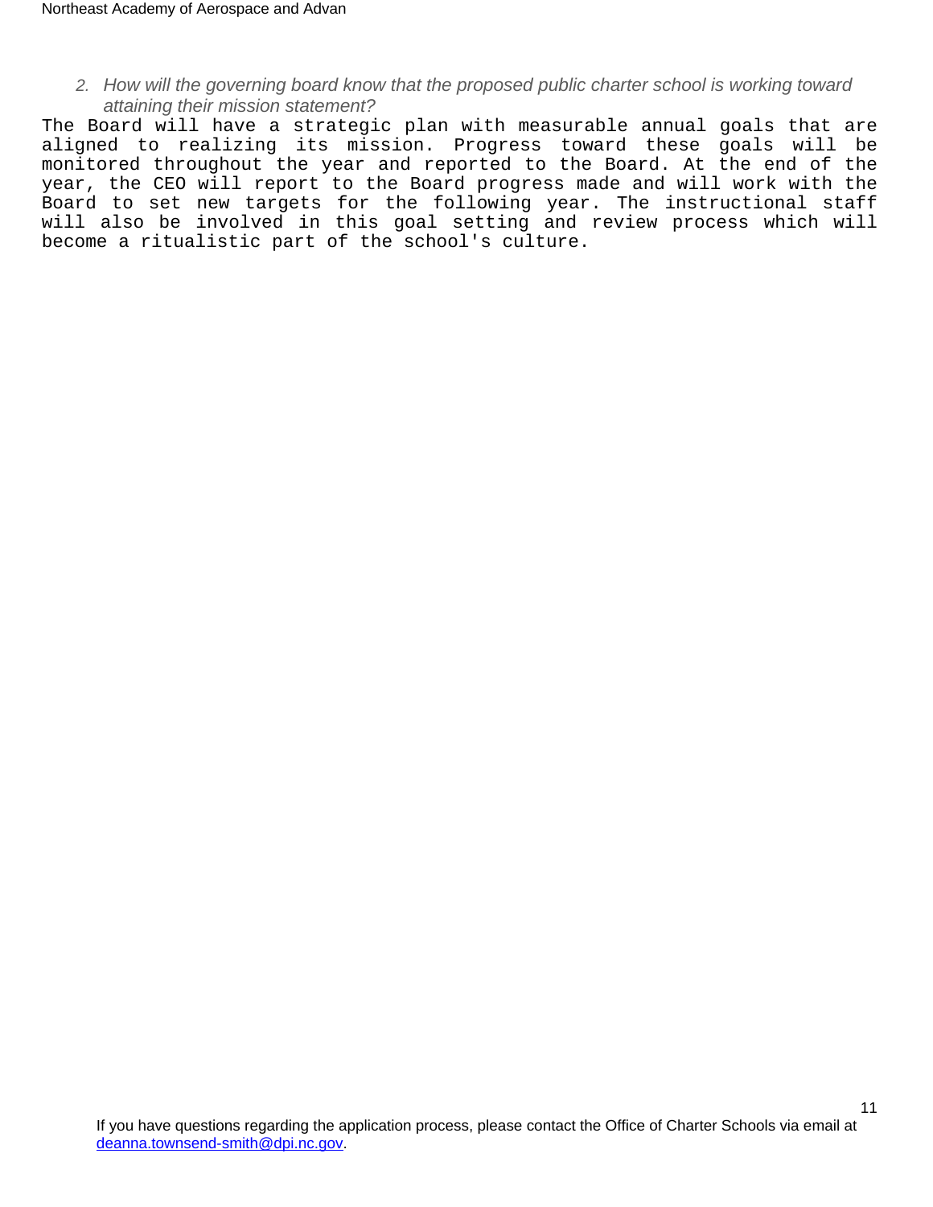2. *How will the governing board know that the proposed public charter school is working toward attaining their mission statement?*

The Board will have a strategic plan with measurable annual goals that are aligned to realizing its mission. Progress toward these goals will be monitored throughout the year and reported to the Board. At the end of the year, the CEO will report to the Board progress made and will work with the Board to set new targets for the following year. The instructional staff will also be involved in this goal setting and review process which will become a ritualistic part of the school's culture.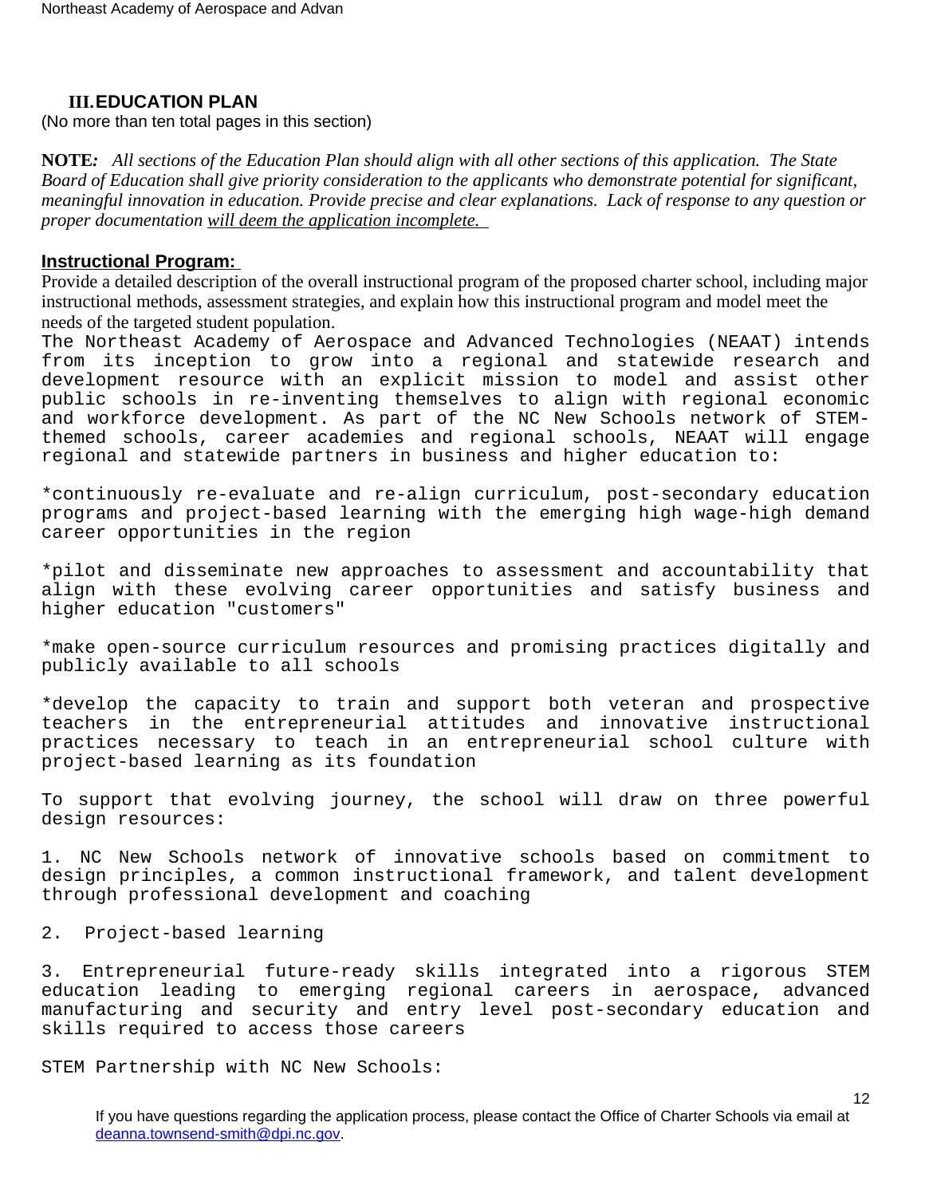## III. EDUCATION PLAN

(No more than ten total pages in this section)

**NOTE:** *All sections of the Education Plan should align with all other sections of this application. The State Board of Education shall give priority consideration to the applicants who demonstrate potential for significant, meaningful innovation in education. Provide precise and clear explanations. Lack of response to any question or proper documentation* *will deem the application incomplete.*

### Instructional Program:

Provide a detailed description of the overall instructional program of the proposed charter school, including major instructional methods, assessment strategies, and explain how this instructional program and model meet the needs of the targeted student population.

The Northeast Academy of Aerospace and Advanced Technologies (NEAAT) intends from its inception to grow into a regional and statewide research and development resource with an explicit mission to model and assist other public schools in re-inventing themselves to align with regional economic and workforce development. As part of the NC New Schools network of STEM-themed schools, career academies and regional schools, NEAAT will engage regional and statewide partners in business and higher education to:

*continuously re-evaluate and re-align curriculum, post-secondary education programs and project-based learning with the emerging high wage-high demand career opportunities in the region

*pilot and disseminate new approaches to assessment and accountability that align with these evolving career opportunities and satisfy business and higher education "customers"

*make open-source curriculum resources and promising practices digitally and publicly available to all schools

*develop the capacity to train and support both veteran and prospective teachers in the entrepreneurial attitudes and innovative instructional practices necessary to teach in an entrepreneurial school culture with project-based learning as its foundation

To support that evolving journey, the school will draw on three powerful design resources:

1. NC New Schools network of innovative schools based on commitment to design principles, a common instructional framework, and talent development through professional development and coaching

2. Project-based learning

3. Entrepreneurial future-ready skills integrated into a rigorous STEM education leading to emerging regional careers in aerospace, advanced manufacturing and security and entry level post-secondary education and skills required to access those careers

STEM Partnership with NC New Schools: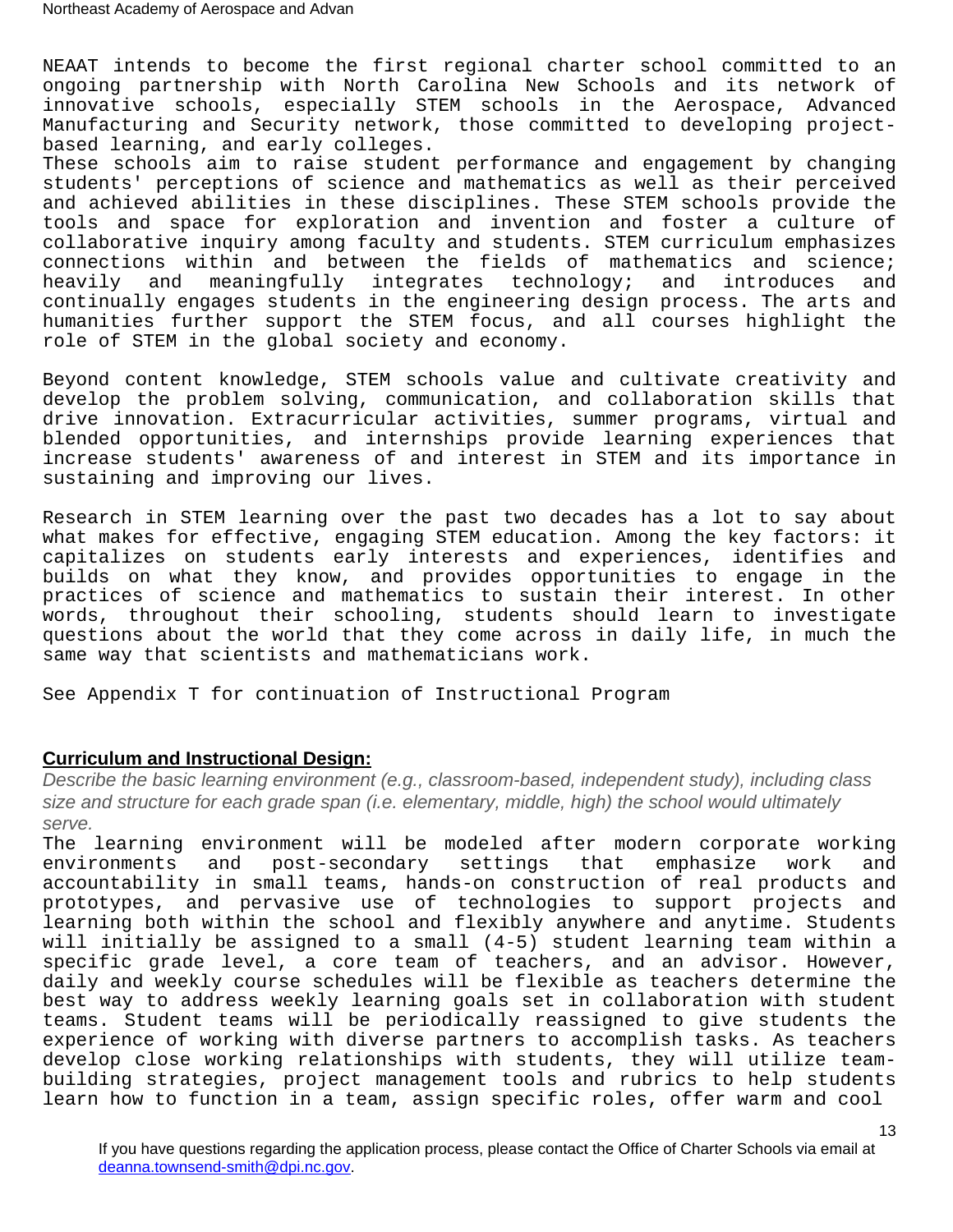NEAAT intends to become the first regional charter school committed to an ongoing partnership with North Carolina New Schools and its network of innovative schools, especially STEM schools in the Aerospace, Advanced Manufacturing and Security network, those committed to developing project-based learning, and early colleges.
These schools aim to raise student performance and engagement by changing students' perceptions of science and mathematics as well as their perceived and achieved abilities in these disciplines. These STEM schools provide the tools and space for exploration and invention and foster a culture of collaborative inquiry among faculty and students. STEM curriculum emphasizes connections within and between the fields of mathematics and science; heavily and meaningfully integrates technology; and introduces and continually engages students in the engineering design process. The arts and humanities further support the STEM focus, and all courses highlight the role of STEM in the global society and economy.

Beyond content knowledge, STEM schools value and cultivate creativity and develop the problem solving, communication, and collaboration skills that drive innovation. Extracurricular activities, summer programs, virtual and blended opportunities, and internships provide learning experiences that increase students' awareness of and interest in STEM and its importance in sustaining and improving our lives.

Research in STEM learning over the past two decades has a lot to say about what makes for effective, engaging STEM education. Among the key factors: it capitalizes on students early interests and experiences, identifies and builds on what they know, and provides opportunities to engage in the practices of science and mathematics to sustain their interest. In other words, throughout their schooling, students should learn to investigate questions about the world that they come across in daily life, in much the same way that scientists and mathematicians work.

See Appendix T for continuation of Instructional Program

## Curriculum and Instructional Design:

*Describe the basic learning environment (e.g., classroom-based, independent study), including class size and structure for each grade span (i.e. elementary, middle, high) the school would ultimately serve.*

The learning environment will be modeled after modern corporate working environments and post-secondary settings that emphasize work and accountability in small teams, hands-on construction of real products and prototypes, and pervasive use of technologies to support projects and learning both within the school and flexibly anywhere and anytime. Students will initially be assigned to a small (4-5) student learning team within a specific grade level, a core team of teachers, and an advisor. However, daily and weekly course schedules will be flexible as teachers determine the best way to address weekly learning goals set in collaboration with student teams. Student teams will be periodically reassigned to give students the experience of working with diverse partners to accomplish tasks. As teachers develop close working relationships with students, they will utilize team-building strategies, project management tools and rubrics to help students learn how to function in a team, assign specific roles, offer warm and cool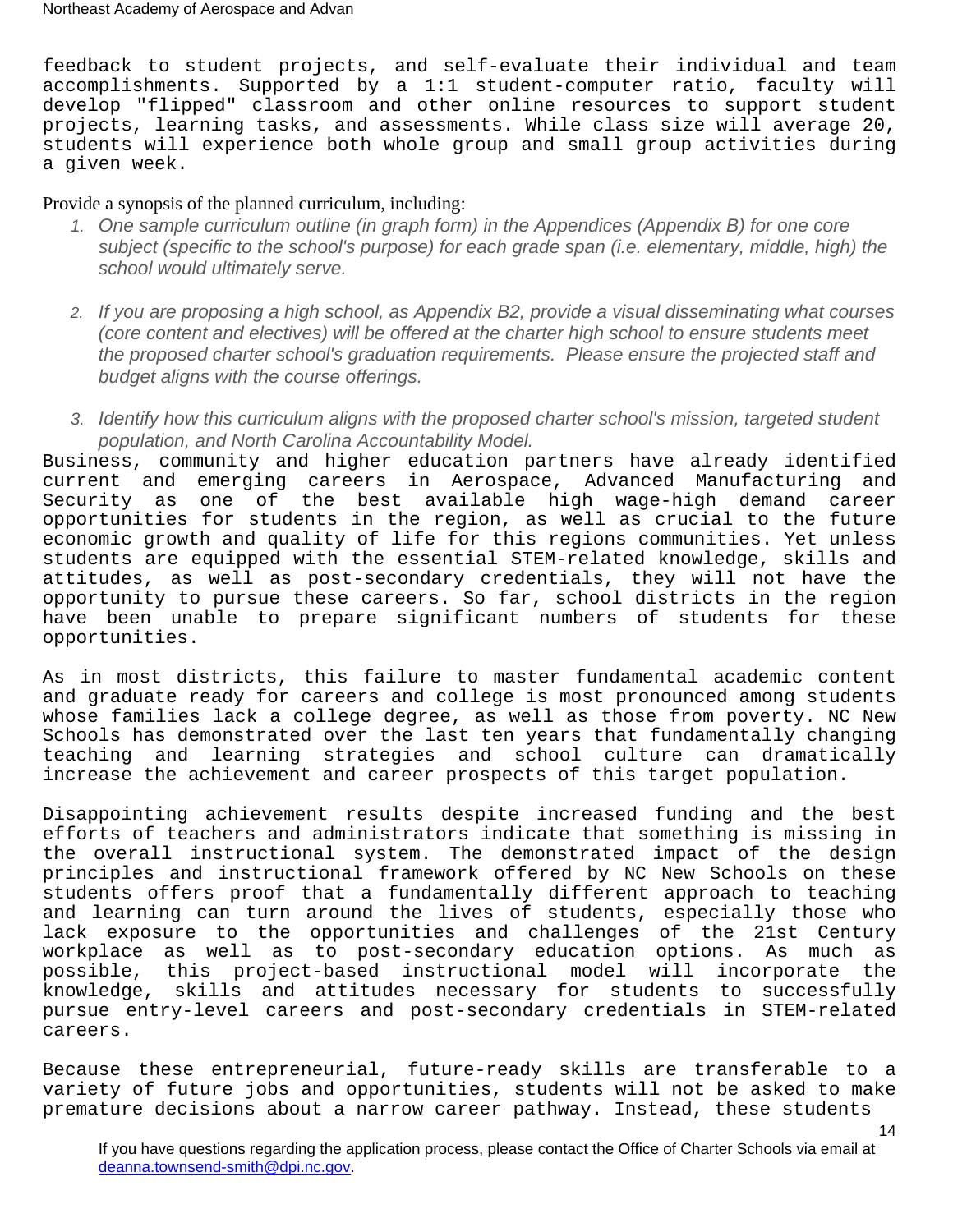feedback to student projects, and self-evaluate their individual and team accomplishments. Supported by a 1:1 student-computer ratio, faculty will develop "flipped" classroom and other online resources to support student projects, learning tasks, and assessments. While class size will average 20, students will experience both whole group and small group activities during a given week.

Provide a synopsis of the planned curriculum, including:

1. *One sample curriculum outline (in graph form) in the Appendices (Appendix B) for one core subject (specific to the school's purpose) for each grade span (i.e. elementary, middle, high) the school would ultimately serve.*

2. *If you are proposing a high school, as Appendix B2, provide a visual disseminating what courses (core content and electives) will be offered at the charter high school to ensure students meet the proposed charter school's graduation requirements. Please ensure the projected staff and budget aligns with the course offerings.*

3. *Identify how this curriculum aligns with the proposed charter school's mission, targeted student population, and North Carolina Accountability Model.*

Business, community and higher education partners have already identified current and emerging careers in Aerospace, Advanced Manufacturing and Security as one of the best available high wage-high demand career opportunities for students in the region, as well as crucial to the future economic growth and quality of life for this regions communities. Yet unless students are equipped with the essential STEM-related knowledge, skills and attitudes, as well as post-secondary credentials, they will not have the opportunity to pursue these careers. So far, school districts in the region have been unable to prepare significant numbers of students for these opportunities.

As in most districts, this failure to master fundamental academic content and graduate ready for careers and college is most pronounced among students whose families lack a college degree, as well as those from poverty. NC New Schools has demonstrated over the last ten years that fundamentally changing teaching and learning strategies and school culture can dramatically increase the achievement and career prospects of this target population.

Disappointing achievement results despite increased funding and the best efforts of teachers and administrators indicate that something is missing in the overall instructional system. The demonstrated impact of the design principles and instructional framework offered by NC New Schools on these students offers proof that a fundamentally different approach to teaching and learning can turn around the lives of students, especially those who lack exposure to the opportunities and challenges of the 21st Century workplace as well as to post-secondary education options. As much as possible, this project-based instructional model will incorporate the knowledge, skills and attitudes necessary for students to successfully pursue entry-level careers and post-secondary credentials in STEM-related careers.

Because these entrepreneurial, future-ready skills are transferable to a variety of future jobs and opportunities, students will not be asked to make premature decisions about a narrow career pathway. Instead, these students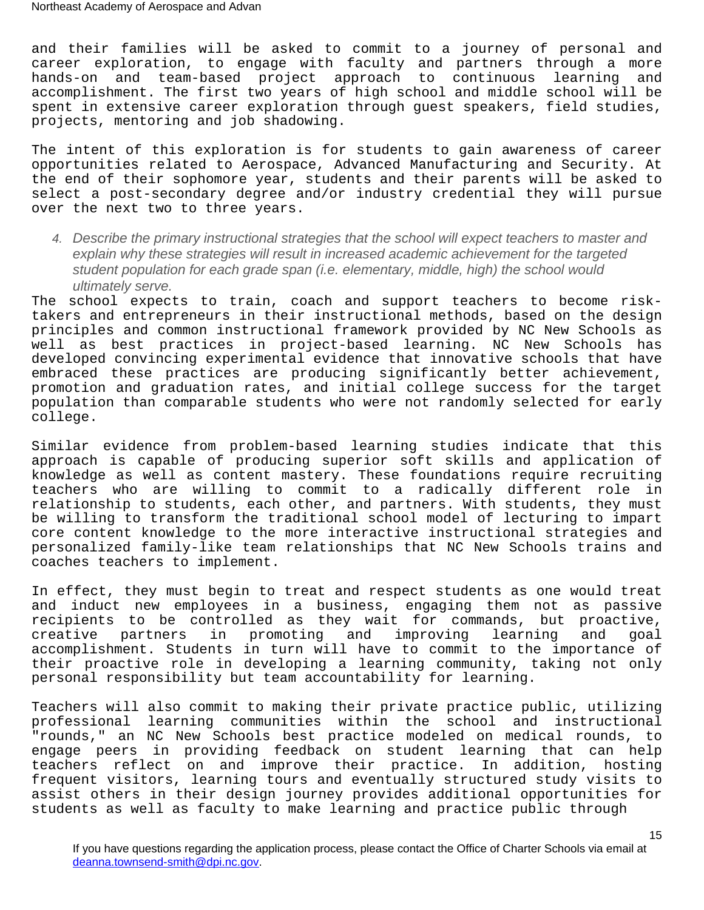and their families will be asked to commit to a journey of personal and career exploration, to engage with faculty and partners through a more hands-on and team-based project approach to continuous learning and accomplishment. The first two years of high school and middle school will be spent in extensive career exploration through guest speakers, field studies, projects, mentoring and job shadowing.

The intent of this exploration is for students to gain awareness of career opportunities related to Aerospace, Advanced Manufacturing and Security. At the end of their sophomore year, students and their parents will be asked to select a post-secondary degree and/or industry credential they will pursue over the next two to three years.

4. *Describe the primary instructional strategies that the school will expect teachers to master and explain why these strategies will result in increased academic achievement for the targeted student population for each grade span (i.e. elementary, middle, high) the school would ultimately serve.*

The school expects to train, coach and support teachers to become risk-takers and entrepreneurs in their instructional methods, based on the design principles and common instructional framework provided by NC New Schools as well as best practices in project-based learning. NC New Schools has developed convincing experimental evidence that innovative schools that have embraced these practices are producing significantly better achievement, promotion and graduation rates, and initial college success for the target population than comparable students who were not randomly selected for early college.

Similar evidence from problem-based learning studies indicate that this approach is capable of producing superior soft skills and application of knowledge as well as content mastery. These foundations require recruiting teachers who are willing to commit to a radically different role in relationship to students, each other, and partners. With students, they must be willing to transform the traditional school model of lecturing to impart core content knowledge to the more interactive instructional strategies and personalized family-like team relationships that NC New Schools trains and coaches teachers to implement.

In effect, they must begin to treat and respect students as one would treat and induct new employees in a business, engaging them not as passive recipients to be controlled as they wait for commands, but proactive, creative partners in promoting and improving learning and goal accomplishment. Students in turn will have to commit to the importance of their proactive role in developing a learning community, taking not only personal responsibility but team accountability for learning.

Teachers will also commit to making their private practice public, utilizing professional learning communities within the school and instructional "rounds," an NC New Schools best practice modeled on medical rounds, to engage peers in providing feedback on student learning that can help teachers reflect on and improve their practice. In addition, hosting frequent visitors, learning tours and eventually structured study visits to assist others in their design journey provides additional opportunities for students as well as faculty to make learning and practice public through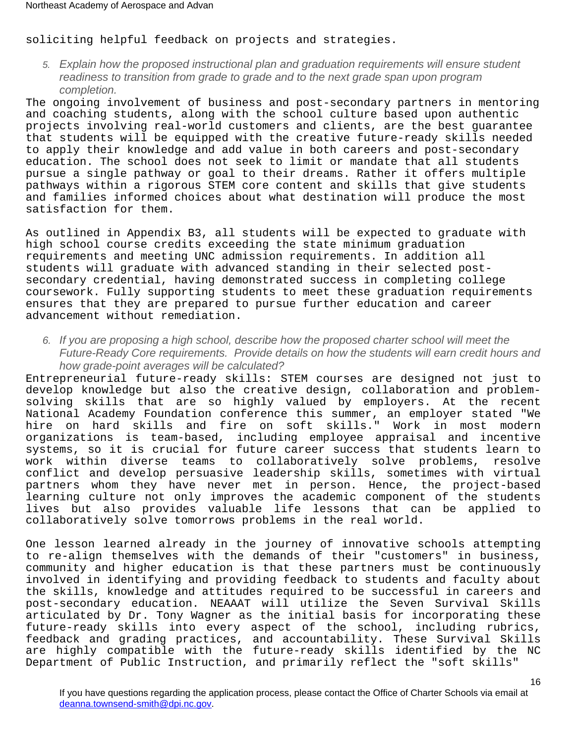soliciting helpful feedback on projects and strategies.

5. *Explain how the proposed instructional plan and graduation requirements will ensure student readiness to transition from grade to grade and to the next grade span upon program completion.*

The ongoing involvement of business and post-secondary partners in mentoring and coaching students, along with the school culture based upon authentic projects involving real-world customers and clients, are the best guarantee that students will be equipped with the creative future-ready skills needed to apply their knowledge and add value in both careers and post-secondary education. The school does not seek to limit or mandate that all students pursue a single pathway or goal to their dreams. Rather it offers multiple pathways within a rigorous STEM core content and skills that give students and families informed choices about what destination will produce the most satisfaction for them.

As outlined in Appendix B3, all students will be expected to graduate with high school course credits exceeding the state minimum graduation requirements and meeting UNC admission requirements. In addition all students will graduate with advanced standing in their selected post-secondary credential, having demonstrated success in completing college coursework. Fully supporting students to meet these graduation requirements ensures that they are prepared to pursue further education and career advancement without remediation.

6. *If you are proposing a high school, describe how the proposed charter school will meet the Future-Ready Core requirements. Provide details on how the students will earn credit hours and how grade-point averages will be calculated?*

Entrepreneurial future-ready skills: STEM courses are designed not just to develop knowledge but also the creative design, collaboration and problem-solving skills that are so highly valued by employers. At the recent National Academy Foundation conference this summer, an employer stated "We hire on hard skills and fire on soft skills." Work in most modern organizations is team-based, including employee appraisal and incentive systems, so it is crucial for future career success that students learn to work within diverse teams to collaboratively solve problems, resolve conflict and develop persuasive leadership skills, sometimes with virtual partners whom they have never met in person. Hence, the project-based learning culture not only improves the academic component of the students lives but also provides valuable life lessons that can be applied to collaboratively solve tomorrows problems in the real world.

One lesson learned already in the journey of innovative schools attempting to re-align themselves with the demands of their "customers" in business, community and higher education is that these partners must be continuously involved in identifying and providing feedback to students and faculty about the skills, knowledge and attitudes required to be successful in careers and post-secondary education. NEAAAT will utilize the Seven Survival Skills articulated by Dr. Tony Wagner as the initial basis for incorporating these future-ready skills into every aspect of the school, including rubrics, feedback and grading practices, and accountability. These Survival Skills are highly compatible with the future-ready skills identified by the NC Department of Public Instruction, and primarily reflect the "soft skills"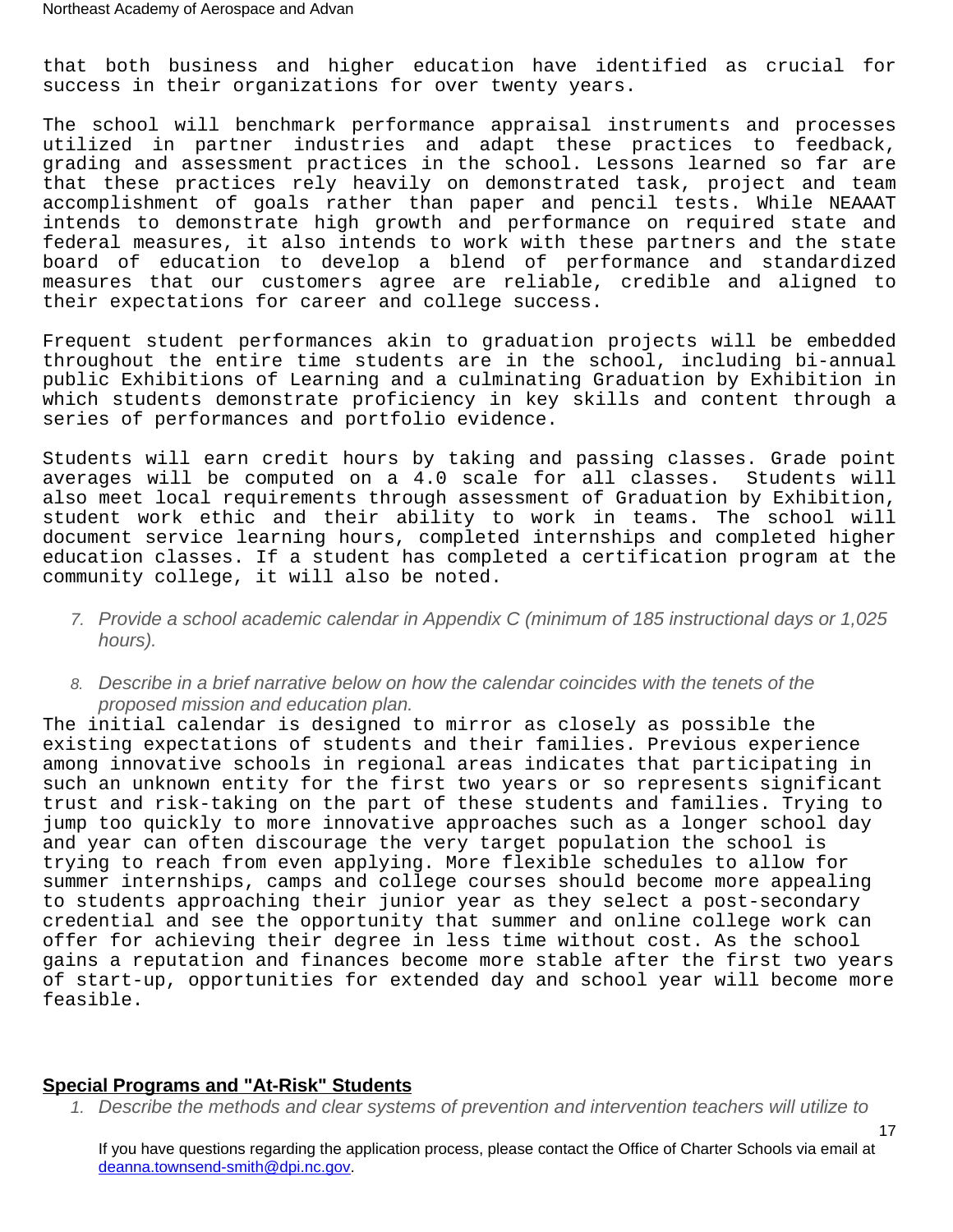that both business and higher education have identified as crucial for success in their organizations for over twenty years.

The school will benchmark performance appraisal instruments and processes utilized in partner industries and adapt these practices to feedback, grading and assessment practices in the school. Lessons learned so far are that these practices rely heavily on demonstrated task, project and team accomplishment of goals rather than paper and pencil tests. While NEAAAT intends to demonstrate high growth and performance on required state and federal measures, it also intends to work with these partners and the state board of education to develop a blend of performance and standardized measures that our customers agree are reliable, credible and aligned to their expectations for career and college success.

Frequent student performances akin to graduation projects will be embedded throughout the entire time students are in the school, including bi-annual public Exhibitions of Learning and a culminating Graduation by Exhibition in which students demonstrate proficiency in key skills and content through a series of performances and portfolio evidence.

Students will earn credit hours by taking and passing classes. Grade point averages will be computed on a 4.0 scale for all classes. Students will also meet local requirements through assessment of Graduation by Exhibition, student work ethic and their ability to work in teams. The school will document service learning hours, completed internships and completed higher education classes. If a student has completed a certification program at the community college, it will also be noted.

7. *Provide a school academic calendar in Appendix C (minimum of 185 instructional days or 1,025 hours).*

8. *Describe in a brief narrative below on how the calendar coincides with the tenets of the proposed mission and education plan.*

The initial calendar is designed to mirror as closely as possible the existing expectations of students and their families. Previous experience among innovative schools in regional areas indicates that participating in such an unknown entity for the first two years or so represents significant trust and risk-taking on the part of these students and families. Trying to jump too quickly to more innovative approaches such as a longer school day and year can often discourage the very target population the school is trying to reach from even applying. More flexible schedules to allow for summer internships, camps and college courses should become more appealing to students approaching their junior year as they select a post-secondary credential and see the opportunity that summer and online college work can offer for achieving their degree in less time without cost. As the school gains a reputation and finances become more stable after the first two years of start-up, opportunities for extended day and school year will become more feasible.

## Special Programs and "At-Risk" Students

1. *Describe the methods and clear systems of prevention and intervention teachers will utilize to*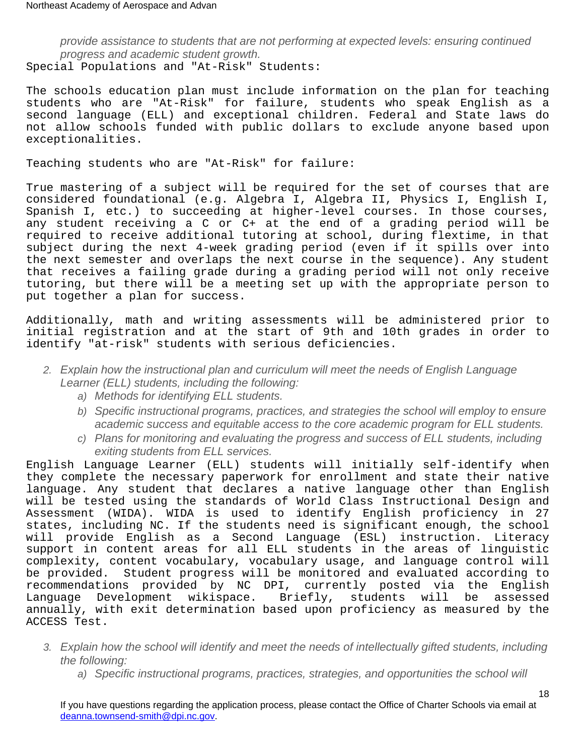*provide assistance to students that are not performing at expected levels: ensuring continued progress and academic student growth.*

Special Populations and "At-Risk" Students:

The schools education plan must include information on the plan for teaching students who are "At-Risk" for failure, students who speak English as a second language (ELL) and exceptional children. Federal and State laws do not allow schools funded with public dollars to exclude anyone based upon exceptionalities.

Teaching students who are "At-Risk" for failure:

True mastering of a subject will be required for the set of courses that are considered foundational (e.g. Algebra I, Algebra II, Physics I, English I, Spanish I, etc.) to succeeding at higher-level courses. In those courses, any student receiving a C or C+ at the end of a grading period will be required to receive additional tutoring at school, during flextime, in that subject during the next 4-week grading period (even if it spills over into the next semester and overlaps the next course in the sequence). Any student that receives a failing grade during a grading period will not only receive tutoring, but there will be a meeting set up with the appropriate person to put together a plan for success.

Additionally, math and writing assessments will be administered prior to initial registration and at the start of 9th and 10th grades in order to identify "at-risk" students with serious deficiencies.

2. *Explain how the instructional plan and curriculum will meet the needs of English Language Learner (ELL) students, including the following:*
   a) *Methods for identifying ELL students.*
   b) *Specific instructional programs, practices, and strategies the school will employ to ensure academic success and equitable access to the core academic program for ELL students.*
   c) *Plans for monitoring and evaluating the progress and success of ELL students, including exiting students from ELL services.*

English Language Learner (ELL) students will initially self-identify when they complete the necessary paperwork for enrollment and state their native language. Any student that declares a native language other than English will be tested using the standards of World Class Instructional Design and Assessment (WIDA). WIDA is used to identify English proficiency in 27 states, including NC. If the students need is significant enough, the school will provide English as a Second Language (ESL) instruction. Literacy support in content areas for all ELL students in the areas of linguistic complexity, content vocabulary, vocabulary usage, and language control will be provided. Student progress will be monitored and evaluated according to recommendations provided by NC DPI, currently posted via the English Language Development wikispace. Briefly, students will be assessed annually, with exit determination based upon proficiency as measured by the ACCESS Test.

3. *Explain how the school will identify and meet the needs of intellectually gifted students, including the following:*
   a) *Specific instructional programs, practices, strategies, and opportunities the school will*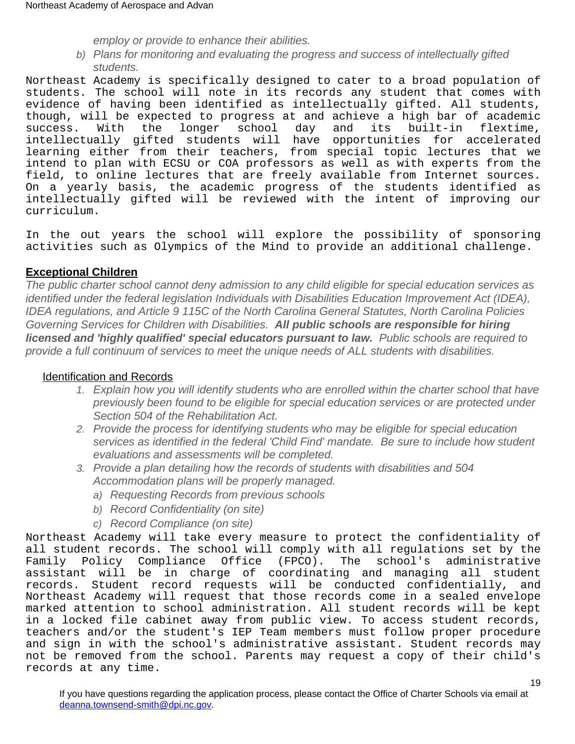employ or provide to enhance their abilities.

b) *Plans for monitoring and evaluating the progress and success of intellectually gifted students.*

Northeast Academy is specifically designed to cater to a broad population of students. The school will note in its records any student that comes with evidence of having been identified as intellectually gifted. All students, though, will be expected to progress at and achieve a high bar of academic success. With the longer school day and its built-in flextime, intellectually gifted students will have opportunities for accelerated learning either from their teachers, from special topic lectures that we intend to plan with ECSU or COA professors as well as with experts from the field, to online lectures that are freely available from Internet sources. On a yearly basis, the academic progress of the students identified as intellectually gifted will be reviewed with the intent of improving our curriculum.

In the out years the school will explore the possibility of sponsoring activities such as Olympics of the Mind to provide an additional challenge.

## Exceptional Children

*The public charter school cannot deny admission to any child eligible for special education services as identified under the federal legislation Individuals with Disabilities Education Improvement Act (IDEA), IDEA regulations, and Article 9 115C of the North Carolina General Statutes, North Carolina Policies Governing Services for Children with Disabilities.* ***All public schools are responsible for hiring licensed and 'highly qualified' special educators pursuant to law.*** *Public schools are required to provide a full continuum of services to meet the unique needs of ALL students with disabilities.*

### Identification and Records

1. *Explain how you will identify students who are enrolled within the charter school that have previously been found to be eligible for special education services or are protected under Section 504 of the Rehabilitation Act.*
2. *Provide the process for identifying students who may be eligible for special education services as identified in the federal 'Child Find' mandate. Be sure to include how student evaluations and assessments will be completed.*
3. *Provide a plan detailing how the records of students with disabilities and 504 Accommodation plans will be properly managed.*
   a) *Requesting Records from previous schools*
   b) *Record Confidentiality (on site)*
   c) *Record Compliance (on site)*

Northeast Academy will take every measure to protect the confidentiality of all student records. The school will comply with all regulations set by the Family Policy Compliance Office (FPCO). The school's administrative assistant will be in charge of coordinating and managing all student records. Student record requests will be conducted confidentially, and Northeast Academy will request that those records come in a sealed envelope marked attention to school administration. All student records will be kept in a locked file cabinet away from public view. To access student records, teachers and/or the student's IEP Team members must follow proper procedure and sign in with the school's administrative assistant. Student records may not be removed from the school. Parents may request a copy of their child's records at any time.

If you have questions regarding the application process, please contact the Office of Charter Schools via email at deanna.townsend-smith@dpi.nc.gov.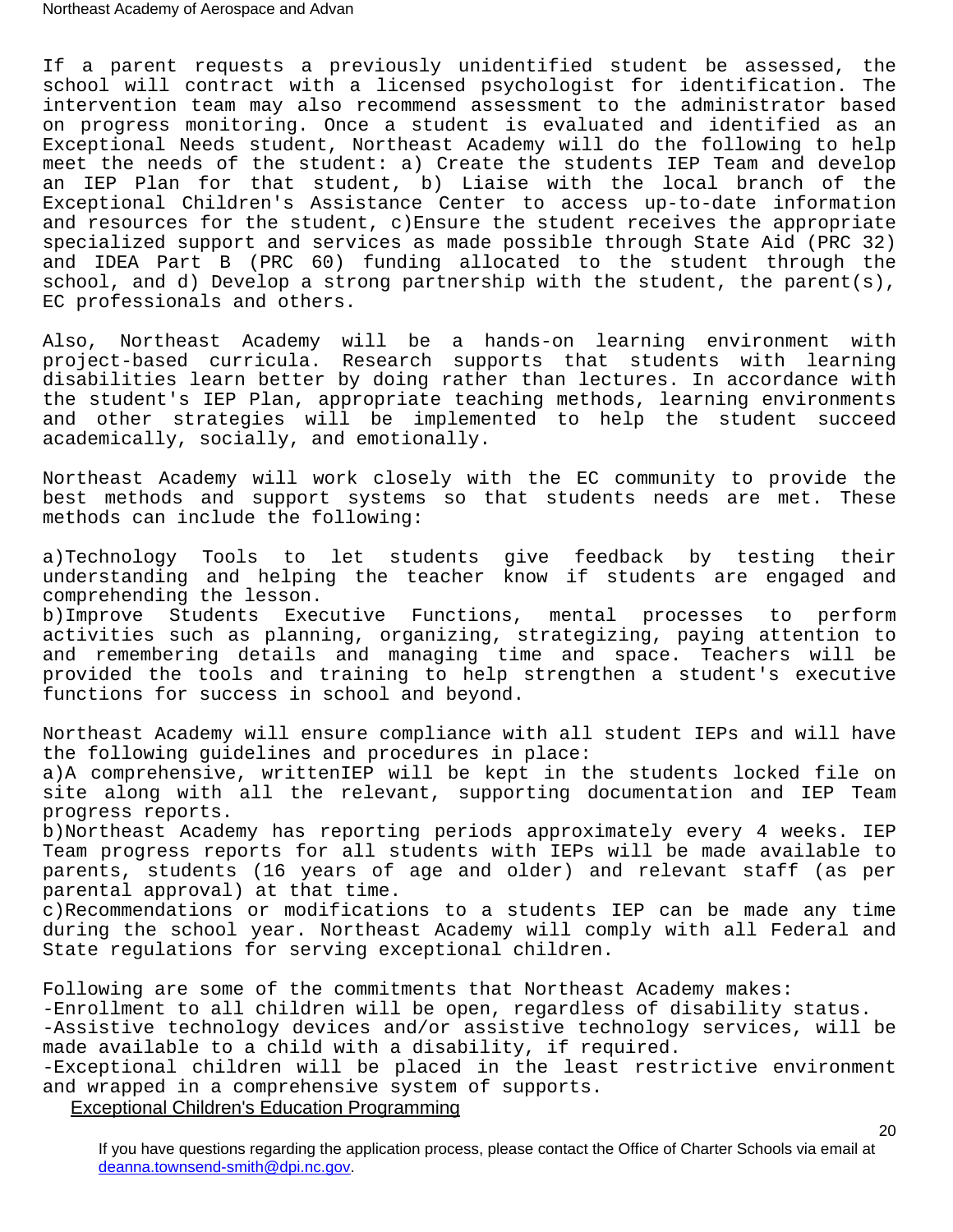If a parent requests a previously unidentified student be assessed, the school will contract with a licensed psychologist for identification. The intervention team may also recommend assessment to the administrator based on progress monitoring. Once a student is evaluated and identified as an Exceptional Needs student, Northeast Academy will do the following to help meet the needs of the student: a) Create the students IEP Team and develop an IEP Plan for that student, b) Liaise with the local branch of the Exceptional Children's Assistance Center to access up-to-date information and resources for the student, c)Ensure the student receives the appropriate specialized support and services as made possible through State Aid (PRC 32) and IDEA Part B (PRC 60) funding allocated to the student through the school, and d) Develop a strong partnership with the student, the parent(s), EC professionals and others.

Also, Northeast Academy will be a hands-on learning environment with project-based curricula. Research supports that students with learning disabilities learn better by doing rather than lectures. In accordance with the student's IEP Plan, appropriate teaching methods, learning environments and other strategies will be implemented to help the student succeed academically, socially, and emotionally.

Northeast Academy will work closely with the EC community to provide the best methods and support systems so that students needs are met. These methods can include the following:

a)Technology Tools to let students give feedback by testing their understanding and helping the teacher know if students are engaged and comprehending the lesson.
b)Improve Students Executive Functions, mental processes to perform activities such as planning, organizing, strategizing, paying attention to and remembering details and managing time and space. Teachers will be provided the tools and training to help strengthen a student's executive functions for success in school and beyond.

Northeast Academy will ensure compliance with all student IEPs and will have the following guidelines and procedures in place:
a)A comprehensive, writtenIEP will be kept in the students locked file on site along with all the relevant, supporting documentation and IEP Team progress reports.
b)Northeast Academy has reporting periods approximately every 4 weeks. IEP Team progress reports for all students with IEPs will be made available to parents, students (16 years of age and older) and relevant staff (as per parental approval) at that time.
c)Recommendations or modifications to a students IEP can be made any time during the school year. Northeast Academy will comply with all Federal and State regulations for serving exceptional children.

Following are some of the commitments that Northeast Academy makes:
-Enrollment to all children will be open, regardless of disability status.
-Assistive technology devices and/or assistive technology services, will be made available to a child with a disability, if required.
-Exceptional children will be placed in the least restrictive environment and wrapped in a comprehensive system of supports.

Exceptional Children's Education Programming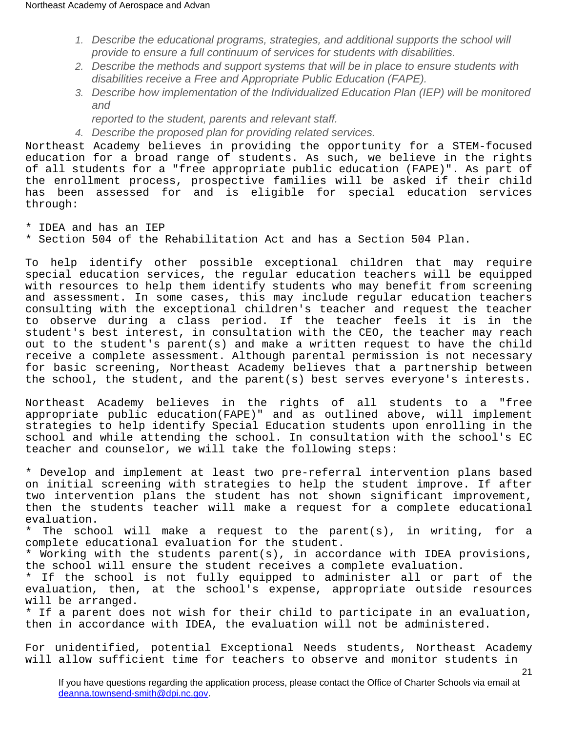1. *Describe the educational programs, strategies, and additional supports the school will provide to ensure a full continuum of services for students with disabilities.*
2. *Describe the methods and support systems that will be in place to ensure students with disabilities receive a Free and Appropriate Public Education (FAPE).*
3. *Describe how implementation of the Individualized Education Plan (IEP) will be monitored and*

   *reported to the student, parents and relevant staff.*
4. *Describe the proposed plan for providing related services.*

Northeast Academy believes in providing the opportunity for a STEM-focused education for a broad range of students. As such, we believe in the rights of all students for a "free appropriate public education (FAPE)". As part of the enrollment process, prospective families will be asked if their child has been assessed for and is eligible for special education services through:

* IDEA and has an IEP
* Section 504 of the Rehabilitation Act and has a Section 504 Plan.

To help identify other possible exceptional children that may require special education services, the regular education teachers will be equipped with resources to help them identify students who may benefit from screening and assessment. In some cases, this may include regular education teachers consulting with the exceptional children's teacher and request the teacher to observe during a class period. If the teacher feels it is in the student's best interest, in consultation with the CEO, the teacher may reach out to the student's parent(s) and make a written request to have the child receive a complete assessment. Although parental permission is not necessary for basic screening, Northeast Academy believes that a partnership between the school, the student, and the parent(s) best serves everyone's interests.

Northeast Academy believes in the rights of all students to a "free appropriate public education(FAPE)" and as outlined above, will implement strategies to help identify Special Education students upon enrolling in the school and while attending the school. In consultation with the school's EC teacher and counselor, we will take the following steps:

* Develop and implement at least two pre-referral intervention plans based on initial screening with strategies to help the student improve. If after two intervention plans the student has not shown significant improvement, then the students teacher will make a request for a complete educational evaluation.
* The school will make a request to the parent(s), in writing, for a complete educational evaluation for the student.
* Working with the students parent(s), in accordance with IDEA provisions, the school will ensure the student receives a complete evaluation.
* If the school is not fully equipped to administer all or part of the evaluation, then, at the school's expense, appropriate outside resources will be arranged.
* If a parent does not wish for their child to participate in an evaluation, then in accordance with IDEA, the evaluation will not be administered.

For unidentified, potential Exceptional Needs students, Northeast Academy will allow sufficient time for teachers to observe and monitor students in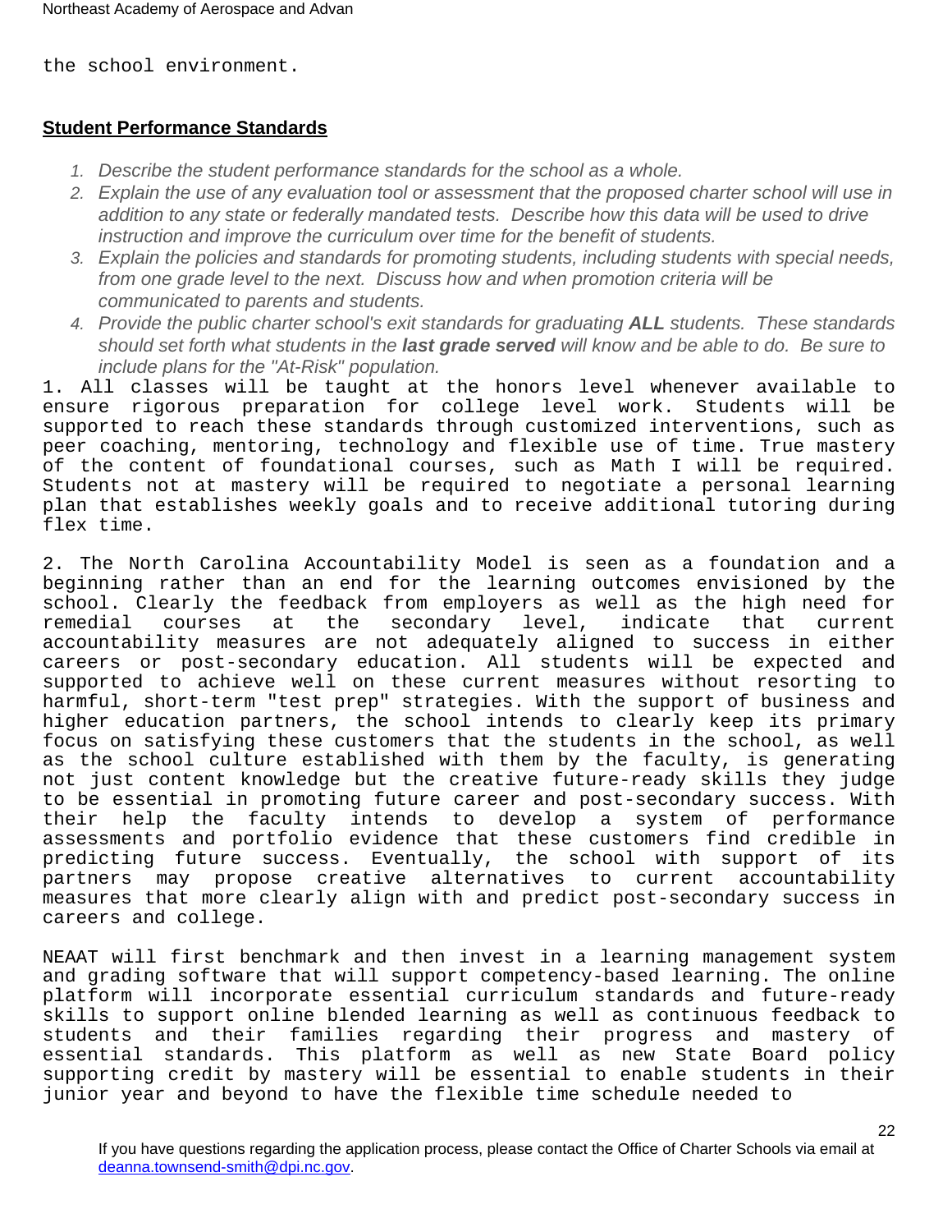the school environment.

**Student Performance Standards**

1. *Describe the student performance standards for the school as a whole.*
2. *Explain the use of any evaluation tool or assessment that the proposed charter school will use in addition to any state or federally mandated tests. Describe how this data will be used to drive instruction and improve the curriculum over time for the benefit of students.*
3. *Explain the policies and standards for promoting students, including students with special needs, from one grade level to the next. Discuss how and when promotion criteria will be communicated to parents and students.*
4. *Provide the public charter school's exit standards for graduating **ALL** students. These standards should set forth what students in the **last grade served** will know and be able to do. Be sure to include plans for the "At-Risk" population.*

1. All classes will be taught at the honors level whenever available to ensure rigorous preparation for college level work. Students will be supported to reach these standards through customized interventions, such as peer coaching, mentoring, technology and flexible use of time. True mastery of the content of foundational courses, such as Math I will be required. Students not at mastery will be required to negotiate a personal learning plan that establishes weekly goals and to receive additional tutoring during flex time.

2. The North Carolina Accountability Model is seen as a foundation and a beginning rather than an end for the learning outcomes envisioned by the school. Clearly the feedback from employers as well as the high need for remedial courses at the secondary level, indicate that current accountability measures are not adequately aligned to success in either careers or post-secondary education. All students will be expected and supported to achieve well on these current measures without resorting to harmful, short-term "test prep" strategies. With the support of business and higher education partners, the school intends to clearly keep its primary focus on satisfying these customers that the students in the school, as well as the school culture established with them by the faculty, is generating not just content knowledge but the creative future-ready skills they judge to be essential in promoting future career and post-secondary success. With their help the faculty intends to develop a system of performance assessments and portfolio evidence that these customers find credible in predicting future success. Eventually, the school with support of its partners may propose creative alternatives to current accountability measures that more clearly align with and predict post-secondary success in careers and college.

NEAAT will first benchmark and then invest in a learning management system and grading software that will support competency-based learning. The online platform will incorporate essential curriculum standards and future-ready skills to support online blended learning as well as continuous feedback to students and their families regarding their progress and mastery of essential standards. This platform as well as new State Board policy supporting credit by mastery will be essential to enable students in their junior year and beyond to have the flexible time schedule needed to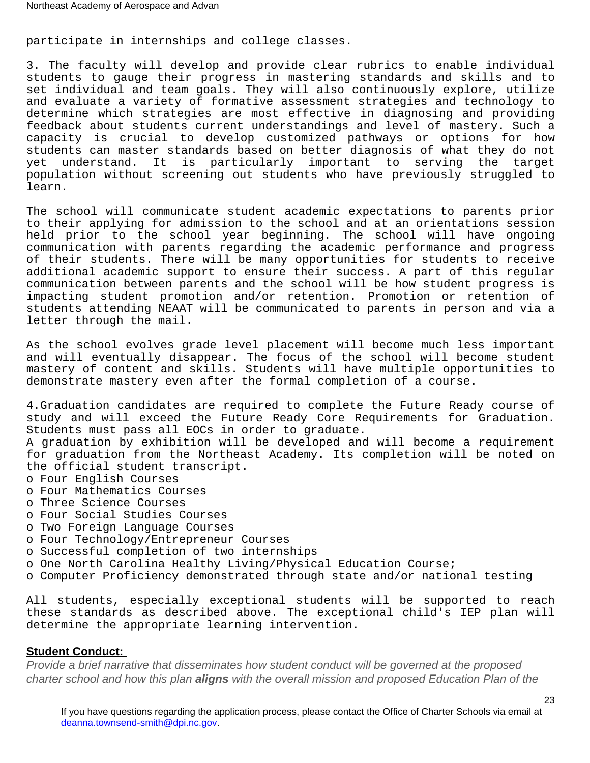participate in internships and college classes.

3. The faculty will develop and provide clear rubrics to enable individual students to gauge their progress in mastering standards and skills and to set individual and team goals. They will also continuously explore, utilize and evaluate a variety of formative assessment strategies and technology to determine which strategies are most effective in diagnosing and providing feedback about students current understandings and level of mastery. Such a capacity is crucial to develop customized pathways or options for how students can master standards based on better diagnosis of what they do not yet understand. It is particularly important to serving the target population without screening out students who have previously struggled to learn.

The school will communicate student academic expectations to parents prior to their applying for admission to the school and at an orientations session held prior to the school year beginning. The school will have ongoing communication with parents regarding the academic performance and progress of their students. There will be many opportunities for students to receive additional academic support to ensure their success. A part of this regular communication between parents and the school will be how student progress is impacting student promotion and/or retention. Promotion or retention of students attending NEAAT will be communicated to parents in person and via a letter through the mail.

As the school evolves grade level placement will become much less important and will eventually disappear. The focus of the school will become student mastery of content and skills. Students will have multiple opportunities to demonstrate mastery even after the formal completion of a course.

4.Graduation candidates are required to complete the Future Ready course of study and will exceed the Future Ready Core Requirements for Graduation. Students must pass all EOCs in order to graduate.
A graduation by exhibition will be developed and will become a requirement for graduation from the Northeast Academy. Its completion will be noted on the official student transcript.

- Four English Courses
- Four Mathematics Courses
- Three Science Courses
- Four Social Studies Courses
- Two Foreign Language Courses
- Four Technology/Entrepreneur Courses
- Successful completion of two internships
- One North Carolina Healthy Living/Physical Education Course;
- Computer Proficiency demonstrated through state and/or national testing

All students, especially exceptional students will be supported to reach these standards as described above. The exceptional child's IEP plan will determine the appropriate learning intervention.

**Student Conduct:**

*Provide a brief narrative that disseminates how student conduct will be governed at the proposed charter school and how this plan **aligns** with the overall mission and proposed Education Plan of the*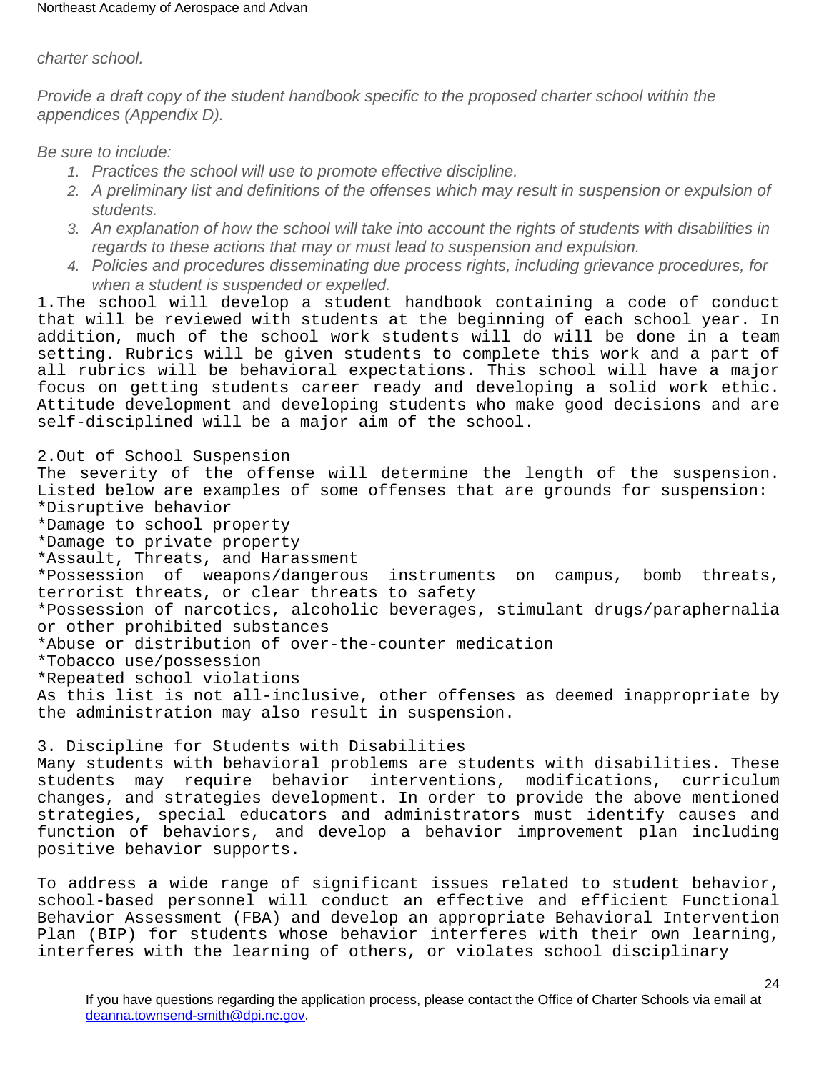*charter school.*

*Provide a draft copy of the student handbook specific to the proposed charter school within the appendices (Appendix D).*

*Be sure to include:*

1. *Practices the school will use to promote effective discipline.*
2. *A preliminary list and definitions of the offenses which may result in suspension or expulsion of students.*
3. *An explanation of how the school will take into account the rights of students with disabilities in regards to these actions that may or must lead to suspension and expulsion.*
4. *Policies and procedures disseminating due process rights, including grievance procedures, for when a student is suspended or expelled.*

1.The school will develop a student handbook containing a code of conduct that will be reviewed with students at the beginning of each school year. In addition, much of the school work students will do will be done in a team setting. Rubrics will be given students to complete this work and a part of all rubrics will be behavioral expectations. This school will have a major focus on getting students career ready and developing a solid work ethic. Attitude development and developing students who make good decisions and are self-disciplined will be a major aim of the school.

2.Out of School Suspension
The severity of the offense will determine the length of the suspension. Listed below are examples of some offenses that are grounds for suspension:
*Disruptive behavior
*Damage to school property
*Damage to private property
*Assault, Threats, and Harassment
*Possession of weapons/dangerous instruments on campus, bomb threats, terrorist threats, or clear threats to safety
*Possession of narcotics, alcoholic beverages, stimulant drugs/paraphernalia or other prohibited substances
*Abuse or distribution of over-the-counter medication
*Tobacco use/possession
*Repeated school violations
As this list is not all-inclusive, other offenses as deemed inappropriate by the administration may also result in suspension.

3. Discipline for Students with Disabilities
Many students with behavioral problems are students with disabilities. These students may require behavior interventions, modifications, curriculum changes, and strategies development. In order to provide the above mentioned strategies, special educators and administrators must identify causes and function of behaviors, and develop a behavior improvement plan including positive behavior supports.

To address a wide range of significant issues related to student behavior, school-based personnel will conduct an effective and efficient Functional Behavior Assessment (FBA) and develop an appropriate Behavioral Intervention Plan (BIP) for students whose behavior interferes with their own learning, interferes with the learning of others, or violates school disciplinary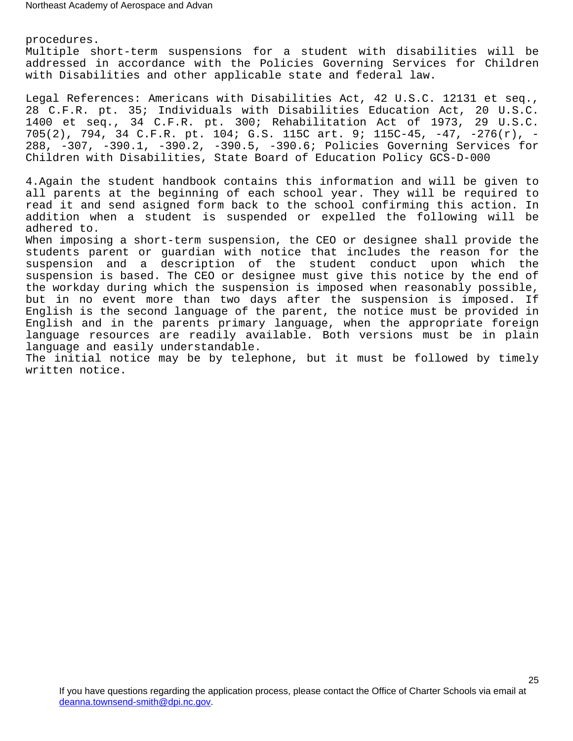procedures.
Multiple short-term suspensions for a student with disabilities will be addressed in accordance with the Policies Governing Services for Children with Disabilities and other applicable state and federal law.

Legal References: Americans with Disabilities Act, 42 U.S.C. 12131 et seq., 28 C.F.R. pt. 35; Individuals with Disabilities Education Act, 20 U.S.C. 1400 et seq., 34 C.F.R. pt. 300; Rehabilitation Act of 1973, 29 U.S.C. 705(2), 794, 34 C.F.R. pt. 104; G.S. 115C art. 9; 115C-45, -47, -276(r), -288, -307, -390.1, -390.2, -390.5, -390.6; Policies Governing Services for Children with Disabilities, State Board of Education Policy GCS-D-000

4.Again the student handbook contains this information and will be given to all parents at the beginning of each school year. They will be required to read it and send asigned form back to the school confirming this action. In addition when a student is suspended or expelled the following will be adhered to.
When imposing a short-term suspension, the CEO or designee shall provide the students parent or guardian with notice that includes the reason for the suspension and a description of the student conduct upon which the suspension is based. The CEO or designee must give this notice by the end of the workday during which the suspension is imposed when reasonably possible, but in no event more than two days after the suspension is imposed. If English is the second language of the parent, the notice must be provided in English and in the parents primary language, when the appropriate foreign language resources are readily available. Both versions must be in plain language and easily understandable.
The initial notice may be by telephone, but it must be followed by timely written notice.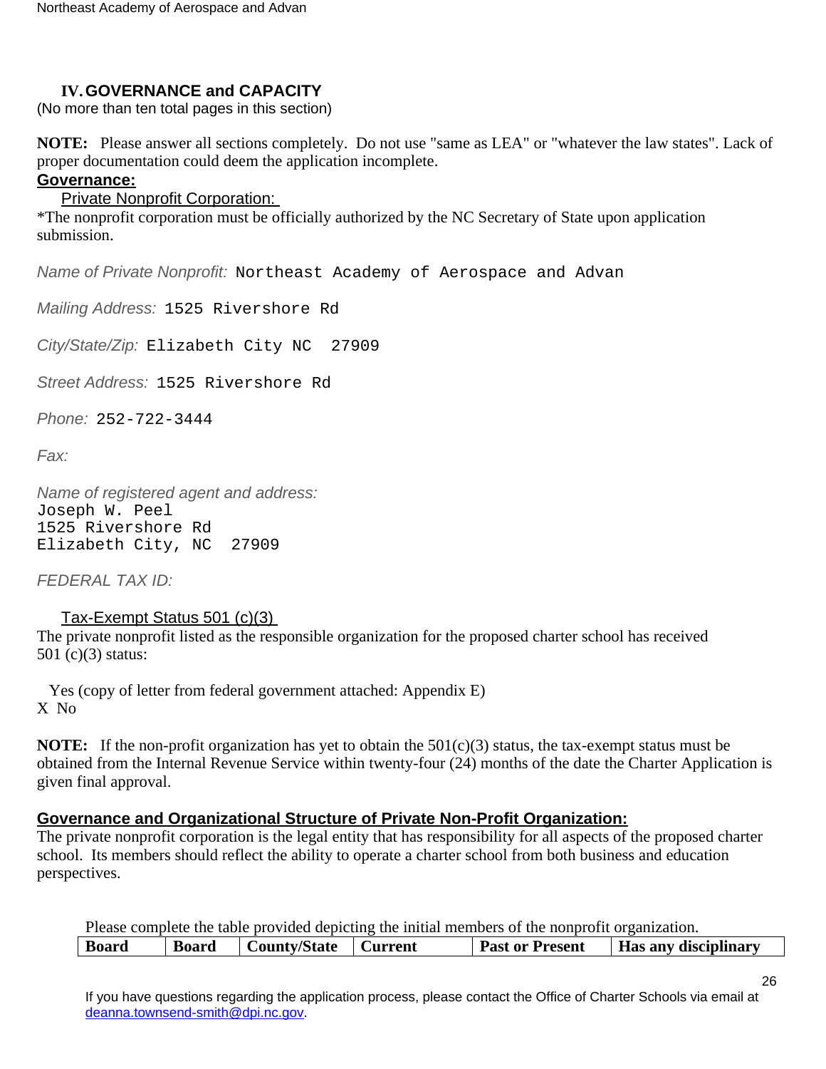## IV. GOVERNANCE and CAPACITY

(No more than ten total pages in this section)

**NOTE:** Please answer all sections completely. Do not use "same as LEA" or "whatever the law states". Lack of proper documentation could deem the application incomplete.

**Governance:**

Private Nonprofit Corporation:

*The nonprofit corporation must be officially authorized by the NC Secretary of State upon application submission.

*Name of Private Nonprofit:* Northeast Academy of Aerospace and Advan

*Mailing Address:* 1525 Rivershore Rd

*City/State/Zip:* Elizabeth City NC 27909

*Street Address:* 1525 Rivershore Rd

*Phone:* 252-722-3444

*Fax:*

*Name of registered agent and address:*
Joseph W. Peel
1525 Rivershore Rd
Elizabeth City, NC 27909

*FEDERAL TAX ID:*

Tax-Exempt Status 501 (c)(3)

The private nonprofit listed as the responsible organization for the proposed charter school has received 501 (c)(3) status:

Yes (copy of letter from federal government attached: Appendix E)
X No

**NOTE:** If the non-profit organization has yet to obtain the 501(c)(3) status, the tax-exempt status must be obtained from the Internal Revenue Service within twenty-four (24) months of the date the Charter Application is given final approval.

**Governance and Organizational Structure of Private Non-Profit Organization:**

The private nonprofit corporation is the legal entity that has responsibility for all aspects of the proposed charter school. Its members should reflect the ability to operate a charter school from both business and education perspectives.

Please complete the table provided depicting the initial members of the nonprofit organization.

| Board | Board | County/State | Current | Past or Present | Has any disciplinary |
|---|---|---|---|---|---|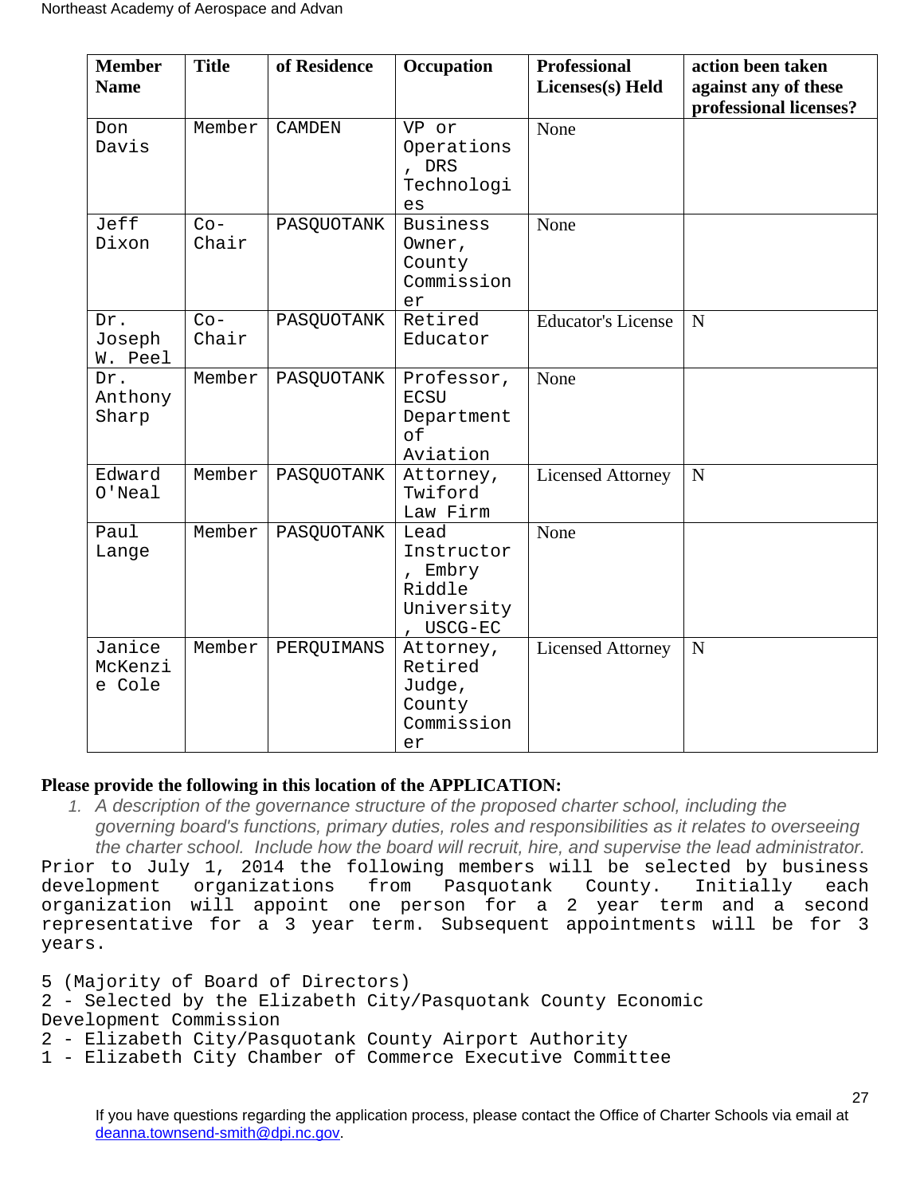| Member Name | Title | of Residence | Occupation | Professional Licenses(s) Held | action been taken against any of these professional licenses? |
|---|---|---|---|---|---|
| Don Davis | Member | CAMDEN | VP or Operations, DRS Technologies | None | |
| Jeff Dixon | Co-Chair | PASQUOTANK | Business Owner, County Commissioner | None | |
| Dr. Joseph W. Peel | Co-Chair | PASQUOTANK | Retired Educator | Educator's License | N |
| Dr. Anthony Sharp | Member | PASQUOTANK | Professor, ECSU Department of Aviation | None | |
| Edward O'Neal | Member | PASQUOTANK | Attorney, Twiford Law Firm | Licensed Attorney | N |
| Paul Lange | Member | PASQUOTANK | Lead Instructor, Embry Riddle University, USCG-EC | None | |
| Janice McKenzie Cole | Member | PERQUIMANS | Attorney, Retired Judge, County Commissioner | Licensed Attorney | N |

**Please provide the following in this location of the APPLICATION:**

1. *A description of the governance structure of the proposed charter school, including the governing board's functions, primary duties, roles and responsibilities as it relates to overseeing the charter school. Include how the board will recruit, hire, and supervise the lead administrator.*

Prior to July 1, 2014 the following members will be selected by business development organizations from Pasquotank County. Initially each organization will appoint one person for a 2 year term and a second representative for a 3 year term. Subsequent appointments will be for 3 years.

5 (Majority of Board of Directors)
2 - Selected by the Elizabeth City/Pasquotank County Economic Development Commission
2 - Elizabeth City/Pasquotank County Airport Authority
1 - Elizabeth City Chamber of Commerce Executive Committee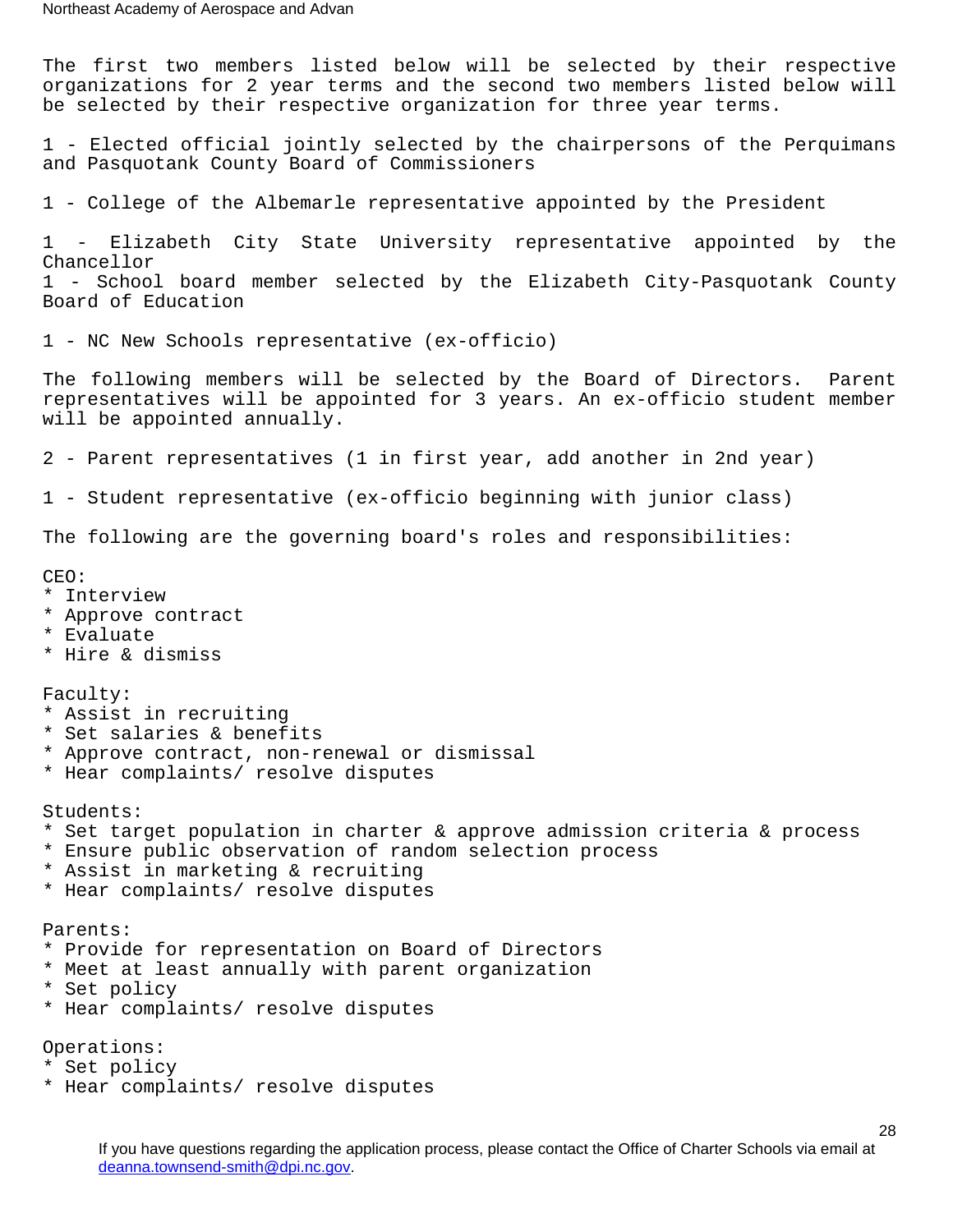The first two members listed below will be selected by their respective organizations for 2 year terms and the second two members listed below will be selected by their respective organization for three year terms.

1 - Elected official jointly selected by the chairpersons of the Perquimans and Pasquotank County Board of Commissioners

1 - College of the Albemarle representative appointed by the President

1 - Elizabeth City State University representative appointed by the Chancellor
1 - School board member selected by the Elizabeth City-Pasquotank County Board of Education

1 - NC New Schools representative (ex-officio)

The following members will be selected by the Board of Directors. Parent representatives will be appointed for 3 years. An ex-officio student member will be appointed annually.

2 - Parent representatives (1 in first year, add another in 2nd year)

1 - Student representative (ex-officio beginning with junior class)

The following are the governing board's roles and responsibilities:

CEO:
* Interview
* Approve contract
* Evaluate
* Hire & dismiss

Faculty:
* Assist in recruiting
* Set salaries & benefits
* Approve contract, non-renewal or dismissal
* Hear complaints/ resolve disputes

Students:
* Set target population in charter & approve admission criteria & process
* Ensure public observation of random selection process
* Assist in marketing & recruiting
* Hear complaints/ resolve disputes

Parents:
* Provide for representation on Board of Directors
* Meet at least annually with parent organization
* Set policy
* Hear complaints/ resolve disputes

Operations:
* Set policy
* Hear complaints/ resolve disputes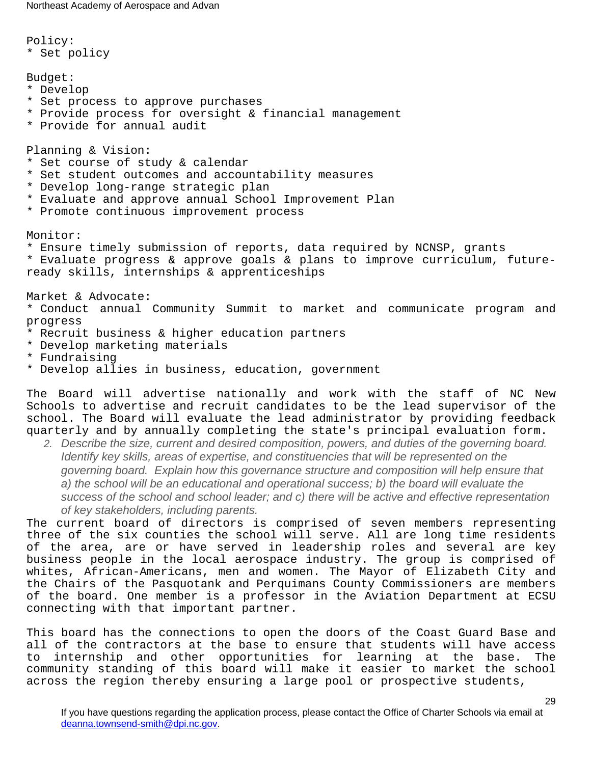Policy:
* Set policy

Budget:
* Develop
* Set process to approve purchases
* Provide process for oversight & financial management
* Provide for annual audit

Planning & Vision:
* Set course of study & calendar
* Set student outcomes and accountability measures
* Develop long-range strategic plan
* Evaluate and approve annual School Improvement Plan
* Promote continuous improvement process

Monitor:
* Ensure timely submission of reports, data required by NCNSP, grants
* Evaluate progress & approve goals & plans to improve curriculum, future-ready skills, internships & apprenticeships

Market & Advocate:
* Conduct annual Community Summit to market and communicate program and progress
* Recruit business & higher education partners
* Develop marketing materials
* Fundraising
* Develop allies in business, education, government

The Board will advertise nationally and work with the staff of NC New Schools to advertise and recruit candidates to be the lead supervisor of the school. The Board will evaluate the lead administrator by providing feedback quarterly and by annually completing the state's principal evaluation form.

2. *Describe the size, current and desired composition, powers, and duties of the governing board. Identify key skills, areas of expertise, and constituencies that will be represented on the governing board. Explain how this governance structure and composition will help ensure that a) the school will be an educational and operational success; b) the board will evaluate the success of the school and school leader; and c) there will be active and effective representation of key stakeholders, including parents.*

The current board of directors is comprised of seven members representing three of the six counties the school will serve. All are long time residents of the area, are or have served in leadership roles and several are key business people in the local aerospace industry. The group is comprised of whites, African-Americans, men and women. The Mayor of Elizabeth City and the Chairs of the Pasquotank and Perquimans County Commissioners are members of the board. One member is a professor in the Aviation Department at ECSU connecting with that important partner.

This board has the connections to open the doors of the Coast Guard Base and all of the contractors at the base to ensure that students will have access to internship and other opportunities for learning at the base. The community standing of this board will make it easier to market the school across the region thereby ensuring a large pool or prospective students,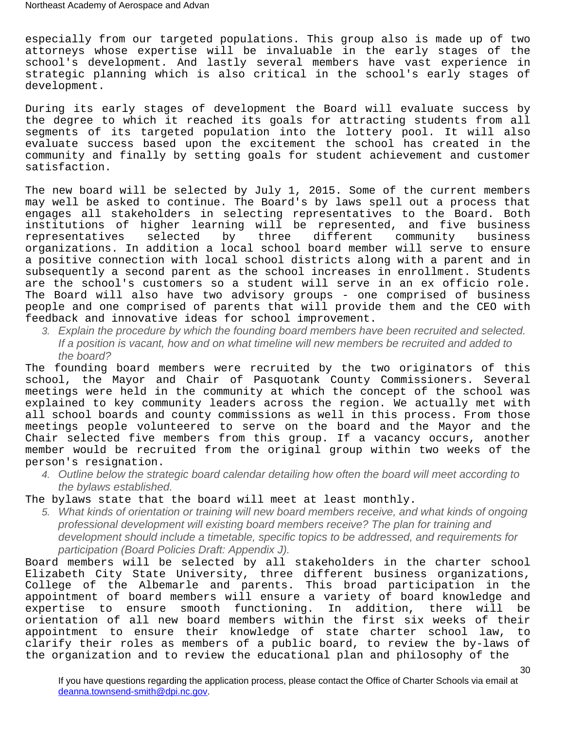especially from our targeted populations. This group also is made up of two attorneys whose expertise will be invaluable in the early stages of the school's development. And lastly several members have vast experience in strategic planning which is also critical in the school's early stages of development.

During its early stages of development the Board will evaluate success by the degree to which it reached its goals for attracting students from all segments of its targeted population into the lottery pool. It will also evaluate success based upon the excitement the school has created in the community and finally by setting goals for student achievement and customer satisfaction.

The new board will be selected by July 1, 2015. Some of the current members may well be asked to continue. The Board's by laws spell out a process that engages all stakeholders in selecting representatives to the Board. Both institutions of higher learning will be represented, and five business representatives selected by three different community business organizations. In addition a local school board member will serve to ensure a positive connection with local school districts along with a parent and in subsequently a second parent as the school increases in enrollment. Students are the school's customers so a student will serve in an ex officio role. The Board will also have two advisory groups - one comprised of business people and one comprised of parents that will provide them and the CEO with feedback and innovative ideas for school improvement.

3. *Explain the procedure by which the founding board members have been recruited and selected. If a position is vacant, how and on what timeline will new members be recruited and added to the board?*

The founding board members were recruited by the two originators of this school, the Mayor and Chair of Pasquotank County Commissioners. Several meetings were held in the community at which the concept of the school was explained to key community leaders across the region. We actually met with all school boards and county commissions as well in this process. From those meetings people volunteered to serve on the board and the Mayor and the Chair selected five members from this group. If a vacancy occurs, another member would be recruited from the original group within two weeks of the person's resignation.

4. *Outline below the strategic board calendar detailing how often the board will meet according to the bylaws established.*

The bylaws state that the board will meet at least monthly.

5. *What kinds of orientation or training will new board members receive, and what kinds of ongoing professional development will existing board members receive? The plan for training and development should include a timetable, specific topics to be addressed, and requirements for participation (Board Policies Draft: Appendix J).*

Board members will be selected by all stakeholders in the charter school Elizabeth City State University, three different business organizations, College of the Albemarle and parents. This broad participation in the appointment of board members will ensure a variety of board knowledge and expertise to ensure smooth functioning. In addition, there will be orientation of all new board members within the first six weeks of their appointment to ensure their knowledge of state charter school law, to clarify their roles as members of a public board, to review the by-laws of the organization and to review the educational plan and philosophy of the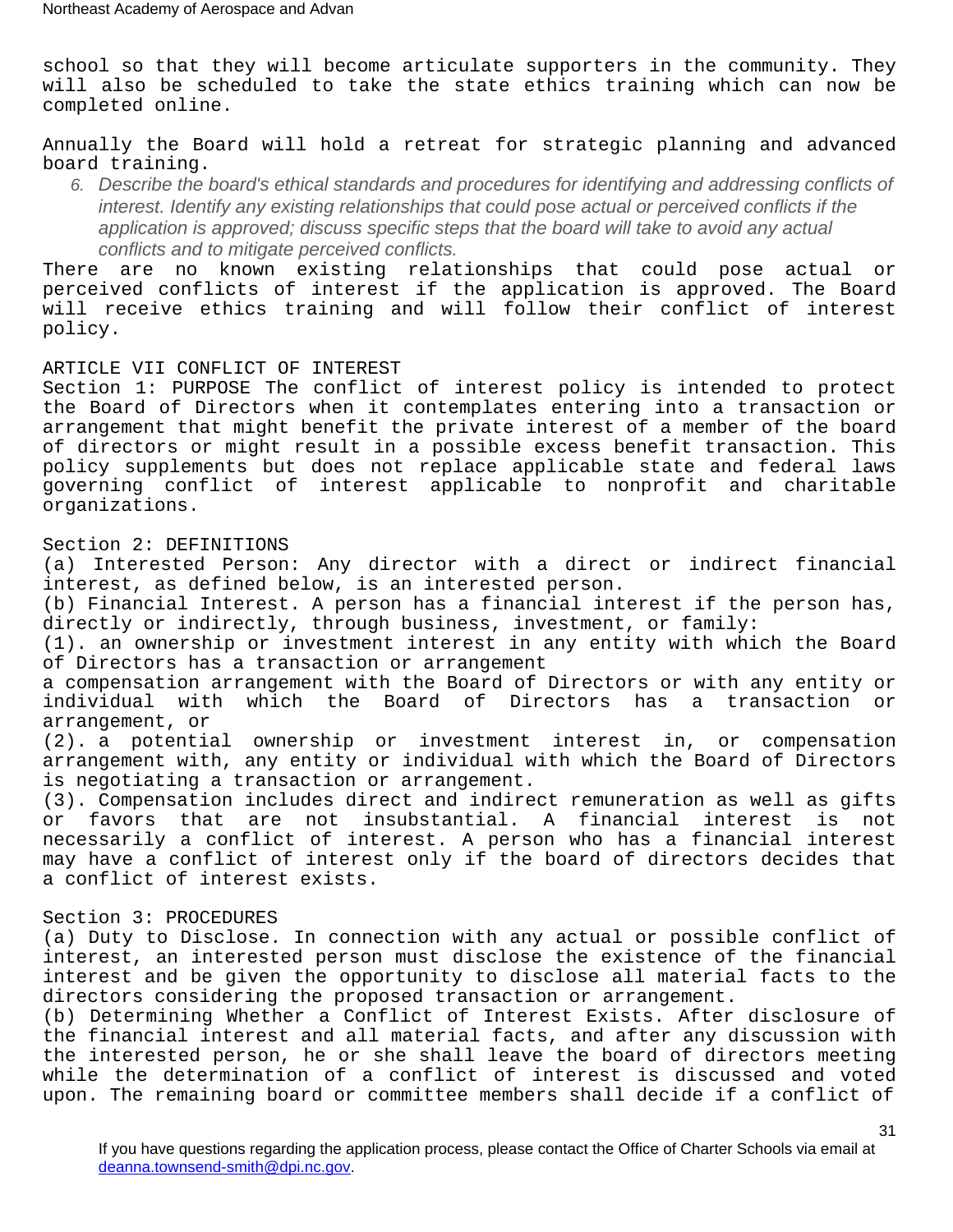school so that they will become articulate supporters in the community. They will also be scheduled to take the state ethics training which can now be completed online.

Annually the Board will hold a retreat for strategic planning and advanced board training.

6. *Describe the board's ethical standards and procedures for identifying and addressing conflicts of interest. Identify any existing relationships that could pose actual or perceived conflicts if the application is approved; discuss specific steps that the board will take to avoid any actual conflicts and to mitigate perceived conflicts.*

There are no known existing relationships that could pose actual or perceived conflicts of interest if the application is approved. The Board will receive ethics training and will follow their conflict of interest policy.

ARTICLE VII CONFLICT OF INTEREST

Section 1: PURPOSE The conflict of interest policy is intended to protect the Board of Directors when it contemplates entering into a transaction or arrangement that might benefit the private interest of a member of the board of directors or might result in a possible excess benefit transaction. This policy supplements but does not replace applicable state and federal laws governing conflict of interest applicable to nonprofit and charitable organizations.

Section 2: DEFINITIONS

(a) Interested Person: Any director with a direct or indirect financial interest, as defined below, is an interested person.

(b) Financial Interest. A person has a financial interest if the person has, directly or indirectly, through business, investment, or family:

(1). an ownership or investment interest in any entity with which the Board of Directors has a transaction or arrangement

a compensation arrangement with the Board of Directors or with any entity or individual with which the Board of Directors has a transaction or arrangement, or

(2). a potential ownership or investment interest in, or compensation arrangement with, any entity or individual with which the Board of Directors is negotiating a transaction or arrangement.

(3). Compensation includes direct and indirect remuneration as well as gifts or favors that are not insubstantial. A financial interest is not necessarily a conflict of interest. A person who has a financial interest may have a conflict of interest only if the board of directors decides that a conflict of interest exists.

Section 3: PROCEDURES

(a) Duty to Disclose. In connection with any actual or possible conflict of interest, an interested person must disclose the existence of the financial interest and be given the opportunity to disclose all material facts to the directors considering the proposed transaction or arrangement.

(b) Determining Whether a Conflict of Interest Exists. After disclosure of the financial interest and all material facts, and after any discussion with the interested person, he or she shall leave the board of directors meeting while the determination of a conflict of interest is discussed and voted upon. The remaining board or committee members shall decide if a conflict of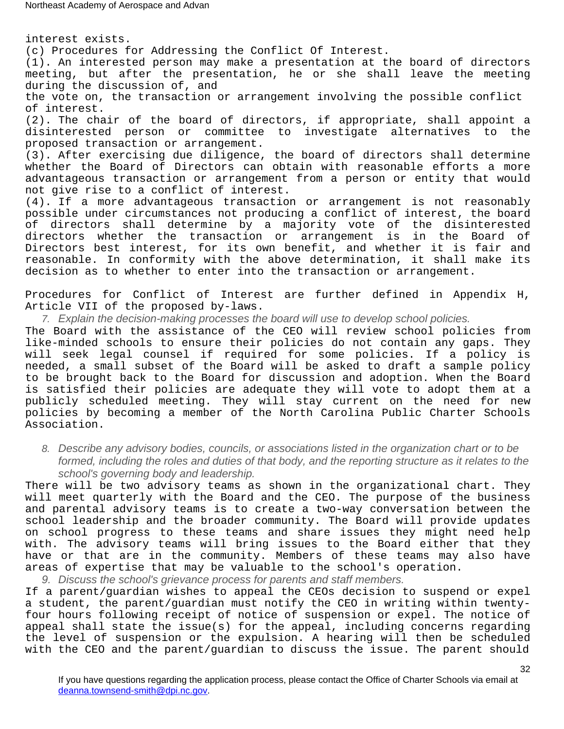interest exists.

(c) Procedures for Addressing the Conflict Of Interest.

(1). An interested person may make a presentation at the board of directors meeting, but after the presentation, he or she shall leave the meeting during the discussion of, and the vote on, the transaction or arrangement involving the possible conflict of interest.

(2). The chair of the board of directors, if appropriate, shall appoint a disinterested person or committee to investigate alternatives to the proposed transaction or arrangement.

(3). After exercising due diligence, the board of directors shall determine whether the Board of Directors can obtain with reasonable efforts a more advantageous transaction or arrangement from a person or entity that would not give rise to a conflict of interest.

(4). If a more advantageous transaction or arrangement is not reasonably possible under circumstances not producing a conflict of interest, the board of directors shall determine by a majority vote of the disinterested directors whether the transaction or arrangement is in the Board of Directors best interest, for its own benefit, and whether it is fair and reasonable. In conformity with the above determination, it shall make its decision as to whether to enter into the transaction or arrangement.

Procedures for Conflict of Interest are further defined in Appendix H, Article VII of the proposed by-laws.

7. *Explain the decision-making processes the board will use to develop school policies.*

The Board with the assistance of the CEO will review school policies from like-minded schools to ensure their policies do not contain any gaps. They will seek legal counsel if required for some policies. If a policy is needed, a small subset of the Board will be asked to draft a sample policy to be brought back to the Board for discussion and adoption. When the Board is satisfied their policies are adequate they will vote to adopt them at a publicly scheduled meeting. They will stay current on the need for new policies by becoming a member of the North Carolina Public Charter Schools Association.

8. *Describe any advisory bodies, councils, or associations listed in the organization chart or to be formed, including the roles and duties of that body, and the reporting structure as it relates to the school's governing body and leadership.*

There will be two advisory teams as shown in the organizational chart. They will meet quarterly with the Board and the CEO. The purpose of the business and parental advisory teams is to create a two-way conversation between the school leadership and the broader community. The Board will provide updates on school progress to these teams and share issues they might need help with. The advisory teams will bring issues to the Board either that they have or that are in the community. Members of these teams may also have areas of expertise that may be valuable to the school's operation.

9. *Discuss the school's grievance process for parents and staff members.*

If a parent/guardian wishes to appeal the CEOs decision to suspend or expel a student, the parent/guardian must notify the CEO in writing within twenty-four hours following receipt of notice of suspension or expel. The notice of appeal shall state the issue(s) for the appeal, including concerns regarding the level of suspension or the expulsion. A hearing will then be scheduled with the CEO and the parent/guardian to discuss the issue. The parent should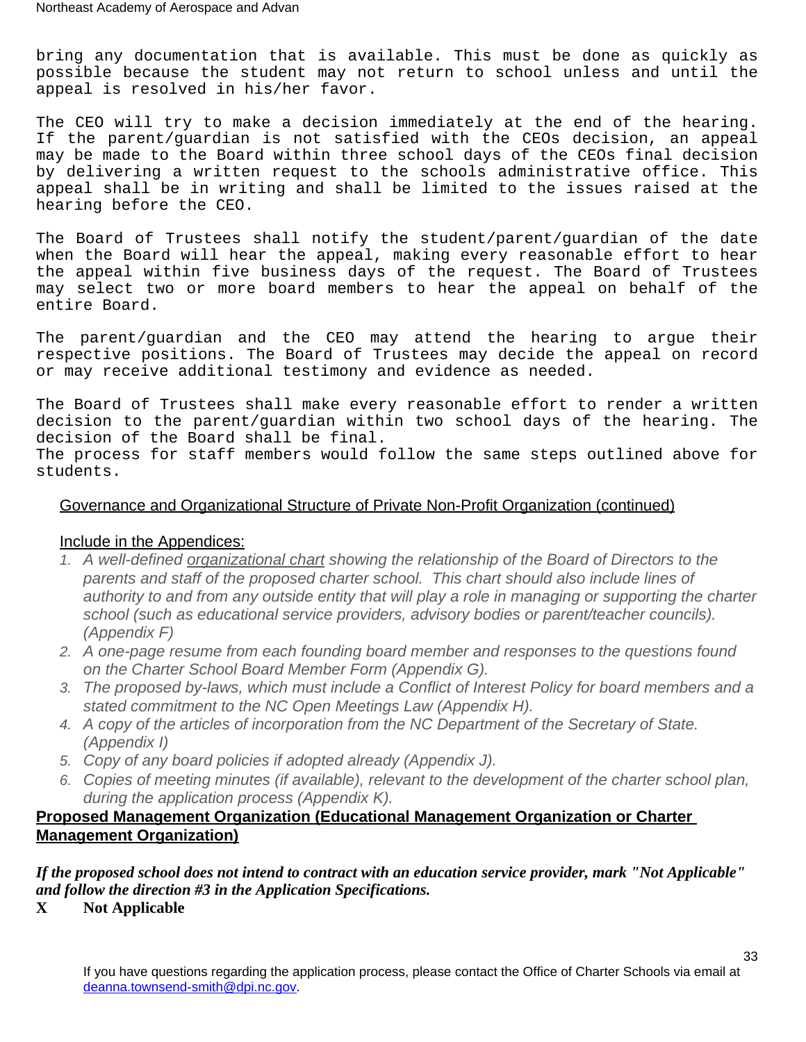bring any documentation that is available. This must be done as quickly as possible because the student may not return to school unless and until the appeal is resolved in his/her favor.

The CEO will try to make a decision immediately at the end of the hearing. If the parent/guardian is not satisfied with the CEOs decision, an appeal may be made to the Board within three school days of the CEOs final decision by delivering a written request to the schools administrative office. This appeal shall be in writing and shall be limited to the issues raised at the hearing before the CEO.

The Board of Trustees shall notify the student/parent/guardian of the date when the Board will hear the appeal, making every reasonable effort to hear the appeal within five business days of the request. The Board of Trustees may select two or more board members to hear the appeal on behalf of the entire Board.

The parent/guardian and the CEO may attend the hearing to argue their respective positions. The Board of Trustees may decide the appeal on record or may receive additional testimony and evidence as needed.

The Board of Trustees shall make every reasonable effort to render a written decision to the parent/guardian within two school days of the hearing. The decision of the Board shall be final.
The process for staff members would follow the same steps outlined above for students.

Governance and Organizational Structure of Private Non-Profit Organization (continued)

Include in the Appendices:

1. *A well-defined organizational chart showing the relationship of the Board of Directors to the parents and staff of the proposed charter school. This chart should also include lines of authority to and from any outside entity that will play a role in managing or supporting the charter school (such as educational service providers, advisory bodies or parent/teacher councils). (Appendix F)*
2. *A one-page resume from each founding board member and responses to the questions found on the Charter School Board Member Form (Appendix G).*
3. *The proposed by-laws, which must include a Conflict of Interest Policy for board members and a stated commitment to the NC Open Meetings Law (Appendix H).*
4. *A copy of the articles of incorporation from the NC Department of the Secretary of State. (Appendix I)*
5. *Copy of any board policies if adopted already (Appendix J).*
6. *Copies of meeting minutes (if available), relevant to the development of the charter school plan, during the application process (Appendix K).*

**Proposed Management Organization (Educational Management Organization or Charter Management Organization)**

***If the proposed school does not intend to contract with an education service provider, mark "Not Applicable" and follow the direction #3 in the Application Specifications.***

**X Not Applicable**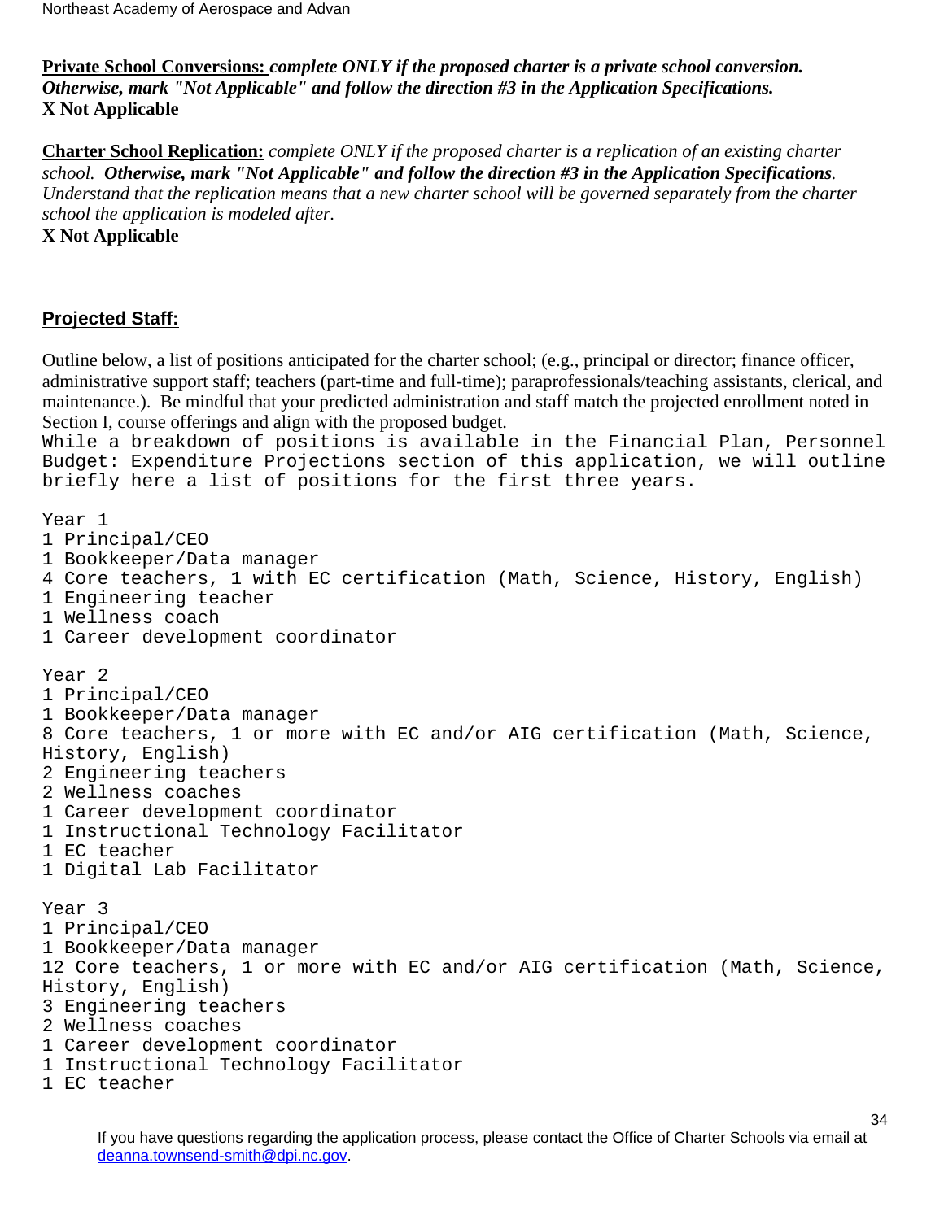**Private School Conversions:** ***complete ONLY if the proposed charter is a private school conversion. Otherwise, mark "Not Applicable" and follow the direction #3 in the Application Specifications.***
**X Not Applicable**

**Charter School Replication:** *complete ONLY if the proposed charter is a replication of an existing charter school.* ***Otherwise, mark "Not Applicable" and follow the direction #3 in the Application Specifications****. Understand that the replication means that a new charter school will be governed separately from the charter school the application is modeled after.*
**X Not Applicable**

## Projected Staff:

Outline below, a list of positions anticipated for the charter school; (e.g., principal or director; finance officer, administrative support staff; teachers (part-time and full-time); paraprofessionals/teaching assistants, clerical, and maintenance.). Be mindful that your predicted administration and staff match the projected enrollment noted in Section I, course offerings and align with the proposed budget.

While a breakdown of positions is available in the Financial Plan, Personnel Budget: Expenditure Projections section of this application, we will outline briefly here a list of positions for the first three years.

Year 1
1 Principal/CEO
1 Bookkeeper/Data manager
4 Core teachers, 1 with EC certification (Math, Science, History, English)
1 Engineering teacher
1 Wellness coach
1 Career development coordinator

Year 2
1 Principal/CEO
1 Bookkeeper/Data manager
8 Core teachers, 1 or more with EC and/or AIG certification (Math, Science, History, English)
2 Engineering teachers
2 Wellness coaches
1 Career development coordinator
1 Instructional Technology Facilitator
1 EC teacher
1 Digital Lab Facilitator

Year 3
1 Principal/CEO
1 Bookkeeper/Data manager
12 Core teachers, 1 or more with EC and/or AIG certification (Math, Science, History, English)
3 Engineering teachers
2 Wellness coaches
1 Career development coordinator
1 Instructional Technology Facilitator
1 EC teacher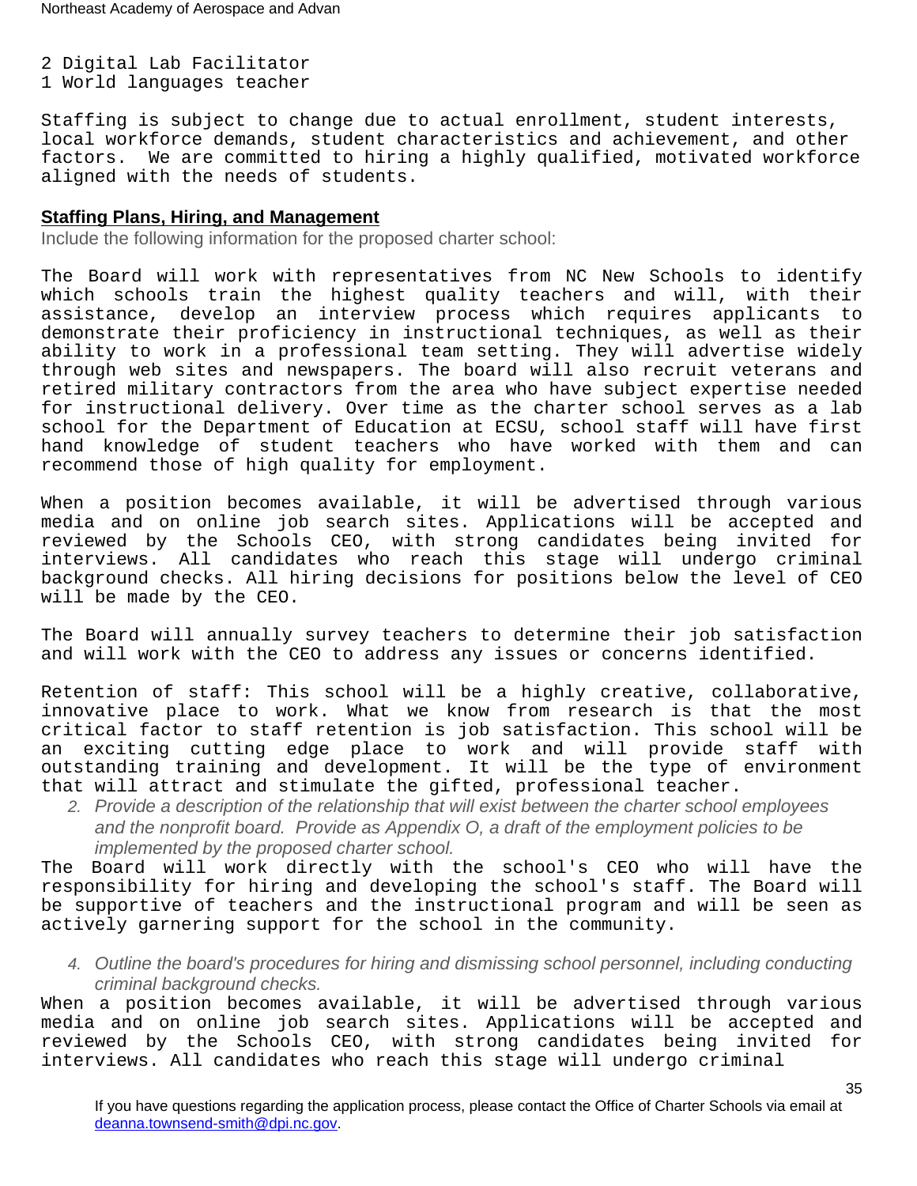2 Digital Lab Facilitator
1 World languages teacher

Staffing is subject to change due to actual enrollment, student interests, local workforce demands, student characteristics and achievement, and other factors. We are committed to hiring a highly qualified, motivated workforce aligned with the needs of students.

## Staffing Plans, Hiring, and Management

Include the following information for the proposed charter school:

The Board will work with representatives from NC New Schools to identify which schools train the highest quality teachers and will, with their assistance, develop an interview process which requires applicants to demonstrate their proficiency in instructional techniques, as well as their ability to work in a professional team setting. They will advertise widely through web sites and newspapers. The board will also recruit veterans and retired military contractors from the area who have subject expertise needed for instructional delivery. Over time as the charter school serves as a lab school for the Department of Education at ECSU, school staff will have first hand knowledge of student teachers who have worked with them and can recommend those of high quality for employment.

When a position becomes available, it will be advertised through various media and on online job search sites. Applications will be accepted and reviewed by the Schools CEO, with strong candidates being invited for interviews. All candidates who reach this stage will undergo criminal background checks. All hiring decisions for positions below the level of CEO will be made by the CEO.

The Board will annually survey teachers to determine their job satisfaction and will work with the CEO to address any issues or concerns identified.

Retention of staff: This school will be a highly creative, collaborative, innovative place to work. What we know from research is that the most critical factor to staff retention is job satisfaction. This school will be an exciting cutting edge place to work and will provide staff with outstanding training and development. It will be the type of environment that will attract and stimulate the gifted, professional teacher.

2. *Provide a description of the relationship that will exist between the charter school employees and the nonprofit board. Provide as Appendix O, a draft of the employment policies to be implemented by the proposed charter school.*

The Board will work directly with the school's CEO who will have the responsibility for hiring and developing the school's staff. The Board will be supportive of teachers and the instructional program and will be seen as actively garnering support for the school in the community.

4. *Outline the board's procedures for hiring and dismissing school personnel, including conducting criminal background checks.*

When a position becomes available, it will be advertised through various media and on online job search sites. Applications will be accepted and reviewed by the Schools CEO, with strong candidates being invited for interviews. All candidates who reach this stage will undergo criminal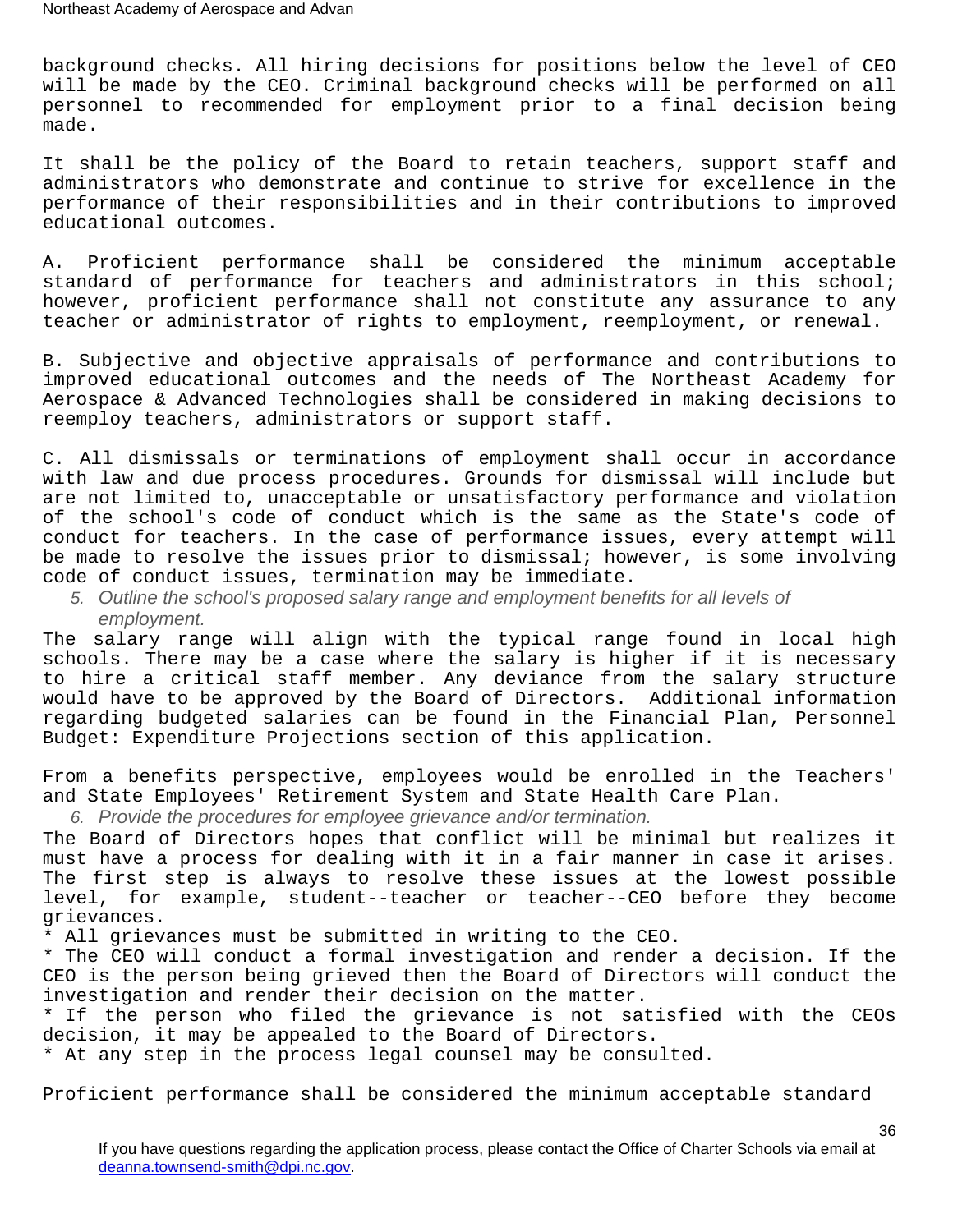background checks. All hiring decisions for positions below the level of CEO will be made by the CEO. Criminal background checks will be performed on all personnel to recommended for employment prior to a final decision being made.

It shall be the policy of the Board to retain teachers, support staff and administrators who demonstrate and continue to strive for excellence in the performance of their responsibilities and in their contributions to improved educational outcomes.

A. Proficient performance shall be considered the minimum acceptable standard of performance for teachers and administrators in this school; however, proficient performance shall not constitute any assurance to any teacher or administrator of rights to employment, reemployment, or renewal.

B. Subjective and objective appraisals of performance and contributions to improved educational outcomes and the needs of The Northeast Academy for Aerospace & Advanced Technologies shall be considered in making decisions to reemploy teachers, administrators or support staff.

C. All dismissals or terminations of employment shall occur in accordance with law and due process procedures. Grounds for dismissal will include but are not limited to, unacceptable or unsatisfactory performance and violation of the school's code of conduct which is the same as the State's code of conduct for teachers. In the case of performance issues, every attempt will be made to resolve the issues prior to dismissal; however, is some involving code of conduct issues, termination may be immediate.

5. *Outline the school's proposed salary range and employment benefits for all levels of employment.*

The salary range will align with the typical range found in local high schools. There may be a case where the salary is higher if it is necessary to hire a critical staff member. Any deviance from the salary structure would have to be approved by the Board of Directors. Additional information regarding budgeted salaries can be found in the Financial Plan, Personnel Budget: Expenditure Projections section of this application.

From a benefits perspective, employees would be enrolled in the Teachers' and State Employees' Retirement System and State Health Care Plan.

6. *Provide the procedures for employee grievance and/or termination.*

The Board of Directors hopes that conflict will be minimal but realizes it must have a process for dealing with it in a fair manner in case it arises. The first step is always to resolve these issues at the lowest possible level, for example, student--teacher or teacher--CEO before they become grievances.

* All grievances must be submitted in writing to the CEO.
* The CEO will conduct a formal investigation and render a decision. If the CEO is the person being grieved then the Board of Directors will conduct the investigation and render their decision on the matter.
* If the person who filed the grievance is not satisfied with the CEOs decision, it may be appealed to the Board of Directors.
* At any step in the process legal counsel may be consulted.

Proficient performance shall be considered the minimum acceptable standard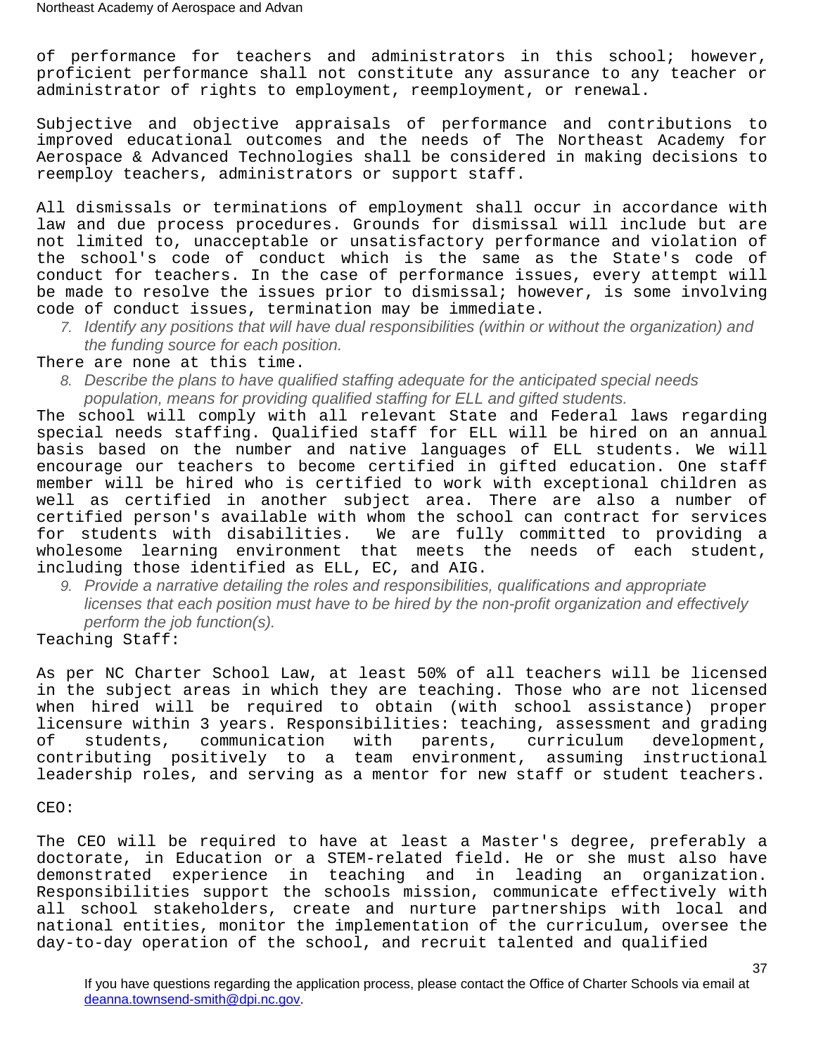of performance for teachers and administrators in this school; however, proficient performance shall not constitute any assurance to any teacher or administrator of rights to employment, reemployment, or renewal.

Subjective and objective appraisals of performance and contributions to improved educational outcomes and the needs of The Northeast Academy for Aerospace & Advanced Technologies shall be considered in making decisions to reemploy teachers, administrators or support staff.

All dismissals or terminations of employment shall occur in accordance with law and due process procedures. Grounds for dismissal will include but are not limited to, unacceptable or unsatisfactory performance and violation of the school's code of conduct which is the same as the State's code of conduct for teachers. In the case of performance issues, every attempt will be made to resolve the issues prior to dismissal; however, is some involving code of conduct issues, termination may be immediate.

7. *Identify any positions that will have dual responsibilities (within or without the organization) and the funding source for each position.*

There are none at this time.

8. *Describe the plans to have qualified staffing adequate for the anticipated special needs population, means for providing qualified staffing for ELL and gifted students.*

The school will comply with all relevant State and Federal laws regarding special needs staffing. Qualified staff for ELL will be hired on an annual basis based on the number and native languages of ELL students. We will encourage our teachers to become certified in gifted education. One staff member will be hired who is certified to work with exceptional children as well as certified in another subject area. There are also a number of certified person's available with whom the school can contract for services for students with disabilities. We are fully committed to providing a wholesome learning environment that meets the needs of each student, including those identified as ELL, EC, and AIG.

9. *Provide a narrative detailing the roles and responsibilities, qualifications and appropriate licenses that each position must have to be hired by the non-profit organization and effectively perform the job function(s).*

Teaching Staff:

As per NC Charter School Law, at least 50% of all teachers will be licensed in the subject areas in which they are teaching. Those who are not licensed when hired will be required to obtain (with school assistance) proper licensure within 3 years. Responsibilities: teaching, assessment and grading of students, communication with parents, curriculum development, contributing positively to a team environment, assuming instructional leadership roles, and serving as a mentor for new staff or student teachers.

CEO:

The CEO will be required to have at least a Master's degree, preferably a doctorate, in Education or a STEM-related field. He or she must also have demonstrated experience in teaching and in leading an organization. Responsibilities support the schools mission, communicate effectively with all school stakeholders, create and nurture partnerships with local and national entities, monitor the implementation of the curriculum, oversee the day-to-day operation of the school, and recruit talented and qualified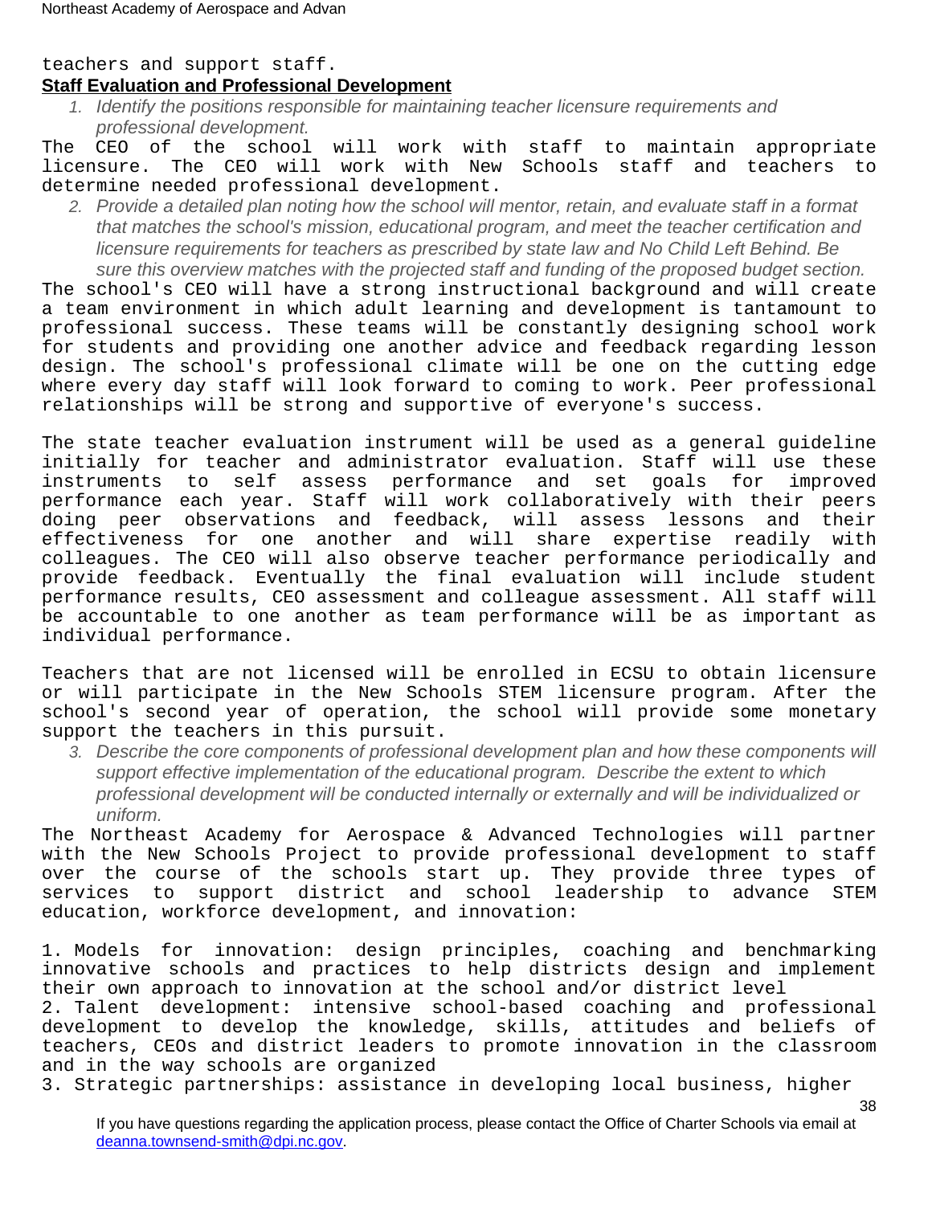teachers and support staff.

**Staff Evaluation and Professional Development**

1. *Identify the positions responsible for maintaining teacher licensure requirements and professional development.*

The CEO of the school will work with staff to maintain appropriate licensure. The CEO will work with New Schools staff and teachers to determine needed professional development.

2. *Provide a detailed plan noting how the school will mentor, retain, and evaluate staff in a format that matches the school's mission, educational program, and meet the teacher certification and licensure requirements for teachers as prescribed by state law and No Child Left Behind. Be sure this overview matches with the projected staff and funding of the proposed budget section.*

The school's CEO will have a strong instructional background and will create a team environment in which adult learning and development is tantamount to professional success. These teams will be constantly designing school work for students and providing one another advice and feedback regarding lesson design. The school's professional climate will be one on the cutting edge where every day staff will look forward to coming to work. Peer professional relationships will be strong and supportive of everyone's success.

The state teacher evaluation instrument will be used as a general guideline initially for teacher and administrator evaluation. Staff will use these instruments to self assess performance and set goals for improved performance each year. Staff will work collaboratively with their peers doing peer observations and feedback, will assess lessons and their effectiveness for one another and will share expertise readily with colleagues. The CEO will also observe teacher performance periodically and provide feedback. Eventually the final evaluation will include student performance results, CEO assessment and colleague assessment. All staff will be accountable to one another as team performance will be as important as individual performance.

Teachers that are not licensed will be enrolled in ECSU to obtain licensure or will participate in the New Schools STEM licensure program. After the school's second year of operation, the school will provide some monetary support the teachers in this pursuit.

3. *Describe the core components of professional development plan and how these components will support effective implementation of the educational program. Describe the extent to which professional development will be conducted internally or externally and will be individualized or uniform.*

The Northeast Academy for Aerospace & Advanced Technologies will partner with the New Schools Project to provide professional development to staff over the course of the schools start up. They provide three types of services to support district and school leadership to advance STEM education, workforce development, and innovation:

1. Models for innovation: design principles, coaching and benchmarking innovative schools and practices to help districts design and implement their own approach to innovation at the school and/or district level
2. Talent development: intensive school-based coaching and professional development to develop the knowledge, skills, attitudes and beliefs of teachers, CEOs and district leaders to promote innovation in the classroom and in the way schools are organized
3. Strategic partnerships: assistance in developing local business, higher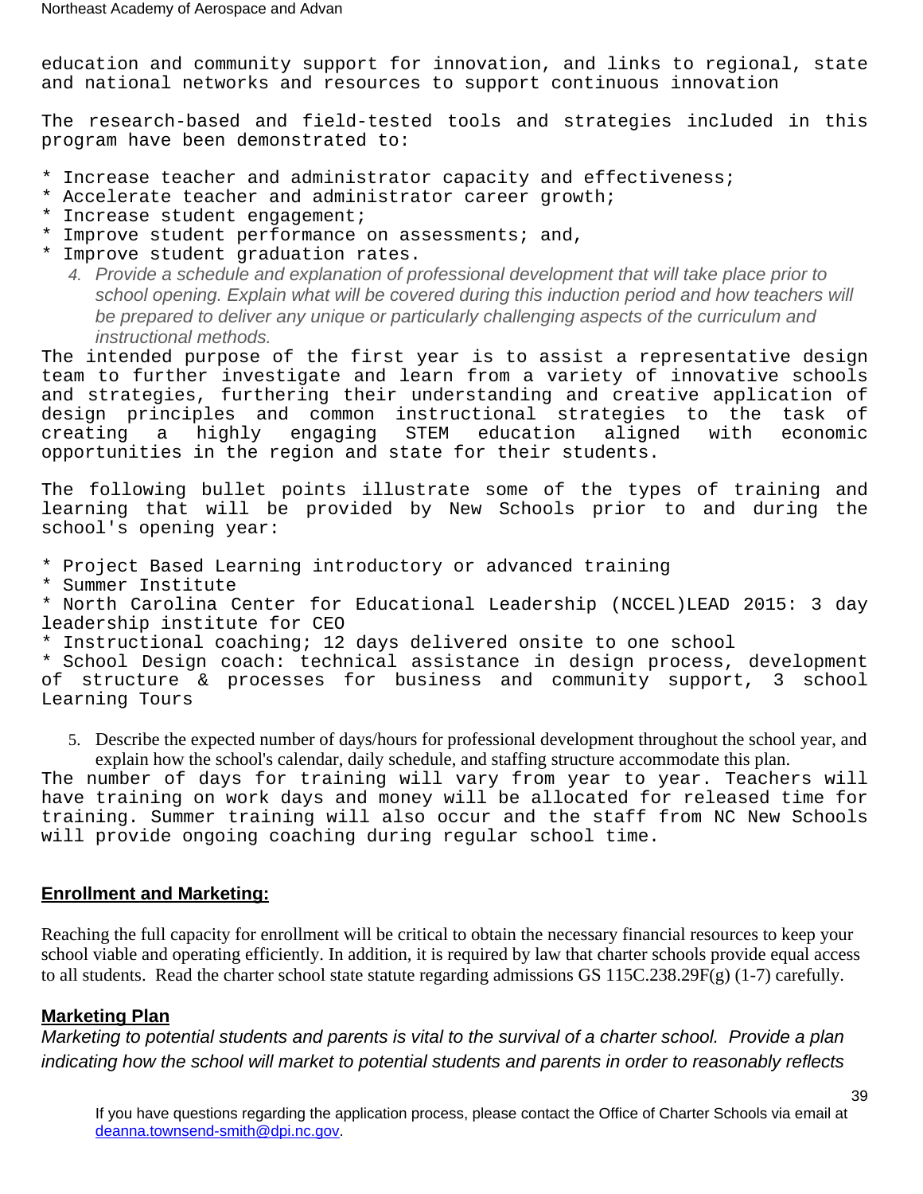education and community support for innovation, and links to regional, state and national networks and resources to support continuous innovation

The research-based and field-tested tools and strategies included in this program have been demonstrated to:

* Increase teacher and administrator capacity and effectiveness;
* Accelerate teacher and administrator career growth;
* Increase student engagement;
* Improve student performance on assessments; and,
* Improve student graduation rates.

4. *Provide a schedule and explanation of professional development that will take place prior to school opening. Explain what will be covered during this induction period and how teachers will be prepared to deliver any unique or particularly challenging aspects of the curriculum and instructional methods.*

The intended purpose of the first year is to assist a representative design team to further investigate and learn from a variety of innovative schools and strategies, furthering their understanding and creative application of design principles and common instructional strategies to the task of creating a highly engaging STEM education aligned with economic opportunities in the region and state for their students.

The following bullet points illustrate some of the types of training and learning that will be provided by New Schools prior to and during the school's opening year:

* Project Based Learning introductory or advanced training
* Summer Institute
* North Carolina Center for Educational Leadership (NCCEL)LEAD 2015: 3 day leadership institute for CEO
* Instructional coaching; 12 days delivered onsite to one school
* School Design coach: technical assistance in design process, development of structure & processes for business and community support, 3 school Learning Tours

5. Describe the expected number of days/hours for professional development throughout the school year, and explain how the school's calendar, daily schedule, and staffing structure accommodate this plan.

The number of days for training will vary from year to year. Teachers will have training on work days and money will be allocated for released time for training. Summer training will also occur and the staff from NC New Schools will provide ongoing coaching during regular school time.

## Enrollment and Marketing:

Reaching the full capacity for enrollment will be critical to obtain the necessary financial resources to keep your school viable and operating efficiently. In addition, it is required by law that charter schools provide equal access to all students. Read the charter school state statute regarding admissions GS 115C.238.29F(g) (1-7) carefully.

### Marketing Plan

*Marketing to potential students and parents is vital to the survival of a charter school. Provide a plan indicating how the school will market to potential students and parents in order to reasonably reflects*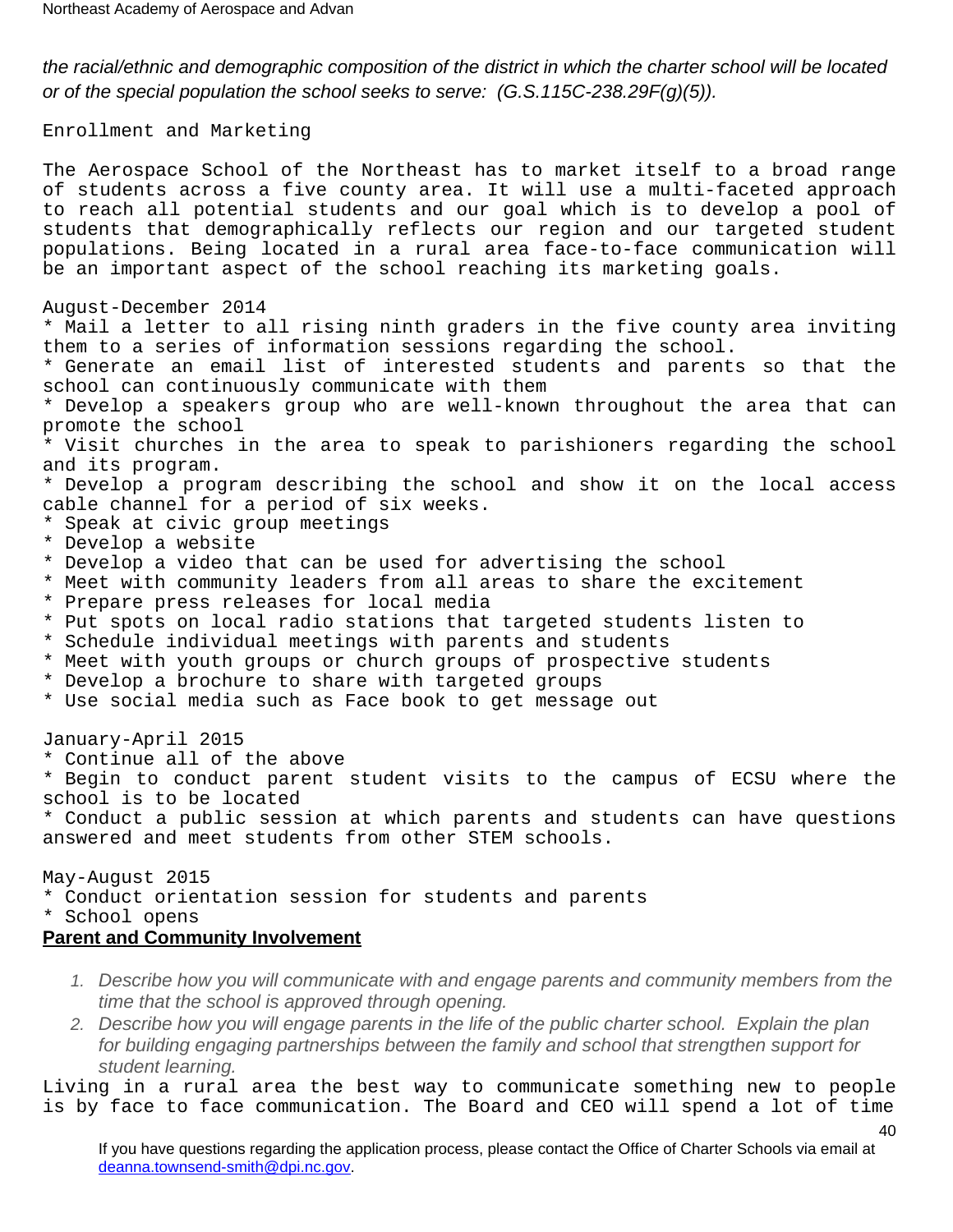*the racial/ethnic and demographic composition of the district in which the charter school will be located or of the special population the school seeks to serve: (G.S.115C-238.29F(g)(5)).*

Enrollment and Marketing

The Aerospace School of the Northeast has to market itself to a broad range of students across a five county area. It will use a multi-faceted approach to reach all potential students and our goal which is to develop a pool of students that demographically reflects our region and our targeted student populations. Being located in a rural area face-to-face communication will be an important aspect of the school reaching its marketing goals.

August-December 2014

* Mail a letter to all rising ninth graders in the five county area inviting them to a series of information sessions regarding the school.
* Generate an email list of interested students and parents so that the school can continuously communicate with them
* Develop a speakers group who are well-known throughout the area that can promote the school
* Visit churches in the area to speak to parishioners regarding the school and its program.
* Develop a program describing the school and show it on the local access cable channel for a period of six weeks.
* Speak at civic group meetings
* Develop a website
* Develop a video that can be used for advertising the school
* Meet with community leaders from all areas to share the excitement
* Prepare press releases for local media
* Put spots on local radio stations that targeted students listen to
* Schedule individual meetings with parents and students
* Meet with youth groups or church groups of prospective students
* Develop a brochure to share with targeted groups
* Use social media such as Face book to get message out

January-April 2015

* Continue all of the above
* Begin to conduct parent student visits to the campus of ECSU where the school is to be located
* Conduct a public session at which parents and students can have questions answered and meet students from other STEM schools.

May-August 2015

* Conduct orientation session for students and parents
* School opens

**Parent and Community Involvement**

1. *Describe how you will communicate with and engage parents and community members from the time that the school is approved through opening.*
2. *Describe how you will engage parents in the life of the public charter school. Explain the plan for building engaging partnerships between the family and school that strengthen support for student learning.*

Living in a rural area the best way to communicate something new to people is by face to face communication. The Board and CEO will spend a lot of time

If you have questions regarding the application process, please contact the Office of Charter Schools via email at deanna.townsend-smith@dpi.nc.gov.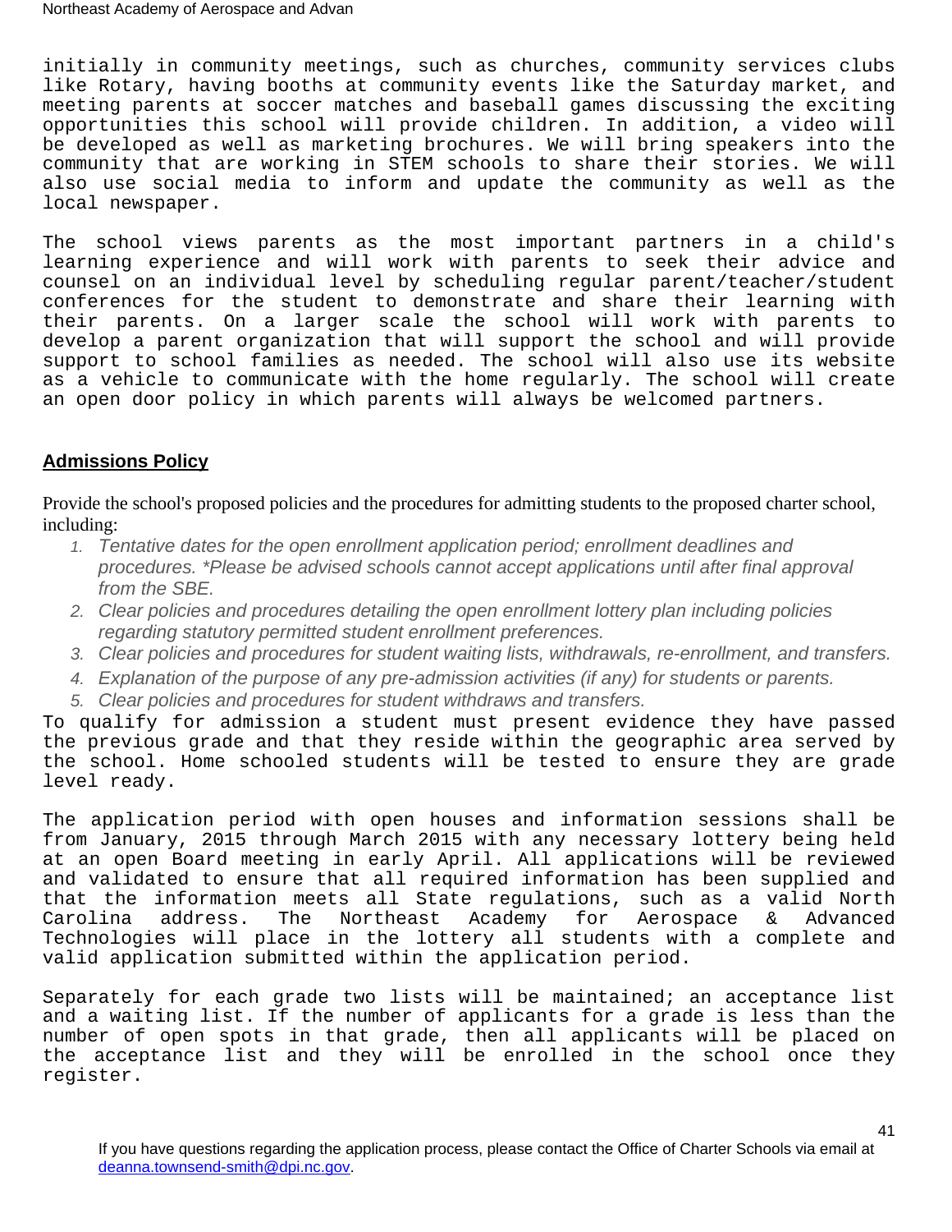initially in community meetings, such as churches, community services clubs like Rotary, having booths at community events like the Saturday market, and meeting parents at soccer matches and baseball games discussing the exciting opportunities this school will provide children. In addition, a video will be developed as well as marketing brochures. We will bring speakers into the community that are working in STEM schools to share their stories. We will also use social media to inform and update the community as well as the local newspaper.

The school views parents as the most important partners in a child's learning experience and will work with parents to seek their advice and counsel on an individual level by scheduling regular parent/teacher/student conferences for the student to demonstrate and share their learning with their parents. On a larger scale the school will work with parents to develop a parent organization that will support the school and will provide support to school families as needed. The school will also use its website as a vehicle to communicate with the home regularly. The school will create an open door policy in which parents will always be welcomed partners.

## Admissions Policy

Provide the school's proposed policies and the procedures for admitting students to the proposed charter school, including:

1. *Tentative dates for the open enrollment application period; enrollment deadlines and procedures. *Please be advised schools cannot accept applications until after final approval from the SBE.*
2. *Clear policies and procedures detailing the open enrollment lottery plan including policies regarding statutory permitted student enrollment preferences.*
3. *Clear policies and procedures for student waiting lists, withdrawals, re-enrollment, and transfers.*
4. *Explanation of the purpose of any pre-admission activities (if any) for students or parents.*
5. *Clear policies and procedures for student withdraws and transfers.*

To qualify for admission a student must present evidence they have passed the previous grade and that they reside within the geographic area served by the school. Home schooled students will be tested to ensure they are grade level ready.

The application period with open houses and information sessions shall be from January, 2015 through March 2015 with any necessary lottery being held at an open Board meeting in early April. All applications will be reviewed and validated to ensure that all required information has been supplied and that the information meets all State regulations, such as a valid North Carolina address. The Northeast Academy for Aerospace & Advanced Technologies will place in the lottery all students with a complete and valid application submitted within the application period.

Separately for each grade two lists will be maintained; an acceptance list and a waiting list. If the number of applicants for a grade is less than the number of open spots in that grade, then all applicants will be placed on the acceptance list and they will be enrolled in the school once they register.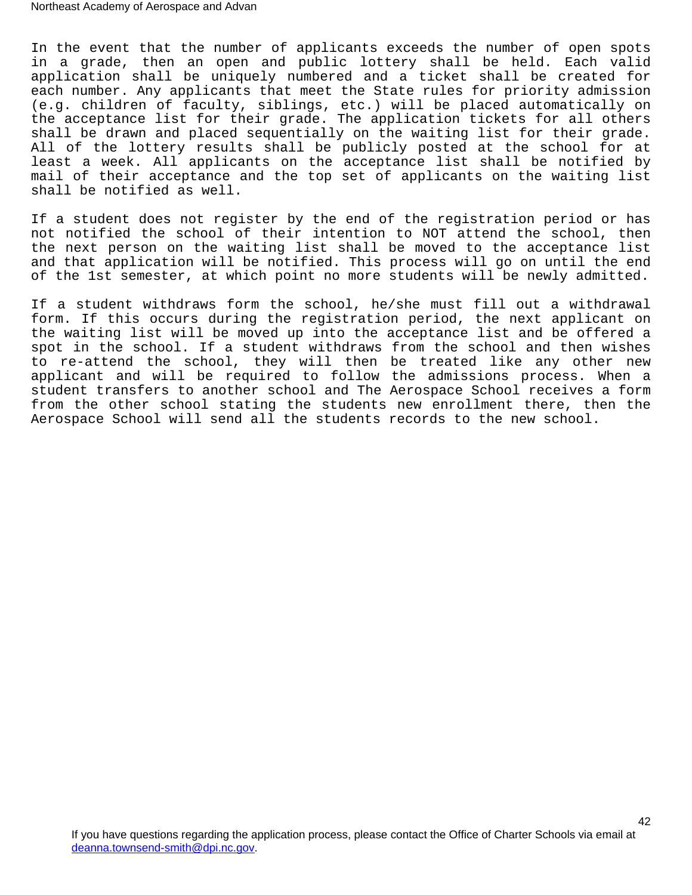In the event that the number of applicants exceeds the number of open spots in a grade, then an open and public lottery shall be held. Each valid application shall be uniquely numbered and a ticket shall be created for each number. Any applicants that meet the State rules for priority admission (e.g. children of faculty, siblings, etc.) will be placed automatically on the acceptance list for their grade. The application tickets for all others shall be drawn and placed sequentially on the waiting list for their grade. All of the lottery results shall be publicly posted at the school for at least a week. All applicants on the acceptance list shall be notified by mail of their acceptance and the top set of applicants on the waiting list shall be notified as well.

If a student does not register by the end of the registration period or has not notified the school of their intention to NOT attend the school, then the next person on the waiting list shall be moved to the acceptance list and that application will be notified. This process will go on until the end of the 1st semester, at which point no more students will be newly admitted.

If a student withdraws form the school, he/she must fill out a withdrawal form. If this occurs during the registration period, the next applicant on the waiting list will be moved up into the acceptance list and be offered a spot in the school. If a student withdraws from the school and then wishes to re-attend the school, they will then be treated like any other new applicant and will be required to follow the admissions process. When a student transfers to another school and The Aerospace School receives a form from the other school stating the students new enrollment there, then the Aerospace School will send all the students records to the new school.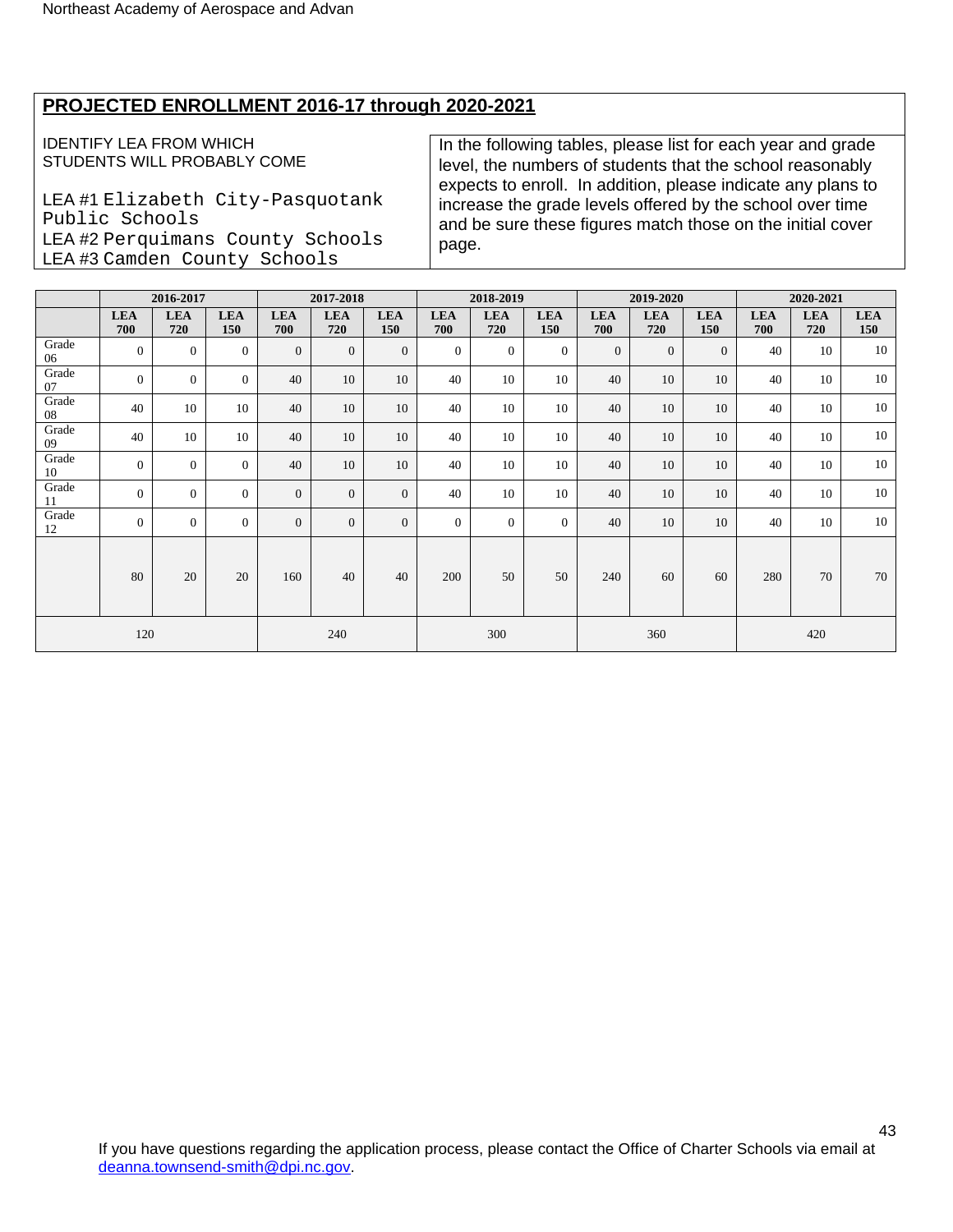## PROJECTED ENROLLMENT 2016-17 through 2020-2021

IDENTIFY LEA FROM WHICH STUDENTS WILL PROBABLY COME

LEA #1 Elizabeth City-Pasquotank Public Schools
LEA #2 Perquimans County Schools
LEA #3 Camden County Schools

In the following tables, please list for each year and grade level, the numbers of students that the school reasonably expects to enroll. In addition, please indicate any plans to increase the grade levels offered by the school over time and be sure these figures match those on the initial cover page.

| | 2016-2017 | | | 2017-2018 | | | 2018-2019 | | | 2019-2020 | | | 2020-2021 | | |
|---|---|---|---|---|---|---|---|---|---|---|---|---|---|---|---|
| | LEA 700 | LEA 720 | LEA 150 | LEA 700 | LEA 720 | LEA 150 | LEA 700 | LEA 720 | LEA 150 | LEA 700 | LEA 720 | LEA 150 | LEA 700 | LEA 720 | LEA 150 |
| Grade 06 | 0 | 0 | 0 | 0 | 0 | 0 | 0 | 0 | 0 | 0 | 0 | 0 | 40 | 10 | 10 |
| Grade 07 | 0 | 0 | 0 | 40 | 10 | 10 | 40 | 10 | 10 | 40 | 10 | 10 | 40 | 10 | 10 |
| Grade 08 | 40 | 10 | 10 | 40 | 10 | 10 | 40 | 10 | 10 | 40 | 10 | 10 | 40 | 10 | 10 |
| Grade 09 | 40 | 10 | 10 | 40 | 10 | 10 | 40 | 10 | 10 | 40 | 10 | 10 | 40 | 10 | 10 |
| Grade 10 | 0 | 0 | 0 | 40 | 10 | 10 | 40 | 10 | 10 | 40 | 10 | 10 | 40 | 10 | 10 |
| Grade 11 | 0 | 0 | 0 | 0 | 0 | 0 | 40 | 10 | 10 | 40 | 10 | 10 | 40 | 10 | 10 |
| Grade 12 | 0 | 0 | 0 | 0 | 0 | 0 | 0 | 0 | 0 | 40 | 10 | 10 | 40 | 10 | 10 |
| | 80 | 20 | 20 | 160 | 40 | 40 | 200 | 50 | 50 | 240 | 60 | 60 | 280 | 70 | 70 |
| | 120 | | | 240 | | | 300 | | | 360 | | | 420 | | |

If you have questions regarding the application process, please contact the Office of Charter Schools via email at deanna.townsend-smith@dpi.nc.gov.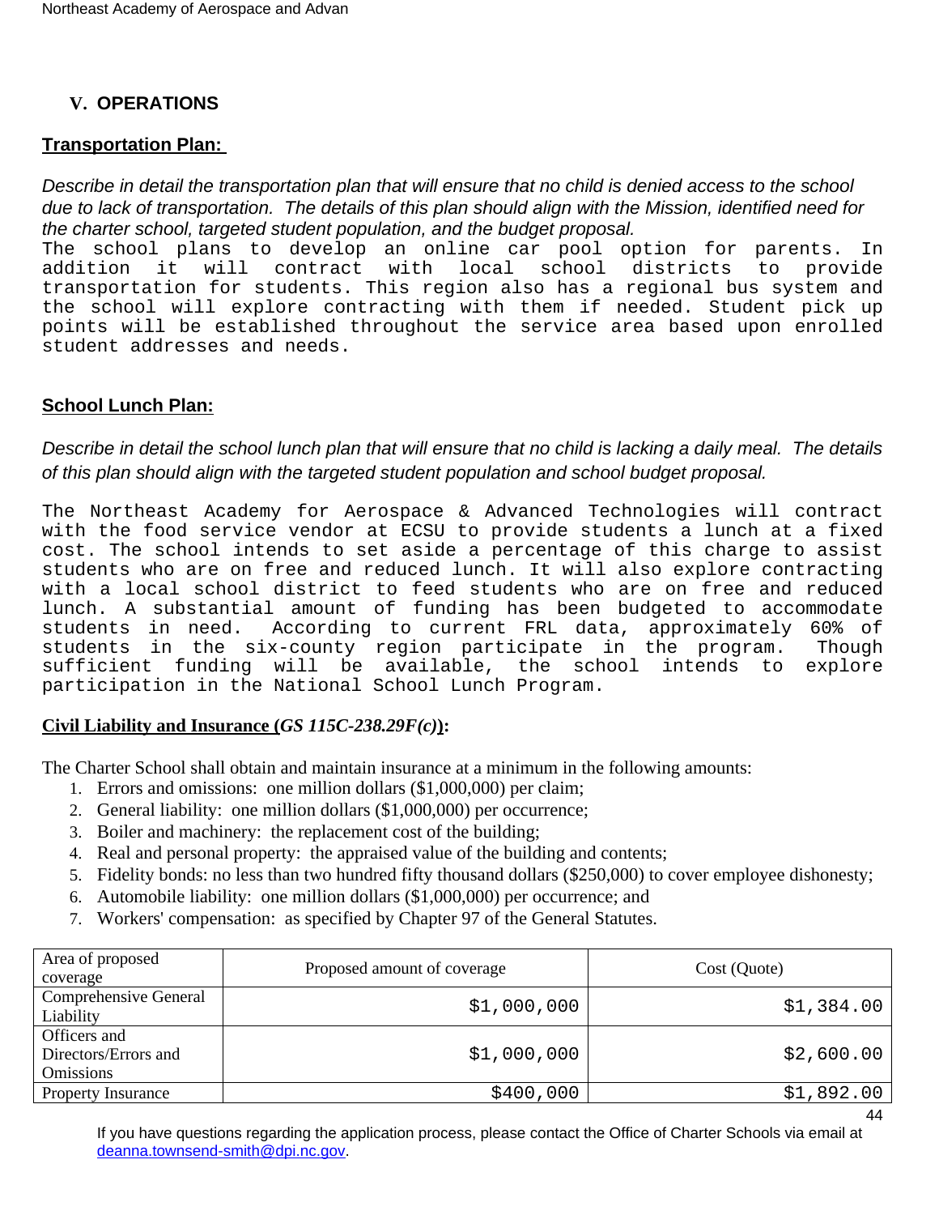## V. OPERATIONS

**Transportation Plan:**

*Describe in detail the transportation plan that will ensure that no child is denied access to the school due to lack of transportation. The details of this plan should align with the Mission, identified need for the charter school, targeted student population, and the budget proposal.*

The school plans to develop an online car pool option for parents. In addition it will contract with local school districts to provide transportation for students. This region also has a regional bus system and the school will explore contracting with them if needed. Student pick up points will be established throughout the service area based upon enrolled student addresses and needs.

**School Lunch Plan:**

*Describe in detail the school lunch plan that will ensure that no child is lacking a daily meal. The details of this plan should align with the targeted student population and school budget proposal.*

The Northeast Academy for Aerospace & Advanced Technologies will contract with the food service vendor at ECSU to provide students a lunch at a fixed cost. The school intends to set aside a percentage of this charge to assist students who are on free and reduced lunch. It will also explore contracting with a local school district to feed students who are on free and reduced lunch. A substantial amount of funding has been budgeted to accommodate students in need. According to current FRL data, approximately 60% of students in the six-county region participate in the program. Though sufficient funding will be available, the school intends to explore participation in the National School Lunch Program.

**Civil Liability and Insurance (*GS 115C-238.29F(c)*):**

The Charter School shall obtain and maintain insurance at a minimum in the following amounts:

1. Errors and omissions: one million dollars ($1,000,000) per claim;
2. General liability: one million dollars ($1,000,000) per occurrence;
3. Boiler and machinery: the replacement cost of the building;
4. Real and personal property: the appraised value of the building and contents;
5. Fidelity bonds: no less than two hundred fifty thousand dollars ($250,000) to cover employee dishonesty;
6. Automobile liability: one million dollars ($1,000,000) per occurrence; and
7. Workers' compensation: as specified by Chapter 97 of the General Statutes.

| Area of proposed coverage | Proposed amount of coverage | Cost (Quote) |
|---|---|---|
| Comprehensive General Liability | $1,000,000 | $1,384.00 |
| Officers and Directors/Errors and Omissions | $1,000,000 | $2,600.00 |
| Property Insurance | $400,000 | $1,892.00 |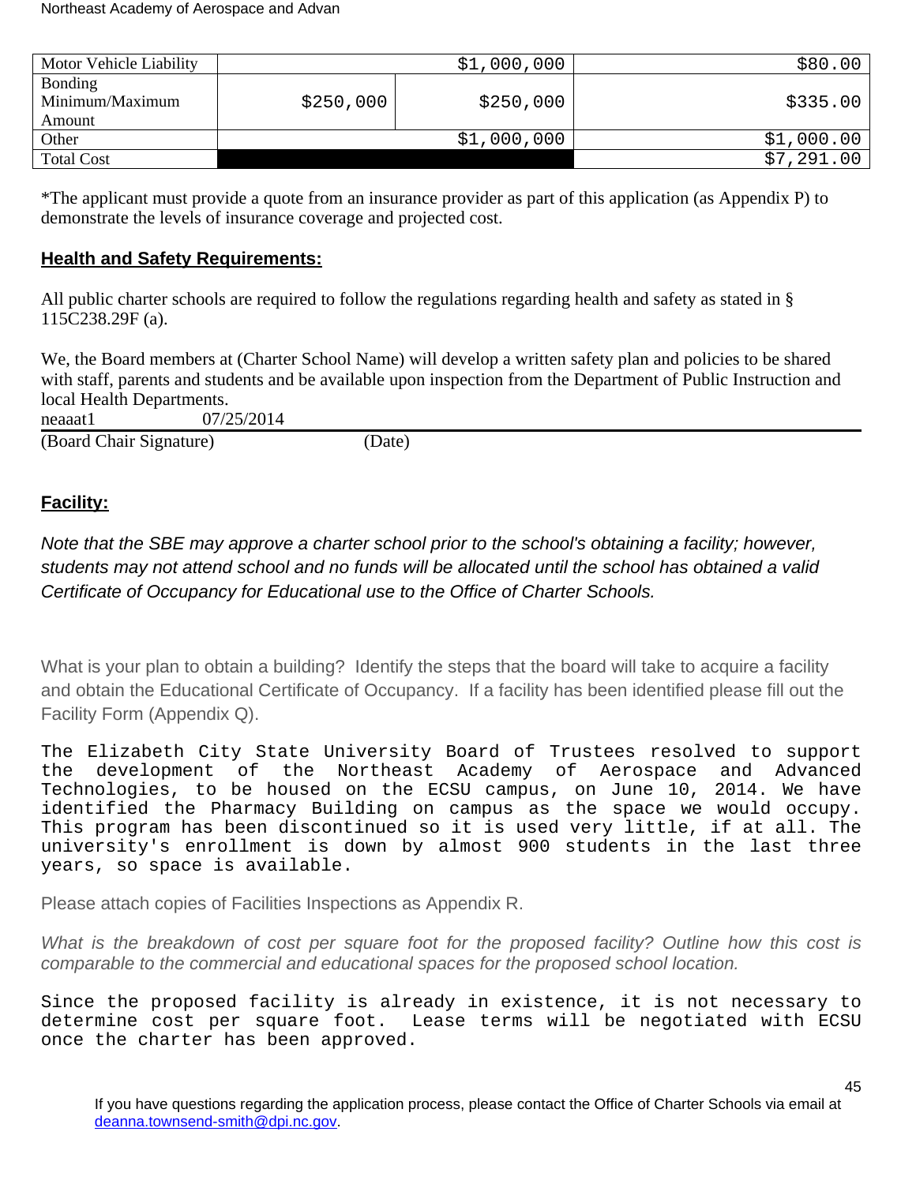| | | | |
|---|---|---|---|
| Motor Vehicle Liability | | $1,000,000 | $80.00 |
| Bonding Minimum/Maximum Amount | $250,000 | $250,000 | $335.00 |
| Other | | $1,000,000 | $1,000.00 |
| Total Cost | | | $7,291.00 |

*The applicant must provide a quote from an insurance provider as part of this application (as Appendix P) to demonstrate the levels of insurance coverage and projected cost.

## Health and Safety Requirements:

All public charter schools are required to follow the regulations regarding health and safety as stated in § 115C238.29F (a).

We, the Board members at (Charter School Name) will develop a written safety plan and policies to be shared with staff, parents and students and be available upon inspection from the Department of Public Instruction and local Health Departments.

neaaat1 07/25/2014

(Board Chair Signature) (Date)

## Facility:

*Note that the SBE may approve a charter school prior to the school's obtaining a facility; however, students may not attend school and no funds will be allocated until the school has obtained a valid Certificate of Occupancy for Educational use to the Office of Charter Schools.*

What is your plan to obtain a building? Identify the steps that the board will take to acquire a facility and obtain the Educational Certificate of Occupancy. If a facility has been identified please fill out the Facility Form (Appendix Q).

The Elizabeth City State University Board of Trustees resolved to support the development of the Northeast Academy of Aerospace and Advanced Technologies, to be housed on the ECSU campus, on June 10, 2014. We have identified the Pharmacy Building on campus as the space we would occupy. This program has been discontinued so it is used very little, if at all. The university's enrollment is down by almost 900 students in the last three years, so space is available.

Please attach copies of Facilities Inspections as Appendix R.

*What is the breakdown of cost per square foot for the proposed facility? Outline how this cost is comparable to the commercial and educational spaces for the proposed school location.*

Since the proposed facility is already in existence, it is not necessary to determine cost per square foot. Lease terms will be negotiated with ECSU once the charter has been approved.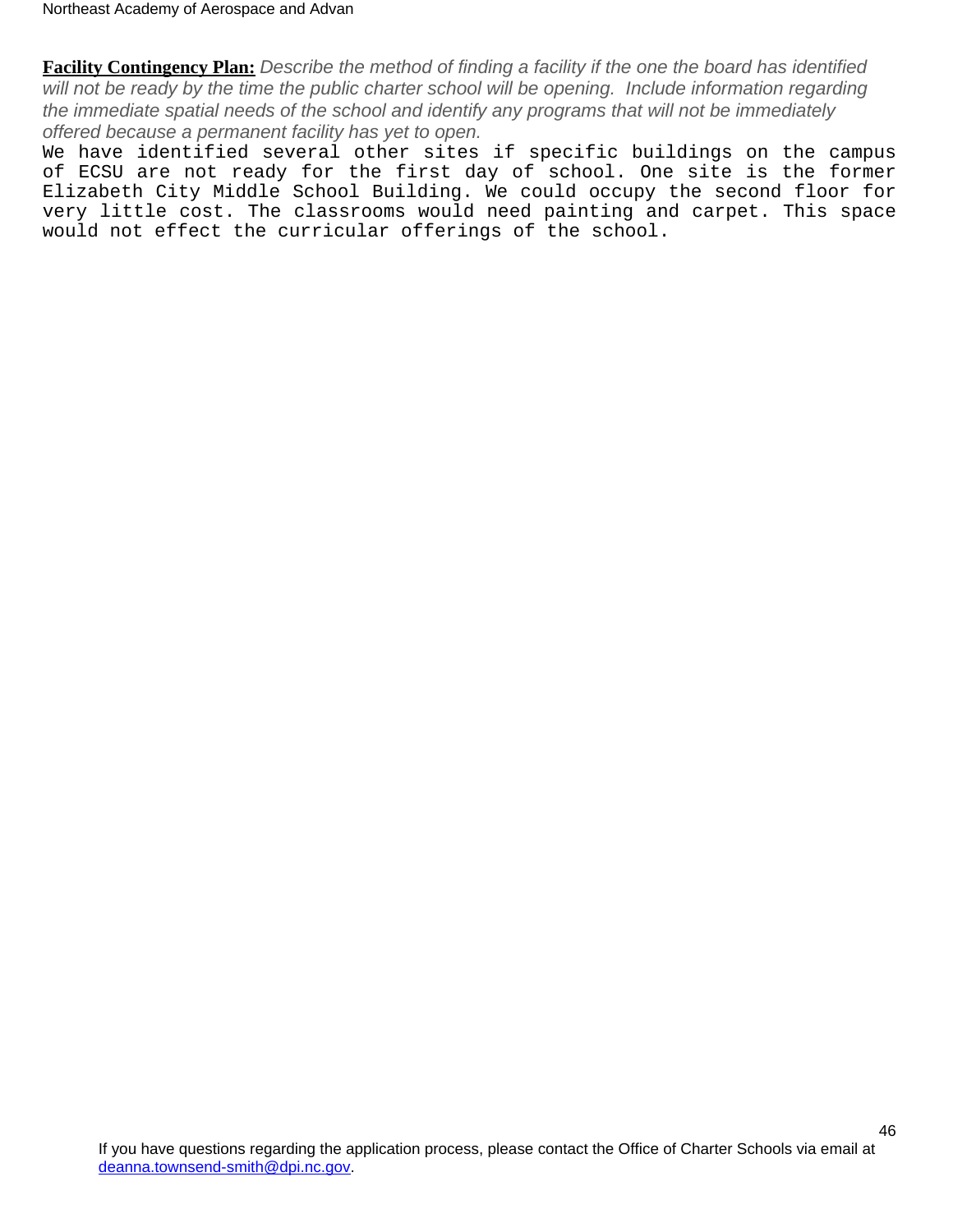**<u>Facility Contingency Plan:</u>** *Describe the method of finding a facility if the one the board has identified will not be ready by the time the public charter school will be opening. Include information regarding the immediate spatial needs of the school and identify any programs that will not be immediately offered because a permanent facility has yet to open.*

We have identified several other sites if specific buildings on the campus of ECSU are not ready for the first day of school. One site is the former Elizabeth City Middle School Building. We could occupy the second floor for very little cost. The classrooms would need painting and carpet. This space would not effect the curricular offerings of the school.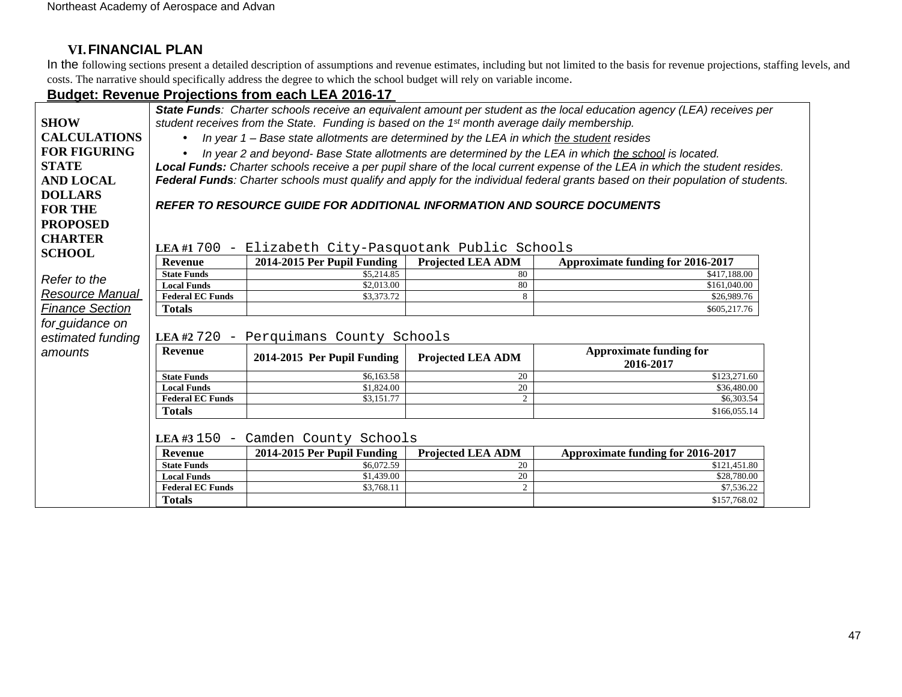## VI. FINANCIAL PLAN

In the following sections present a detailed description of assumptions and revenue estimates, including but not limited to the basis for revenue projections, staffing levels, and costs. The narrative should specifically address the degree to which the school budget will rely on variable income.

**Budget: Revenue Projections from each LEA 2016-17**

**SHOW CALCULATIONS FOR FIGURING STATE AND LOCAL DOLLARS FOR THE PROPOSED CHARTER SCHOOL**

*Refer to the Resource Manual Finance Section for guidance on estimated funding amounts*

***State Funds****: Charter schools receive an equivalent amount per student as the local education agency (LEA) receives per student receives from the State. Funding is based on the 1st month average daily membership.*

- *In year 1 – Base state allotments are determined by the LEA in which the student resides*
- *In year 2 and beyond- Base State allotments are determined by the LEA in which the school is located.*

***Local Funds:*** *Charter schools receive a per pupil share of the local current expense of the LEA in which the student resides.*

***Federal Funds****: Charter schools must qualify and apply for the individual federal grants based on their population of students.*

***REFER TO RESOURCE GUIDE FOR ADDITIONAL INFORMATION AND SOURCE DOCUMENTS***

**LEA #1** 700 - Elizabeth City-Pasquotank Public Schools

| Revenue | 2014-2015 Per Pupil Funding | Projected LEA ADM | Approximate funding for 2016-2017 |
|---|---|---|---|
| State Funds | $5,214.85 | 80 | $417,188.00 |
| Local Funds | $2,013.00 | 80 | $161,040.00 |
| Federal EC Funds | $3,373.72 | 8 | $26,989.76 |
| Totals | | | $605,217.76 |

**LEA #2** 720 - Perquimans County Schools

| Revenue | 2014-2015 Per Pupil Funding | Projected LEA ADM | Approximate funding for 2016-2017 |
|---|---|---|---|
| State Funds | $6,163.58 | 20 | $123,271.60 |
| Local Funds | $1,824.00 | 20 | $36,480.00 |
| Federal EC Funds | $3,151.77 | 2 | $6,303.54 |
| Totals | | | $166,055.14 |

**LEA #3** 150 - Camden County Schools

| Revenue | 2014-2015 Per Pupil Funding | Projected LEA ADM | Approximate funding for 2016-2017 |
|---|---|---|---|
| State Funds | $6,072.59 | 20 | $121,451.80 |
| Local Funds | $1,439.00 | 20 | $28,780.00 |
| Federal EC Funds | $3,768.11 | 2 | $7,536.22 |
| Totals | | | $157,768.02 |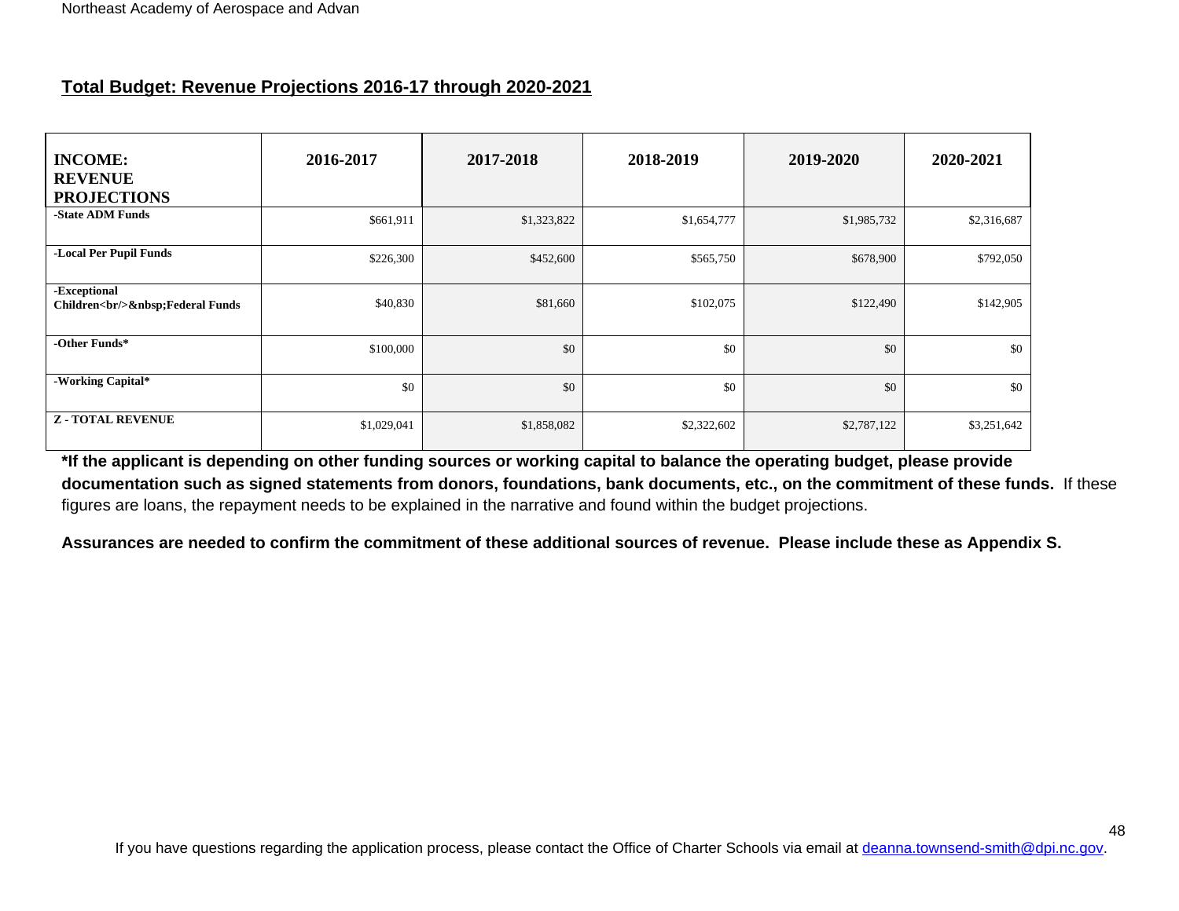## Total Budget: Revenue Projections 2016-17 through 2020-2021

| INCOME: REVENUE PROJECTIONS | 2016-2017 | 2017-2018 | 2018-2019 | 2019-2020 | 2020-2021 |
|---|---|---|---|---|---|
| -State ADM Funds | $661,911 | $1,323,822 | $1,654,777 | $1,985,732 | $2,316,687 |
| -Local Per Pupil Funds | $226,300 | $452,600 | $565,750 | $678,900 | $792,050 |
| -Exceptional Children<br/>&nbsp;Federal Funds | $40,830 | $81,660 | $102,075 | $122,490 | $142,905 |
| -Other Funds* | $100,000 | $0 | $0 | $0 | $0 |
| -Working Capital* | $0 | $0 | $0 | $0 | $0 |
| Z - TOTAL REVENUE | $1,029,041 | $1,858,082 | $2,322,602 | $2,787,122 | $3,251,642 |

**\*If the applicant is depending on other funding sources or working capital to balance the operating budget, please provide documentation such as signed statements from donors, foundations, bank documents, etc., on the commitment of these funds.** If these figures are loans, the repayment needs to be explained in the narrative and found within the budget projections.

**Assurances are needed to confirm the commitment of these additional sources of revenue. Please include these as Appendix S.**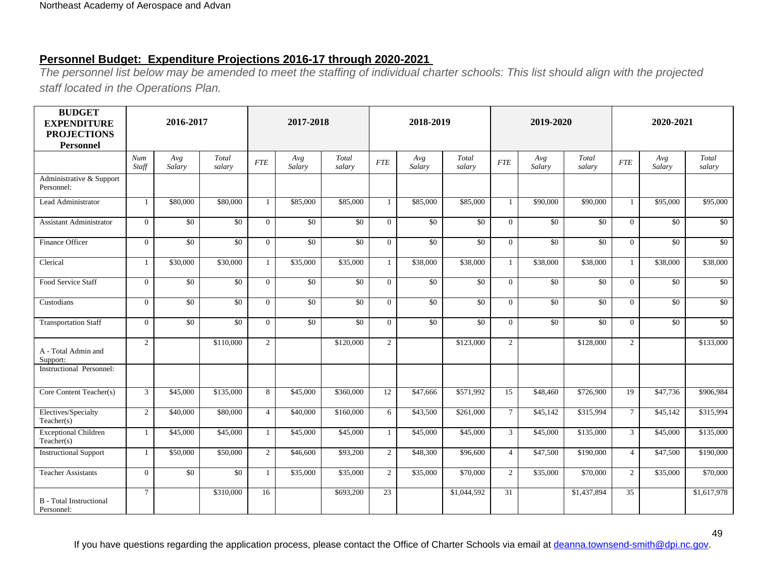## Personnel Budget: Expenditure Projections 2016-17 through 2020-2021

*The personnel list below may be amended to meet the staffing of individual charter schools: This list should align with the projected staff located in the Operations Plan.*

| BUDGET EXPENDITURE PROJECTIONS Personnel | 2016-2017 | | | 2017-2018 | | | 2018-2019 | | | 2019-2020 | | | 2020-2021 | | |
|---|---|---|---|---|---|---|---|---|---|---|---|---|---|---|---|
| | *Num Staff* | *Avg Salary* | *Total salary* | *FTE* | *Avg Salary* | *Total salary* | *FTE* | *Avg Salary* | *Total salary* | *FTE* | *Avg Salary* | *Total salary* | *FTE* | *Avg Salary* | *Total salary* |
| Administrative & Support Personnel: | | | | | | | | | | | | | | | |
| Lead Administrator | 1 | $80,000 | $80,000 | 1 | $85,000 | $85,000 | 1 | $85,000 | $85,000 | 1 | $90,000 | $90,000 | 1 | $95,000 | $95,000 |
| Assistant Administrator | 0 | $0 | $0 | 0 | $0 | $0 | 0 | $0 | $0 | 0 | $0 | $0 | 0 | $0 | $0 |
| Finance Officer | 0 | $0 | $0 | 0 | $0 | $0 | 0 | $0 | $0 | 0 | $0 | $0 | 0 | $0 | $0 |
| Clerical | 1 | $30,000 | $30,000 | 1 | $35,000 | $35,000 | 1 | $38,000 | $38,000 | 1 | $38,000 | $38,000 | 1 | $38,000 | $38,000 |
| Food Service Staff | 0 | $0 | $0 | 0 | $0 | $0 | 0 | $0 | $0 | 0 | $0 | $0 | 0 | $0 | $0 |
| Custodians | 0 | $0 | $0 | 0 | $0 | $0 | 0 | $0 | $0 | 0 | $0 | $0 | 0 | $0 | $0 |
| Transportation Staff | 0 | $0 | $0 | 0 | $0 | $0 | 0 | $0 | $0 | 0 | $0 | $0 | 0 | $0 | $0 |
| A - Total Admin and Support: | 2 | | $110,000 | 2 | | $120,000 | 2 | | $123,000 | 2 | | $128,000 | 2 | | $133,000 |
| Instructional Personnel: | | | | | | | | | | | | | | | |
| Core Content Teacher(s) | 3 | $45,000 | $135,000 | 8 | $45,000 | $360,000 | 12 | $47,666 | $571,992 | 15 | $48,460 | $726,900 | 19 | $47,736 | $906,984 |
| Electives/Specialty Teacher(s) | 2 | $40,000 | $80,000 | 4 | $40,000 | $160,000 | 6 | $43,500 | $261,000 | 7 | $45,142 | $315,994 | 7 | $45,142 | $315,994 |
| Exceptional Children Teacher(s) | 1 | $45,000 | $45,000 | 1 | $45,000 | $45,000 | 1 | $45,000 | $45,000 | 3 | $45,000 | $135,000 | 3 | $45,000 | $135,000 |
| Instructional Support | 1 | $50,000 | $50,000 | 2 | $46,600 | $93,200 | 2 | $48,300 | $96,600 | 4 | $47,500 | $190,000 | 4 | $47,500 | $190,000 |
| Teacher Assistants | 0 | $0 | $0 | 1 | $35,000 | $35,000 | 2 | $35,000 | $70,000 | 2 | $35,000 | $70,000 | 2 | $35,000 | $70,000 |
| B - Total Instructional Personnel: | 7 | | $310,000 | 16 | | $693,200 | 23 | | $1,044,592 | 31 | | $1,437,894 | 35 | | $1,617,978 |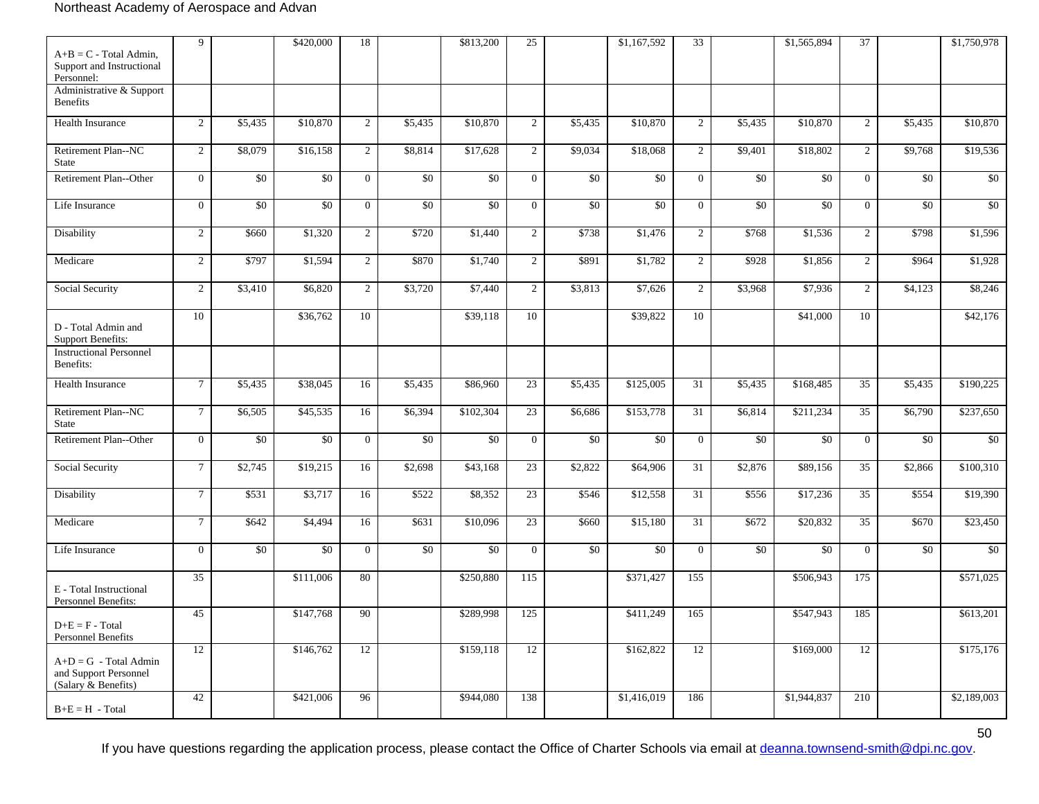| | | | | | | | | | | | | | | | |
|---|---|---|---|---|---|---|---|---|---|---|---|---|---|---|---|
| A+B = C - Total Admin, Support and Instructional Personnel: | 9 | | $420,000 | 18 | | $813,200 | 25 | | $1,167,592 | 33 | | $1,565,894 | 37 | | $1,750,978 |
| Administrative & Support Benefits | | | | | | | | | | | | | | | |
| Health Insurance | 2 | $5,435 | $10,870 | 2 | $5,435 | $10,870 | 2 | $5,435 | $10,870 | 2 | $5,435 | $10,870 | 2 | $5,435 | $10,870 |
| Retirement Plan--NC State | 2 | $8,079 | $16,158 | 2 | $8,814 | $17,628 | 2 | $9,034 | $18,068 | 2 | $9,401 | $18,802 | 2 | $9,768 | $19,536 |
| Retirement Plan--Other | 0 | $0 | $0 | 0 | $0 | $0 | 0 | $0 | $0 | 0 | $0 | $0 | 0 | $0 | $0 |
| Life Insurance | 0 | $0 | $0 | 0 | $0 | $0 | 0 | $0 | $0 | 0 | $0 | $0 | 0 | $0 | $0 |
| Disability | 2 | $660 | $1,320 | 2 | $720 | $1,440 | 2 | $738 | $1,476 | 2 | $768 | $1,536 | 2 | $798 | $1,596 |
| Medicare | 2 | $797 | $1,594 | 2 | $870 | $1,740 | 2 | $891 | $1,782 | 2 | $928 | $1,856 | 2 | $964 | $1,928 |
| Social Security | 2 | $3,410 | $6,820 | 2 | $3,720 | $7,440 | 2 | $3,813 | $7,626 | 2 | $3,968 | $7,936 | 2 | $4,123 | $8,246 |
| D - Total Admin and Support Benefits: | 10 | | $36,762 | 10 | | $39,118 | 10 | | $39,822 | 10 | | $41,000 | 10 | | $42,176 |
| Instructional Personnel Benefits: | | | | | | | | | | | | | | | |
| Health Insurance | 7 | $5,435 | $38,045 | 16 | $5,435 | $86,960 | 23 | $5,435 | $125,005 | 31 | $5,435 | $168,485 | 35 | $5,435 | $190,225 |
| Retirement Plan--NC State | 7 | $6,505 | $45,535 | 16 | $6,394 | $102,304 | 23 | $6,686 | $153,778 | 31 | $6,814 | $211,234 | 35 | $6,790 | $237,650 |
| Retirement Plan--Other | 0 | $0 | $0 | 0 | $0 | $0 | 0 | $0 | $0 | 0 | $0 | $0 | 0 | $0 | $0 |
| Social Security | 7 | $2,745 | $19,215 | 16 | $2,698 | $43,168 | 23 | $2,822 | $64,906 | 31 | $2,876 | $89,156 | 35 | $2,866 | $100,310 |
| Disability | 7 | $531 | $3,717 | 16 | $522 | $8,352 | 23 | $546 | $12,558 | 31 | $556 | $17,236 | 35 | $554 | $19,390 |
| Medicare | 7 | $642 | $4,494 | 16 | $631 | $10,096 | 23 | $660 | $15,180 | 31 | $672 | $20,832 | 35 | $670 | $23,450 |
| Life Insurance | 0 | $0 | $0 | 0 | $0 | $0 | 0 | $0 | $0 | 0 | $0 | $0 | 0 | $0 | $0 |
| E - Total Instructional Personnel Benefits: | 35 | | $111,006 | 80 | | $250,880 | 115 | | $371,427 | 155 | | $506,943 | 175 | | $571,025 |
| D+E = F - Total Personnel Benefits | 45 | | $147,768 | 90 | | $289,998 | 125 | | $411,249 | 165 | | $547,943 | 185 | | $613,201 |
| A+D = G - Total Admin and Support Personnel (Salary & Benefits) | 12 | | $146,762 | 12 | | $159,118 | 12 | | $162,822 | 12 | | $169,000 | 12 | | $175,176 |
| B+E = H - Total | 42 | | $421,006 | 96 | | $944,080 | 138 | | $1,416,019 | 186 | | $1,944,837 | 210 | | $2,189,003 |

If you have questions regarding the application process, please contact the Office of Charter Schools via email at deanna.townsend-smith@dpi.nc.gov.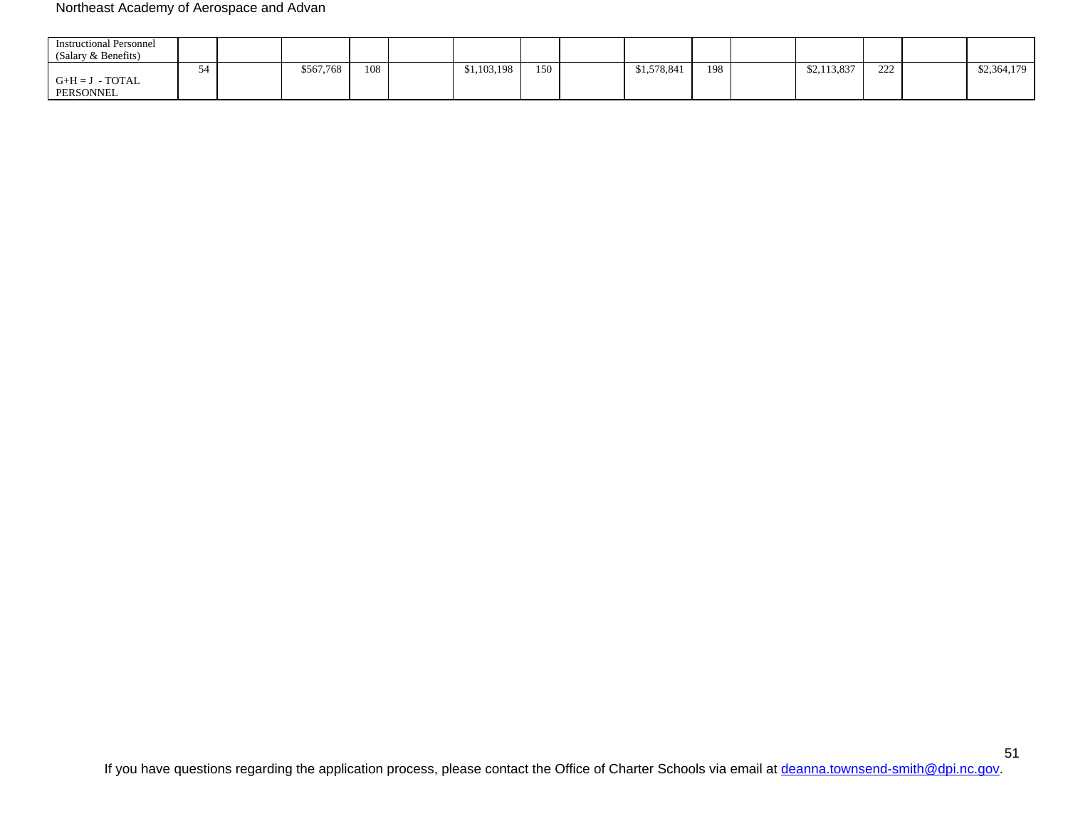| Instructional Personnel (Salary & Benefits) | | | | | | | | | | | | | | | |
|---|---|---|---|---|---|---|---|---|---|---|---|---|---|---|---|
| G+H = J - TOTAL PERSONNEL | 54 | | $567,768 | 108 | | $1,103,198 | 150 | | $1,578,841 | 198 | | $2,113,837 | 222 | | $2,364,179 |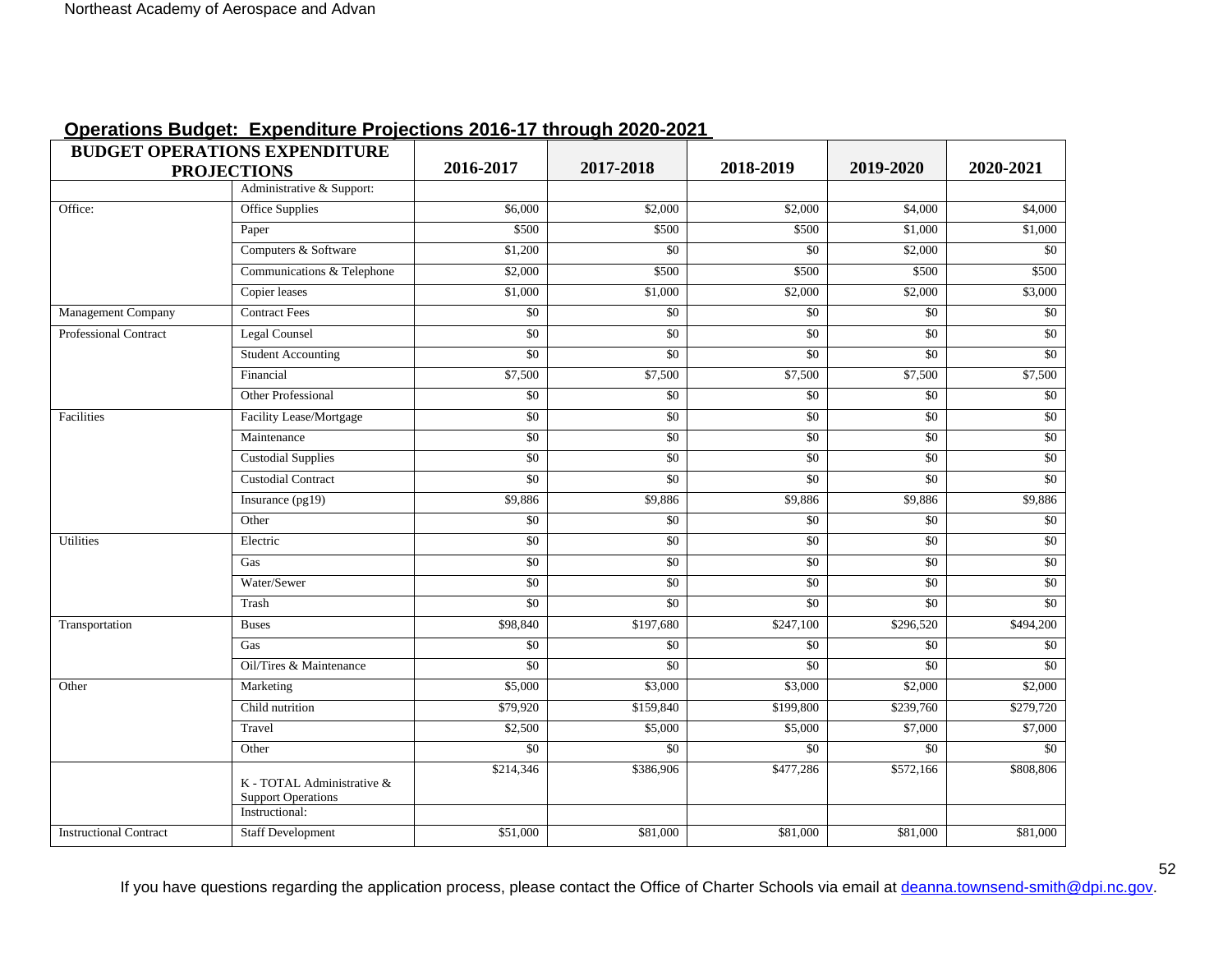## Operations Budget: Expenditure Projections 2016-17 through 2020-2021

| BUDGET OPERATIONS EXPENDITURE PROJECTIONS | | 2016-2017 | 2017-2018 | 2018-2019 | 2019-2020 | 2020-2021 |
|---|---|---|---|---|---|---|
| | Administrative & Support: | | | | | |
| Office: | Office Supplies | $6,000 | $2,000 | $2,000 | $4,000 | $4,000 |
| | Paper | $500 | $500 | $500 | $1,000 | $1,000 |
| | Computers & Software | $1,200 | $0 | $0 | $2,000 | $0 |
| | Communications & Telephone | $2,000 | $500 | $500 | $500 | $500 |
| | Copier leases | $1,000 | $1,000 | $2,000 | $2,000 | $3,000 |
| Management Company | Contract Fees | $0 | $0 | $0 | $0 | $0 |
| Professional Contract | Legal Counsel | $0 | $0 | $0 | $0 | $0 |
| | Student Accounting | $0 | $0 | $0 | $0 | $0 |
| | Financial | $7,500 | $7,500 | $7,500 | $7,500 | $7,500 |
| | Other Professional | $0 | $0 | $0 | $0 | $0 |
| Facilities | Facility Lease/Mortgage | $0 | $0 | $0 | $0 | $0 |
| | Maintenance | $0 | $0 | $0 | $0 | $0 |
| | Custodial Supplies | $0 | $0 | $0 | $0 | $0 |
| | Custodial Contract | $0 | $0 | $0 | $0 | $0 |
| | Insurance (pg19) | $9,886 | $9,886 | $9,886 | $9,886 | $9,886 |
| | Other | $0 | $0 | $0 | $0 | $0 |
| Utilities | Electric | $0 | $0 | $0 | $0 | $0 |
| | Gas | $0 | $0 | $0 | $0 | $0 |
| | Water/Sewer | $0 | $0 | $0 | $0 | $0 |
| | Trash | $0 | $0 | $0 | $0 | $0 |
| Transportation | Buses | $98,840 | $197,680 | $247,100 | $296,520 | $494,200 |
| | Gas | $0 | $0 | $0 | $0 | $0 |
| | Oil/Tires & Maintenance | $0 | $0 | $0 | $0 | $0 |
| Other | Marketing | $5,000 | $3,000 | $3,000 | $2,000 | $2,000 |
| | Child nutrition | $79,920 | $159,840 | $199,800 | $239,760 | $279,720 |
| | Travel | $2,500 | $5,000 | $5,000 | $7,000 | $7,000 |
| | Other | $0 | $0 | $0 | $0 | $0 |
| | K - TOTAL Administrative & Support Operations | $214,346 | $386,906 | $477,286 | $572,166 | $808,806 |
| | Instructional: | | | | | |
| Instructional Contract | Staff Development | $51,000 | $81,000 | $81,000 | $81,000 | $81,000 |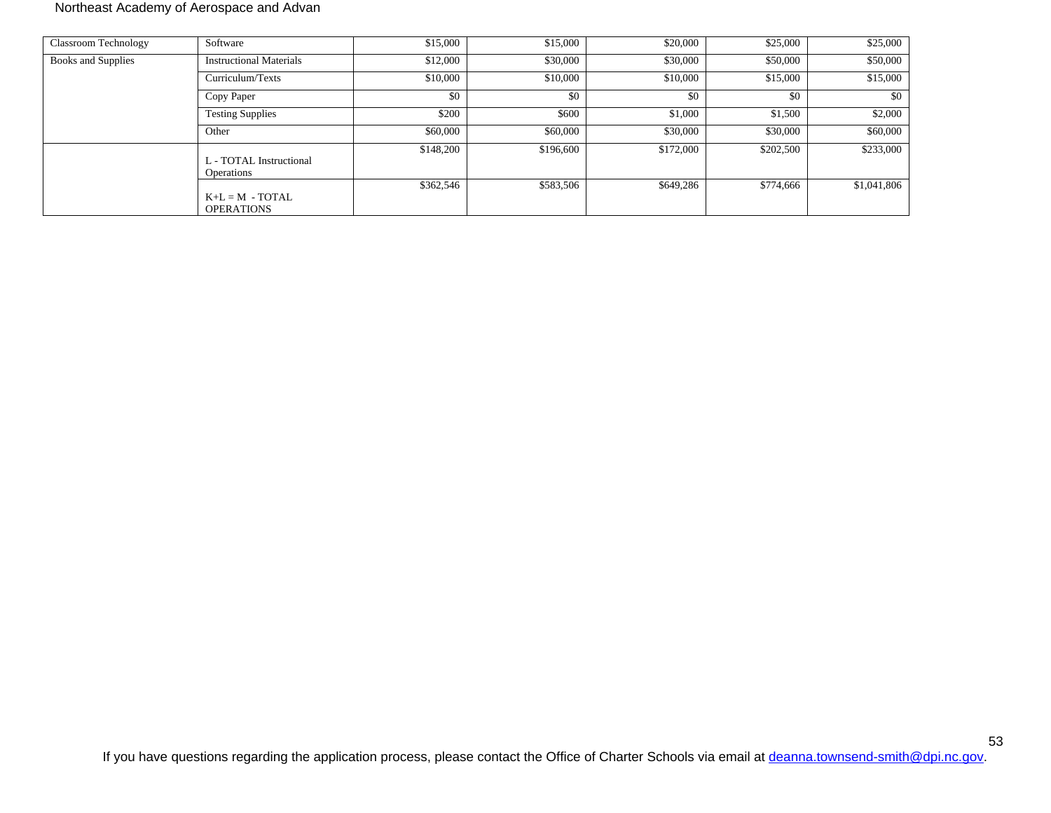| | | | | | | |
|---|---|---|---|---|---|---|
| Classroom Technology | Software | $15,000 | $15,000 | $20,000 | $25,000 | $25,000 |
| Books and Supplies | Instructional Materials | $12,000 | $30,000 | $30,000 | $50,000 | $50,000 |
| | Curriculum/Texts | $10,000 | $10,000 | $10,000 | $15,000 | $15,000 |
| | Copy Paper | $0 | $0 | $0 | $0 | $0 |
| | Testing Supplies | $200 | $600 | $1,000 | $1,500 | $2,000 |
| | Other | $60,000 | $60,000 | $30,000 | $30,000 | $60,000 |
| | L - TOTAL Instructional Operations | $148,200 | $196,600 | $172,000 | $202,500 | $233,000 |
| | K+L = M - TOTAL OPERATIONS | $362,546 | $583,506 | $649,286 | $774,666 | $1,041,806 |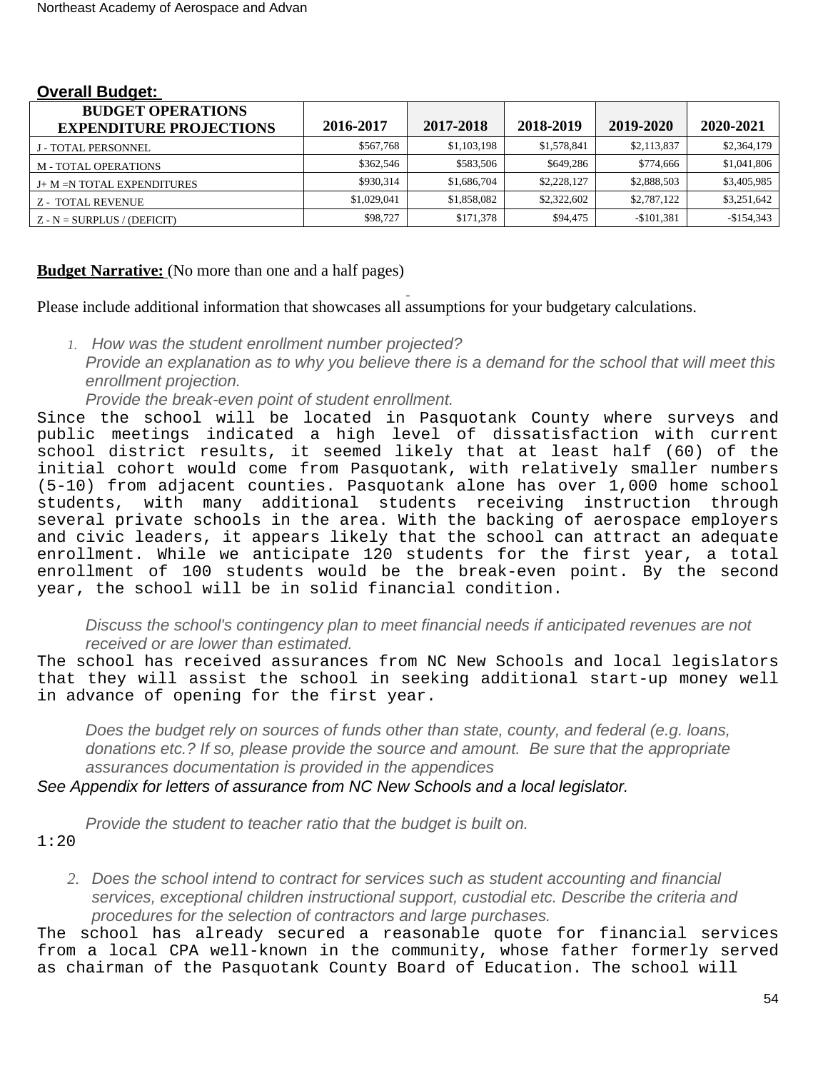**Overall Budget:**

| BUDGET OPERATIONS EXPENDITURE PROJECTIONS | 2016-2017 | 2017-2018 | 2018-2019 | 2019-2020 | 2020-2021 |
|---|---|---|---|---|---|
| J - TOTAL PERSONNEL | $567,768 | $1,103,198 | $1,578,841 | $2,113,837 | $2,364,179 |
| M - TOTAL OPERATIONS | $362,546 | $583,506 | $649,286 | $774,666 | $1,041,806 |
| J+ M =N TOTAL EXPENDITURES | $930,314 | $1,686,704 | $2,228,127 | $2,888,503 | $3,405,985 |
| Z - TOTAL REVENUE | $1,029,041 | $1,858,082 | $2,322,602 | $2,787,122 | $3,251,642 |
| Z - N = SURPLUS / (DEFICIT) | $98,727 | $171,378 | $94,475 | -$101,381 | -$154,343 |

**Budget Narrative:** (No more than one and a half pages)

Please include additional information that showcases all assumptions for your budgetary calculations.

1. *How was the student enrollment number projected?*
   *Provide an explanation as to why you believe there is a demand for the school that will meet this enrollment projection.*
   *Provide the break-even point of student enrollment.*

Since the school will be located in Pasquotank County where surveys and public meetings indicated a high level of dissatisfaction with current school district results, it seemed likely that at least half (60) of the initial cohort would come from Pasquotank, with relatively smaller numbers (5-10) from adjacent counties. Pasquotank alone has over 1,000 home school students, with many additional students receiving instruction through several private schools in the area. With the backing of aerospace employers and civic leaders, it appears likely that the school can attract an adequate enrollment. While we anticipate 120 students for the first year, a total enrollment of 100 students would be the break-even point. By the second year, the school will be in solid financial condition.

*Discuss the school's contingency plan to meet financial needs if anticipated revenues are not received or are lower than estimated.*

The school has received assurances from NC New Schools and local legislators that they will assist the school in seeking additional start-up money well in advance of opening for the first year.

*Does the budget rely on sources of funds other than state, county, and federal (e.g. loans, donations etc.? If so, please provide the source and amount. Be sure that the appropriate assurances documentation is provided in the appendices*

*See Appendix for letters of assurance from NC New Schools and a local legislator.*

*Provide the student to teacher ratio that the budget is built on.*

1:20

2. *Does the school intend to contract for services such as student accounting and financial services, exceptional children instructional support, custodial etc. Describe the criteria and procedures for the selection of contractors and large purchases.*

The school has already secured a reasonable quote for financial services from a local CPA well-known in the community, whose father formerly served as chairman of the Pasquotank County Board of Education. The school will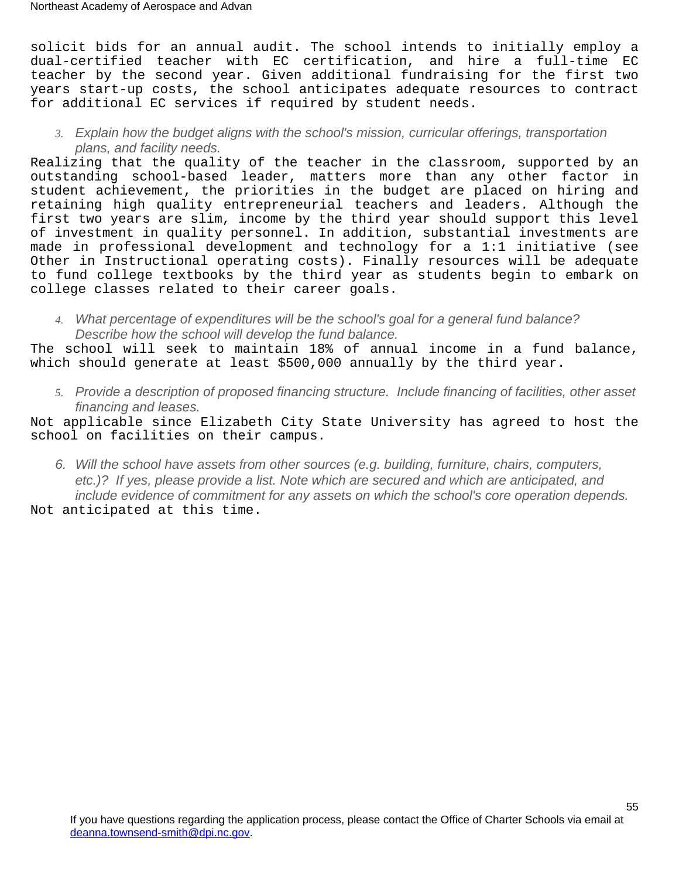solicit bids for an annual audit. The school intends to initially employ a dual-certified teacher with EC certification, and hire a full-time EC teacher by the second year. Given additional fundraising for the first two years start-up costs, the school anticipates adequate resources to contract for additional EC services if required by student needs.

3. *Explain how the budget aligns with the school's mission, curricular offerings, transportation plans, and facility needs.*

Realizing that the quality of the teacher in the classroom, supported by an outstanding school-based leader, matters more than any other factor in student achievement, the priorities in the budget are placed on hiring and retaining high quality entrepreneurial teachers and leaders. Although the first two years are slim, income by the third year should support this level of investment in quality personnel. In addition, substantial investments are made in professional development and technology for a 1:1 initiative (see Other in Instructional operating costs). Finally resources will be adequate to fund college textbooks by the third year as students begin to embark on college classes related to their career goals.

4. *What percentage of expenditures will be the school's goal for a general fund balance? Describe how the school will develop the fund balance.*

The school will seek to maintain 18% of annual income in a fund balance, which should generate at least $500,000 annually by the third year.

5. *Provide a description of proposed financing structure. Include financing of facilities, other asset financing and leases.*

Not applicable since Elizabeth City State University has agreed to host the school on facilities on their campus.

6. *Will the school have assets from other sources (e.g. building, furniture, chairs, computers, etc.)? If yes, please provide a list. Note which are secured and which are anticipated, and include evidence of commitment for any assets on which the school's core operation depends.*

Not anticipated at this time.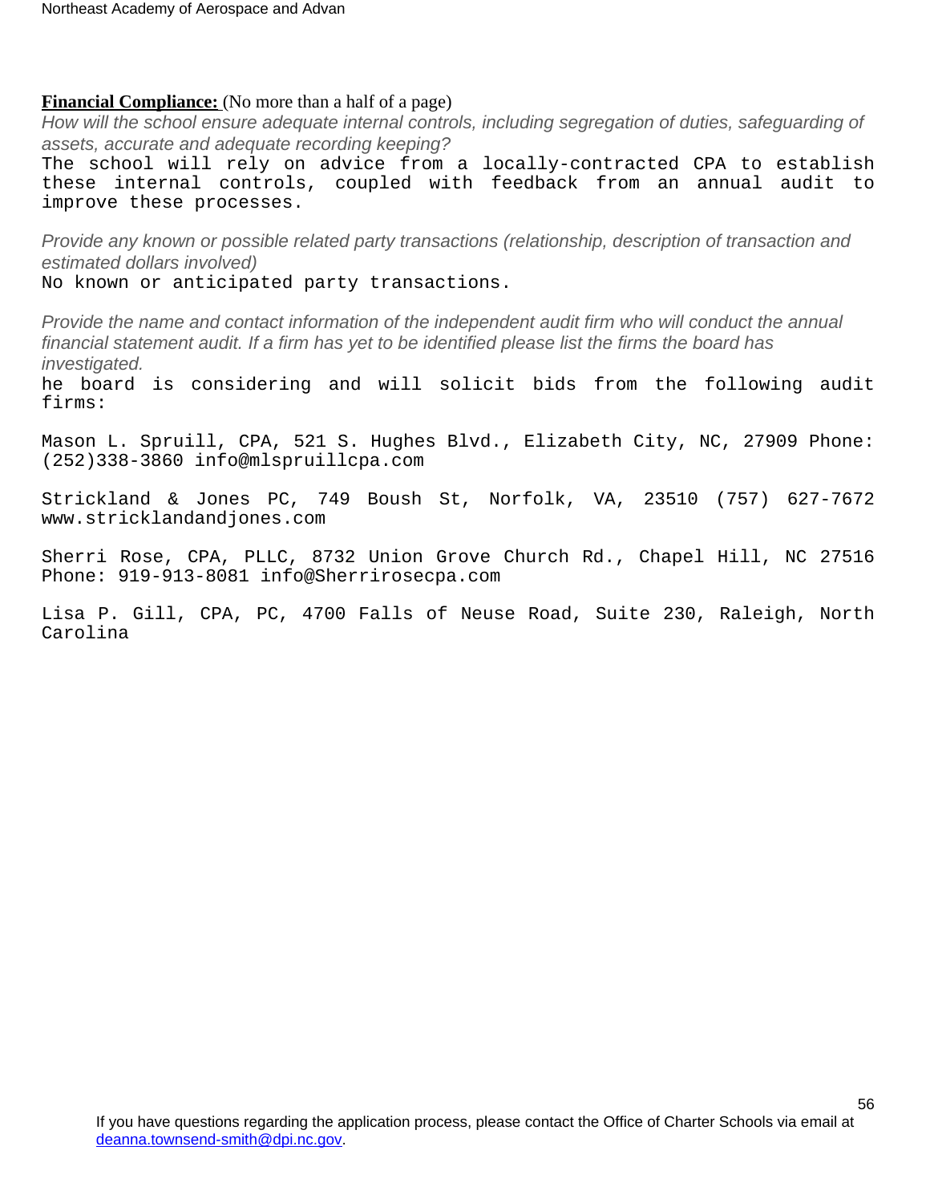**Financial Compliance:** (No more than a half of a page)

*How will the school ensure adequate internal controls, including segregation of duties, safeguarding of assets, accurate and adequate recording keeping?*

The school will rely on advice from a locally-contracted CPA to establish these internal controls, coupled with feedback from an annual audit to improve these processes.

*Provide any known or possible related party transactions (relationship, description of transaction and estimated dollars involved)*

No known or anticipated party transactions.

*Provide the name and contact information of the independent audit firm who will conduct the annual financial statement audit. If a firm has yet to be identified please list the firms the board has investigated.*

he board is considering and will solicit bids from the following audit firms:

Mason L. Spruill, CPA, 521 S. Hughes Blvd., Elizabeth City, NC, 27909 Phone: (252)338-3860 info@mlspruillcpa.com

Strickland & Jones PC, 749 Boush St, Norfolk, VA, 23510 (757) 627-7672 www.stricklandandjones.com

Sherri Rose, CPA, PLLC, 8732 Union Grove Church Rd., Chapel Hill, NC 27516 Phone: 919-913-8081 info@Sherrirosecpa.com

Lisa P. Gill, CPA, PC, 4700 Falls of Neuse Road, Suite 230, Raleigh, North Carolina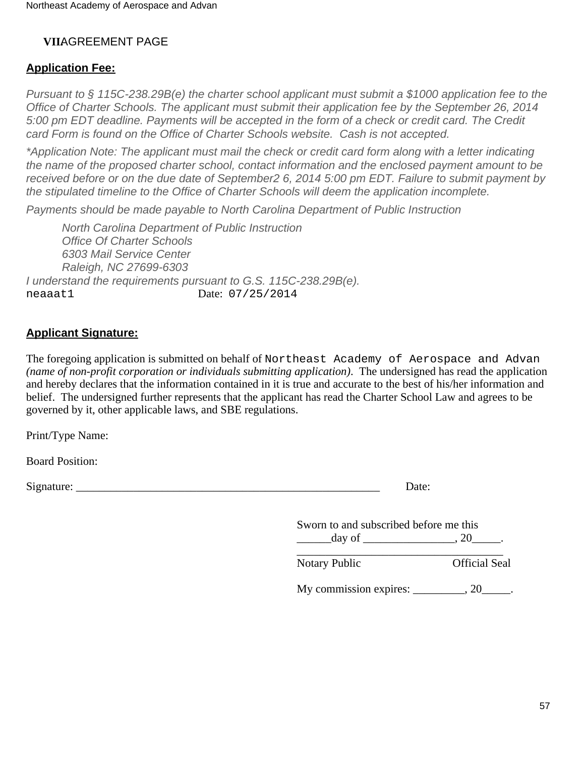## VII AGREEMENT PAGE

**Application Fee:**

*Pursuant to § 115C-238.29B(e) the charter school applicant must submit a $1000 application fee to the Office of Charter Schools. The applicant must submit their application fee by the September 26, 2014 5:00 pm EDT deadline. Payments will be accepted in the form of a check or credit card. The Credit card Form is found on the Office of Charter Schools website. Cash is not accepted.*

*\*Application Note: The applicant must mail the check or credit card form along with a letter indicating the name of the proposed charter school, contact information and the enclosed payment amount to be received before or on the due date of September2 6, 2014 5:00 pm EDT. Failure to submit payment by the stipulated timeline to the Office of Charter Schools will deem the application incomplete.*

*Payments should be made payable to North Carolina Department of Public Instruction*

*North Carolina Department of Public Instruction*
*Office Of Charter Schools*
*6303 Mail Service Center*
*Raleigh, NC 27699-6303*

*I understand the requirements pursuant to G.S. 115C-238.29B(e).*

neaaat1 Date: 07/25/2014

**Applicant Signature:**

The foregoing application is submitted on behalf of Northeast Academy of Aerospace and Advan *(name of non-profit corporation or individuals submitting application)*. The undersigned has read the application and hereby declares that the information contained in it is true and accurate to the best of his/her information and belief. The undersigned further represents that the applicant has read the Charter School Law and agrees to be governed by it, other applicable laws, and SBE regulations.

Print/Type Name:

Board Position:

Signature: _______________________________________________________ Date:

Sworn to and subscribed before me this
______day of ________________, 20_____.
___________________________________
Notary Public Official Seal

My commission expires: _________, 20_____.